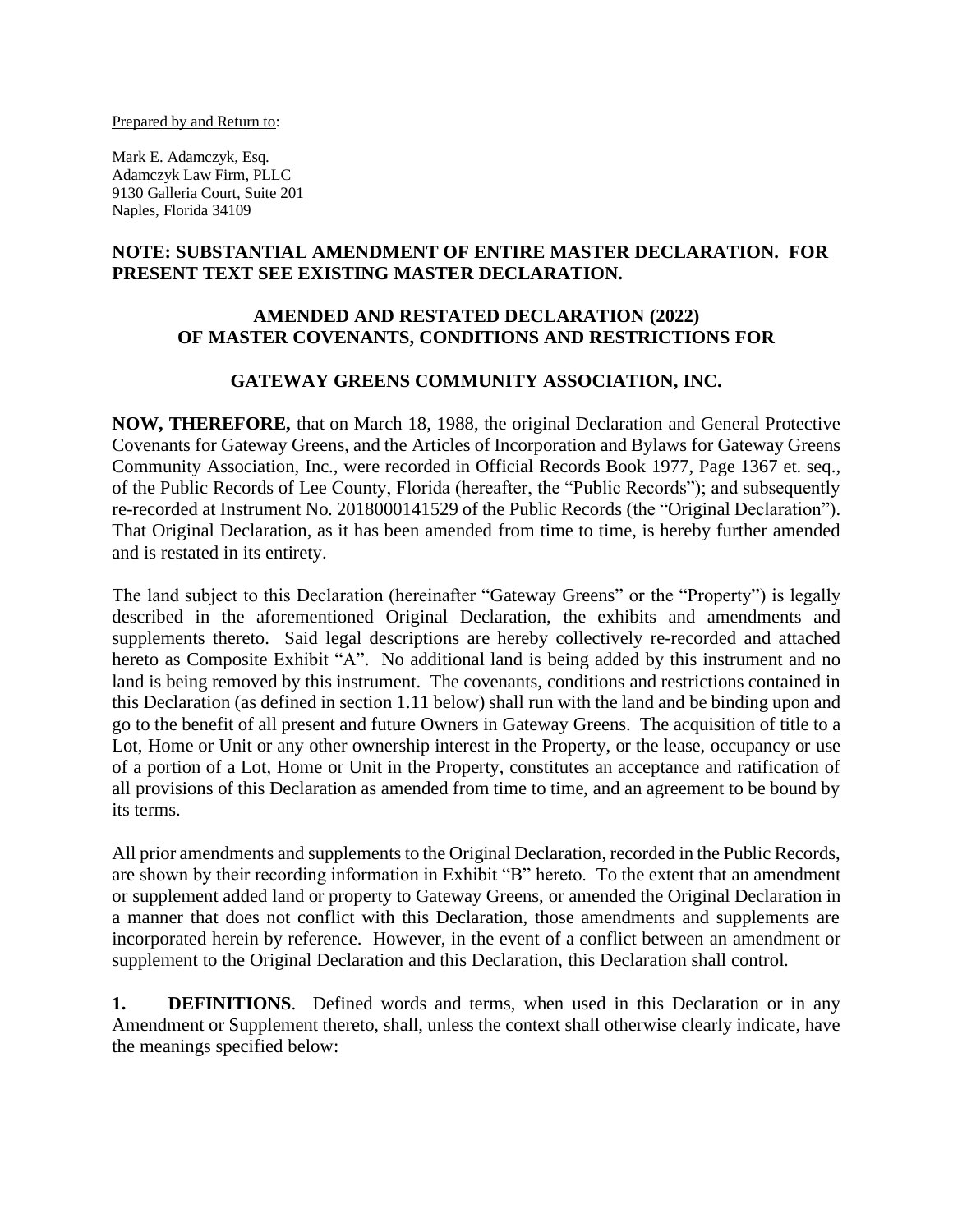<u>Prepared by and Return to</u>:

Mark E. Adamczyk, Esq.
Adamczyk Law Firm, PLLC
9130 Galleria Court, Suite 201
Naples, Florida 34109

**NOTE: SUBSTANTIAL AMENDMENT OF ENTIRE MASTER DECLARATION. FOR PRESENT TEXT SEE EXISTING MASTER DECLARATION.**

# AMENDED AND RESTATED DECLARATION (2022) OF MASTER COVENANTS, CONDITIONS AND RESTRICTIONS FOR

# GATEWAY GREENS COMMUNITY ASSOCIATION, INC.

**NOW, THEREFORE,** that on March 18, 1988, the original Declaration and General Protective Covenants for Gateway Greens, and the Articles of Incorporation and Bylaws for Gateway Greens Community Association, Inc., were recorded in Official Records Book 1977, Page 1367 et. seq., of the Public Records of Lee County, Florida (hereafter, the "Public Records"); and subsequently re-recorded at Instrument No. 2018000141529 of the Public Records (the "Original Declaration"). That Original Declaration, as it has been amended from time to time, is hereby further amended and is restated in its entirety.

The land subject to this Declaration (hereinafter "Gateway Greens" or the "Property") is legally described in the aforementioned Original Declaration, the exhibits and amendments and supplements thereto. Said legal descriptions are hereby collectively re-recorded and attached hereto as Composite Exhibit "A". No additional land is being added by this instrument and no land is being removed by this instrument. The covenants, conditions and restrictions contained in this Declaration (as defined in section 1.11 below) shall run with the land and be binding upon and go to the benefit of all present and future Owners in Gateway Greens. The acquisition of title to a Lot, Home or Unit or any other ownership interest in the Property, or the lease, occupancy or use of a portion of a Lot, Home or Unit in the Property, constitutes an acceptance and ratification of all provisions of this Declaration as amended from time to time, and an agreement to be bound by its terms.

All prior amendments and supplements to the Original Declaration, recorded in the Public Records, are shown by their recording information in Exhibit "B" hereto. To the extent that an amendment or supplement added land or property to Gateway Greens, or amended the Original Declaration in a manner that does not conflict with this Declaration, those amendments and supplements are incorporated herein by reference. However, in the event of a conflict between an amendment or supplement to the Original Declaration and this Declaration, this Declaration shall control.

**1. DEFINITIONS**. Defined words and terms, when used in this Declaration or in any Amendment or Supplement thereto, shall, unless the context shall otherwise clearly indicate, have the meanings specified below: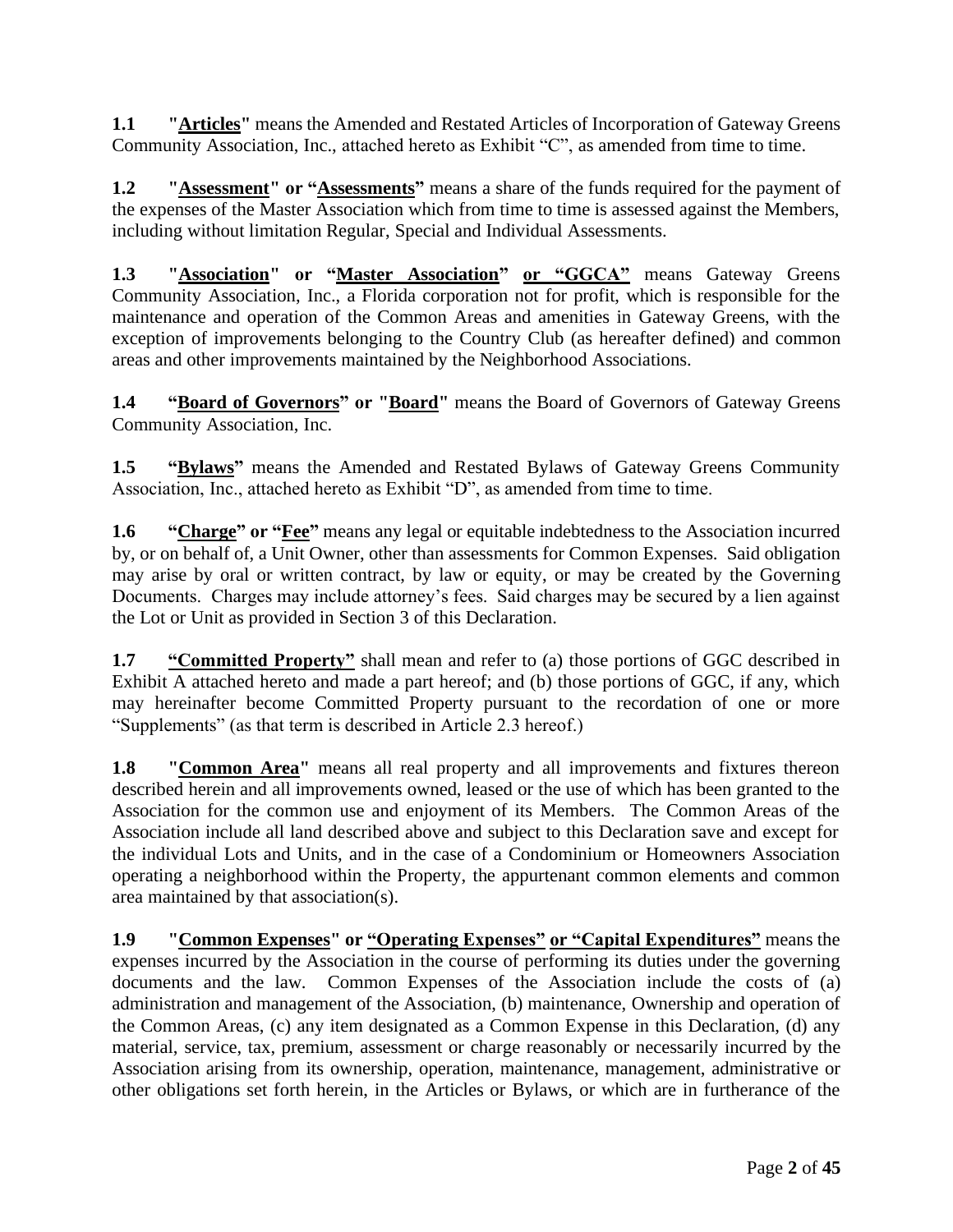**1.1 "Articles"** means the Amended and Restated Articles of Incorporation of Gateway Greens Community Association, Inc., attached hereto as Exhibit "C", as amended from time to time.

**1.2 "Assessment" or "Assessments"** means a share of the funds required for the payment of the expenses of the Master Association which from time to time is assessed against the Members, including without limitation Regular, Special and Individual Assessments.

**1.3 "Association" or "Master Association" or "GGCA"** means Gateway Greens Community Association, Inc., a Florida corporation not for profit, which is responsible for the maintenance and operation of the Common Areas and amenities in Gateway Greens, with the exception of improvements belonging to the Country Club (as hereafter defined) and common areas and other improvements maintained by the Neighborhood Associations.

**1.4 "Board of Governors" or "Board"** means the Board of Governors of Gateway Greens Community Association, Inc.

**1.5 "Bylaws"** means the Amended and Restated Bylaws of Gateway Greens Community Association, Inc., attached hereto as Exhibit "D", as amended from time to time.

**1.6 "Charge" or "Fee"** means any legal or equitable indebtedness to the Association incurred by, or on behalf of, a Unit Owner, other than assessments for Common Expenses. Said obligation may arise by oral or written contract, by law or equity, or may be created by the Governing Documents. Charges may include attorney's fees. Said charges may be secured by a lien against the Lot or Unit as provided in Section 3 of this Declaration.

**1.7 "Committed Property"** shall mean and refer to (a) those portions of GGC described in Exhibit A attached hereto and made a part hereof; and (b) those portions of GGC, if any, which may hereinafter become Committed Property pursuant to the recordation of one or more "Supplements" (as that term is described in Article 2.3 hereof.)

**1.8 "Common Area"** means all real property and all improvements and fixtures thereon described herein and all improvements owned, leased or the use of which has been granted to the Association for the common use and enjoyment of its Members. The Common Areas of the Association include all land described above and subject to this Declaration save and except for the individual Lots and Units, and in the case of a Condominium or Homeowners Association operating a neighborhood within the Property, the appurtenant common elements and common area maintained by that association(s).

**1.9 "Common Expenses" or "Operating Expenses" or "Capital Expenditures"** means the expenses incurred by the Association in the course of performing its duties under the governing documents and the law. Common Expenses of the Association include the costs of (a) administration and management of the Association, (b) maintenance, Ownership and operation of the Common Areas, (c) any item designated as a Common Expense in this Declaration, (d) any material, service, tax, premium, assessment or charge reasonably or necessarily incurred by the Association arising from its ownership, operation, maintenance, management, administrative or other obligations set forth herein, in the Articles or Bylaws, or which are in furtherance of the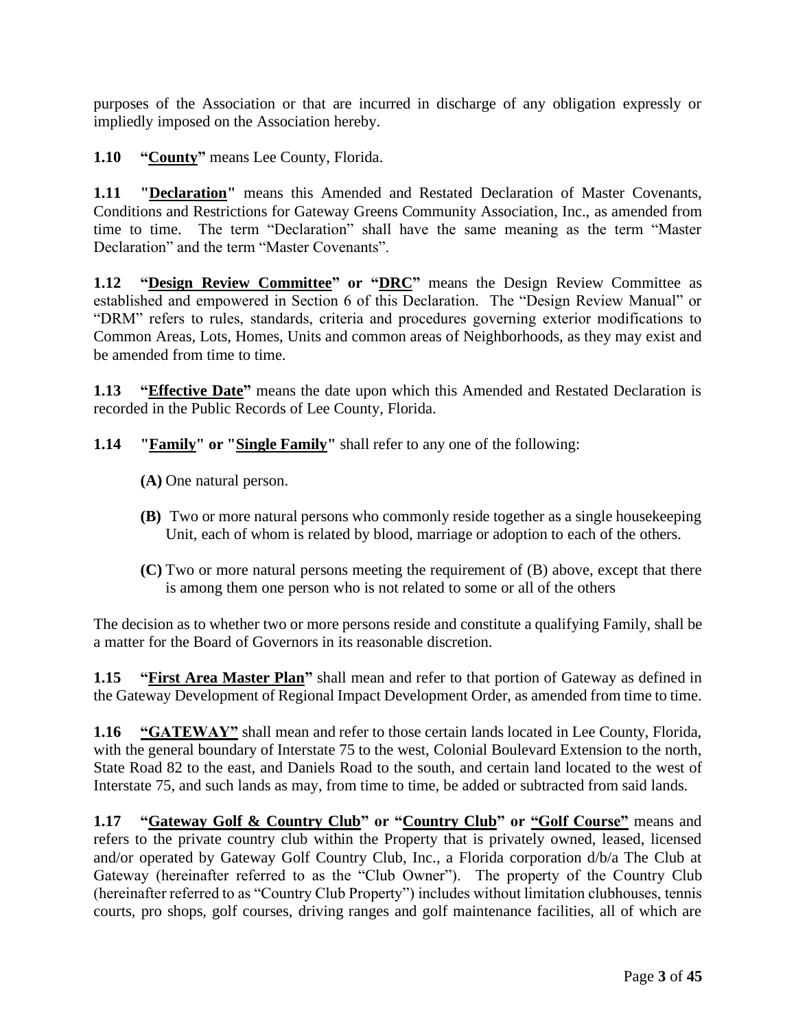purposes of the Association or that are incurred in discharge of any obligation expressly or impliedly imposed on the Association hereby.

**1.10 "County"** means Lee County, Florida.

**1.11 "Declaration"** means this Amended and Restated Declaration of Master Covenants, Conditions and Restrictions for Gateway Greens Community Association, Inc., as amended from time to time. The term "Declaration" shall have the same meaning as the term "Master Declaration" and the term "Master Covenants".

**1.12 "Design Review Committee" or "DRC"** means the Design Review Committee as established and empowered in Section 6 of this Declaration. The "Design Review Manual" or "DRM" refers to rules, standards, criteria and procedures governing exterior modifications to Common Areas, Lots, Homes, Units and common areas of Neighborhoods, as they may exist and be amended from time to time.

**1.13 "Effective Date"** means the date upon which this Amended and Restated Declaration is recorded in the Public Records of Lee County, Florida.

**1.14 "Family" or "Single Family"** shall refer to any one of the following:

- **(A)** One natural person.
- **(B)** Two or more natural persons who commonly reside together as a single housekeeping Unit, each of whom is related by blood, marriage or adoption to each of the others.
- **(C)** Two or more natural persons meeting the requirement of (B) above, except that there is among them one person who is not related to some or all of the others

The decision as to whether two or more persons reside and constitute a qualifying Family, shall be a matter for the Board of Governors in its reasonable discretion.

**1.15 "First Area Master Plan"** shall mean and refer to that portion of Gateway as defined in the Gateway Development of Regional Impact Development Order, as amended from time to time.

**1.16 "GATEWAY"** shall mean and refer to those certain lands located in Lee County, Florida, with the general boundary of Interstate 75 to the west, Colonial Boulevard Extension to the north, State Road 82 to the east, and Daniels Road to the south, and certain land located to the west of Interstate 75, and such lands as may, from time to time, be added or subtracted from said lands.

**1.17 "Gateway Golf & Country Club" or "Country Club" or "Golf Course"** means and refers to the private country club within the Property that is privately owned, leased, licensed and/or operated by Gateway Golf Country Club, Inc., a Florida corporation d/b/a The Club at Gateway (hereinafter referred to as the "Club Owner"). The property of the Country Club (hereinafter referred to as "Country Club Property") includes without limitation clubhouses, tennis courts, pro shops, golf courses, driving ranges and golf maintenance facilities, all of which are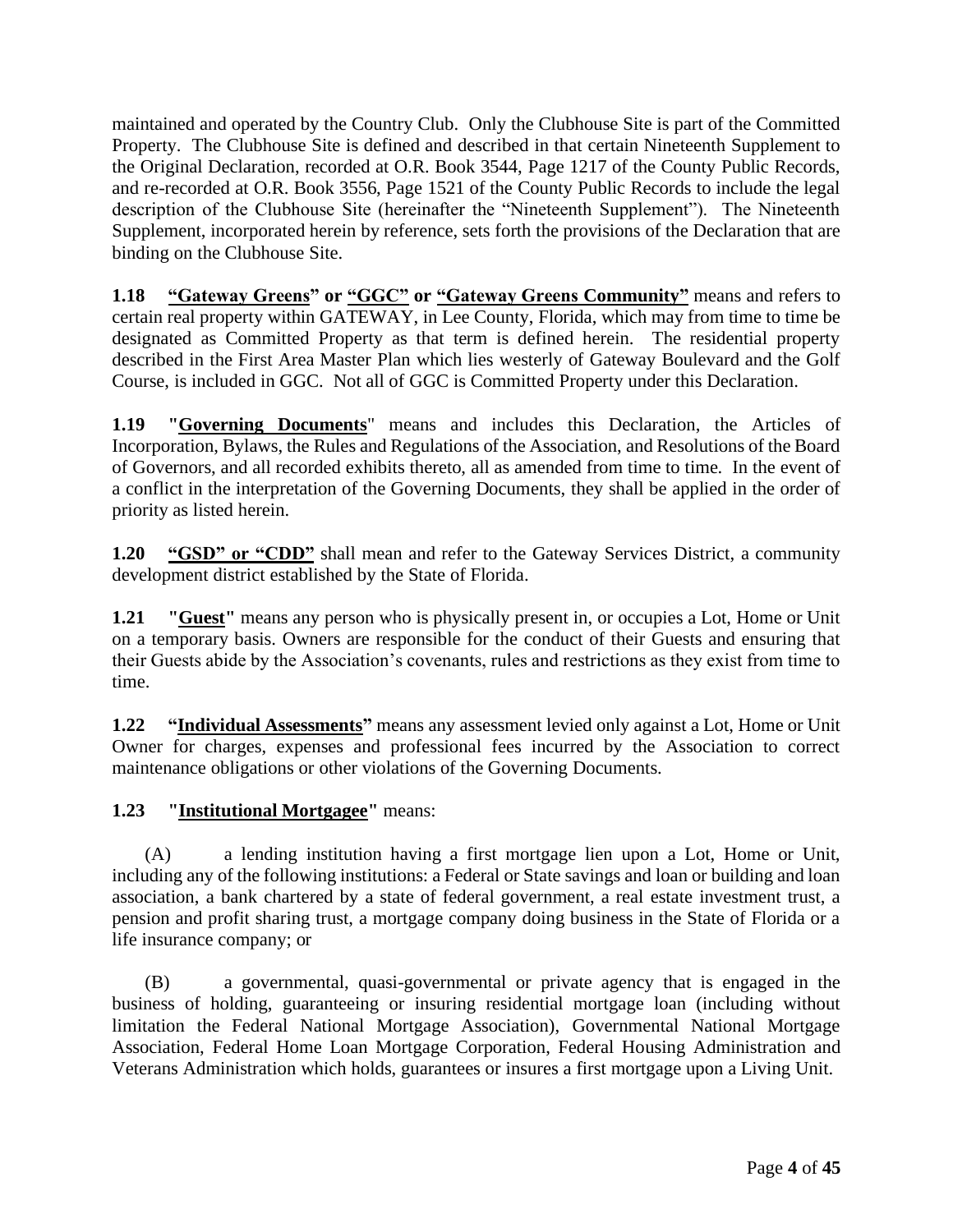maintained and operated by the Country Club. Only the Clubhouse Site is part of the Committed Property. The Clubhouse Site is defined and described in that certain Nineteenth Supplement to the Original Declaration, recorded at O.R. Book 3544, Page 1217 of the County Public Records, and re-recorded at O.R. Book 3556, Page 1521 of the County Public Records to include the legal description of the Clubhouse Site (hereinafter the "Nineteenth Supplement"). The Nineteenth Supplement, incorporated herein by reference, sets forth the provisions of the Declaration that are binding on the Clubhouse Site.

**1.18 "<u>Gateway Greens</u>" or "<u>GGC</u>" or "<u>Gateway Greens Community</u>"** means and refers to certain real property within GATEWAY, in Lee County, Florida, which may from time to time be designated as Committed Property as that term is defined herein. The residential property described in the First Area Master Plan which lies westerly of Gateway Boulevard and the Golf Course, is included in GGC. Not all of GGC is Committed Property under this Declaration.

**1.19 "<u>Governing Documents</u>"** means and includes this Declaration, the Articles of Incorporation, Bylaws, the Rules and Regulations of the Association, and Resolutions of the Board of Governors, and all recorded exhibits thereto, all as amended from time to time. In the event of a conflict in the interpretation of the Governing Documents, they shall be applied in the order of priority as listed herein.

**1.20 "<u>GSD" or "CDD</u>"** shall mean and refer to the Gateway Services District, a community development district established by the State of Florida.

**1.21 "<u>Guest</u>"** means any person who is physically present in, or occupies a Lot, Home or Unit on a temporary basis. Owners are responsible for the conduct of their Guests and ensuring that their Guests abide by the Association's covenants, rules and restrictions as they exist from time to time.

**1.22 "<u>Individual Assessments</u>"** means any assessment levied only against a Lot, Home or Unit Owner for charges, expenses and professional fees incurred by the Association to correct maintenance obligations or other violations of the Governing Documents.

**1.23 "<u>Institutional Mortgagee</u>"** means:

(A) a lending institution having a first mortgage lien upon a Lot, Home or Unit, including any of the following institutions: a Federal or State savings and loan or building and loan association, a bank chartered by a state of federal government, a real estate investment trust, a pension and profit sharing trust, a mortgage company doing business in the State of Florida or a life insurance company; or

(B) a governmental, quasi-governmental or private agency that is engaged in the business of holding, guaranteeing or insuring residential mortgage loan (including without limitation the Federal National Mortgage Association), Governmental National Mortgage Association, Federal Home Loan Mortgage Corporation, Federal Housing Administration and Veterans Administration which holds, guarantees or insures a first mortgage upon a Living Unit.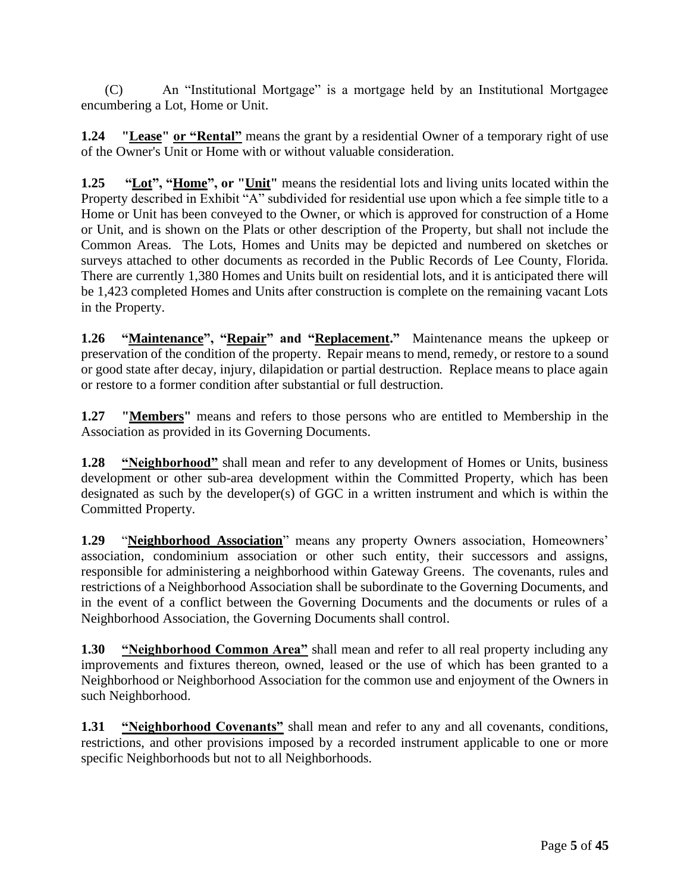(C) An "Institutional Mortgage" is a mortgage held by an Institutional Mortgagee encumbering a Lot, Home or Unit.

**1.24 "Lease" or "Rental"** means the grant by a residential Owner of a temporary right of use of the Owner's Unit or Home with or without valuable consideration.

**1.25 "Lot", "Home", or "Unit"** means the residential lots and living units located within the Property described in Exhibit "A" subdivided for residential use upon which a fee simple title to a Home or Unit has been conveyed to the Owner, or which is approved for construction of a Home or Unit, and is shown on the Plats or other description of the Property, but shall not include the Common Areas. The Lots, Homes and Units may be depicted and numbered on sketches or surveys attached to other documents as recorded in the Public Records of Lee County, Florida. There are currently 1,380 Homes and Units built on residential lots, and it is anticipated there will be 1,423 completed Homes and Units after construction is complete on the remaining vacant Lots in the Property.

**1.26 "Maintenance", "Repair" and "Replacement."** Maintenance means the upkeep or preservation of the condition of the property. Repair means to mend, remedy, or restore to a sound or good state after decay, injury, dilapidation or partial destruction. Replace means to place again or restore to a former condition after substantial or full destruction.

**1.27 "Members"** means and refers to those persons who are entitled to Membership in the Association as provided in its Governing Documents.

**1.28 "Neighborhood"** shall mean and refer to any development of Homes or Units, business development or other sub-area development within the Committed Property, which has been designated as such by the developer(s) of GGC in a written instrument and which is within the Committed Property.

**1.29 "Neighborhood Association"** means any property Owners association, Homeowners' association, condominium association or other such entity, their successors and assigns, responsible for administering a neighborhood within Gateway Greens. The covenants, rules and restrictions of a Neighborhood Association shall be subordinate to the Governing Documents, and in the event of a conflict between the Governing Documents and the documents or rules of a Neighborhood Association, the Governing Documents shall control.

**1.30 "Neighborhood Common Area"** shall mean and refer to all real property including any improvements and fixtures thereon, owned, leased or the use of which has been granted to a Neighborhood or Neighborhood Association for the common use and enjoyment of the Owners in such Neighborhood.

**1.31 "Neighborhood Covenants"** shall mean and refer to any and all covenants, conditions, restrictions, and other provisions imposed by a recorded instrument applicable to one or more specific Neighborhoods but not to all Neighborhoods.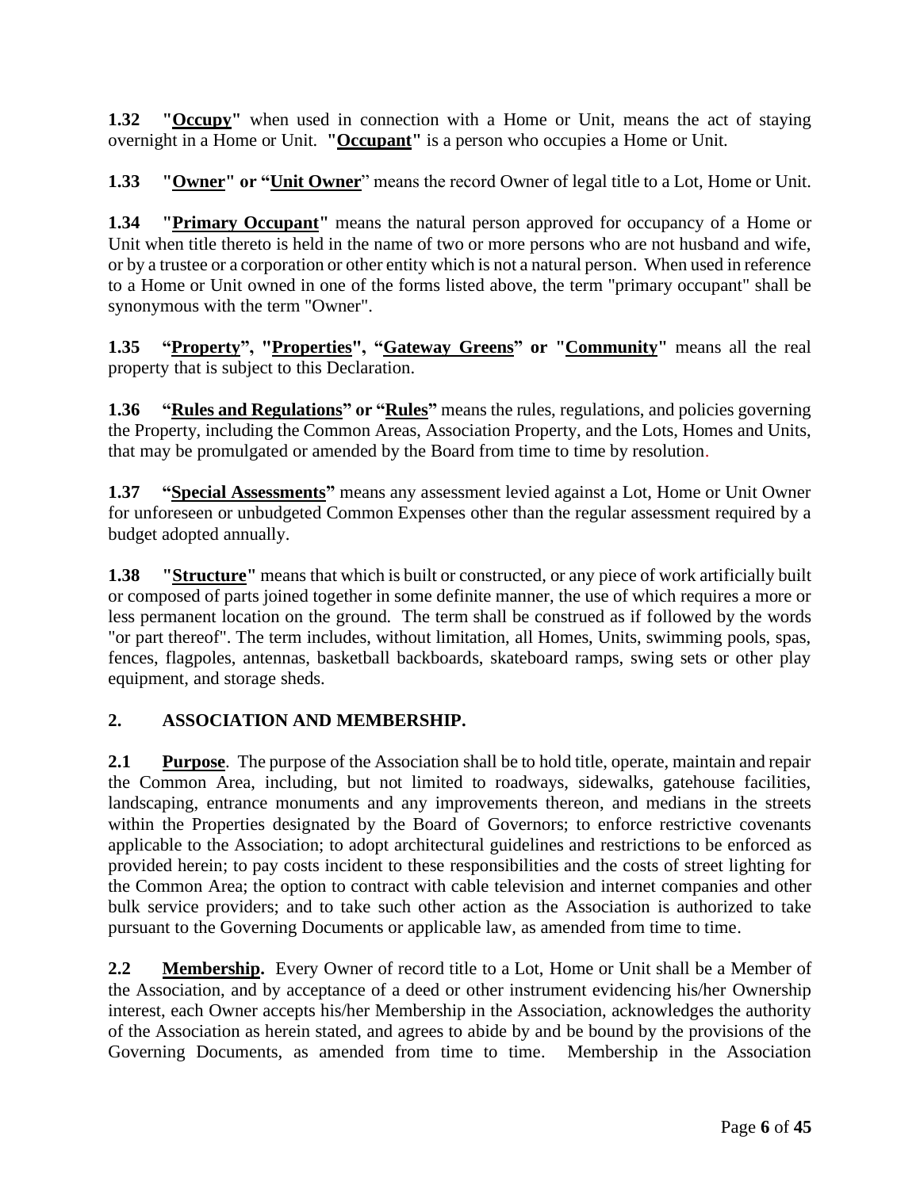**1.32 "<u>Occupy</u>"** when used in connection with a Home or Unit, means the act of staying overnight in a Home or Unit. **"<u>Occupant</u>"** is a person who occupies a Home or Unit.

**1.33 "<u>Owner</u>" or "<u>Unit Owner</u>"** means the record Owner of legal title to a Lot, Home or Unit.

**1.34 "<u>Primary Occupant</u>"** means the natural person approved for occupancy of a Home or Unit when title thereto is held in the name of two or more persons who are not husband and wife, or by a trustee or a corporation or other entity which is not a natural person. When used in reference to a Home or Unit owned in one of the forms listed above, the term "primary occupant" shall be synonymous with the term "Owner".

**1.35 "<u>Property</u>", "<u>Properties</u>", "<u>Gateway Greens</u>" or "<u>Community</u>"** means all the real property that is subject to this Declaration.

**1.36 "<u>Rules and Regulations</u>" or "<u>Rules</u>"** means the rules, regulations, and policies governing the Property, including the Common Areas, Association Property, and the Lots, Homes and Units, that may be promulgated or amended by the Board from time to time by resolution.

**1.37 "<u>Special Assessments</u>"** means any assessment levied against a Lot, Home or Unit Owner for unforeseen or unbudgeted Common Expenses other than the regular assessment required by a budget adopted annually.

**1.38 "<u>Structure</u>"** means that which is built or constructed, or any piece of work artificially built or composed of parts joined together in some definite manner, the use of which requires a more or less permanent location on the ground. The term shall be construed as if followed by the words "or part thereof". The term includes, without limitation, all Homes, Units, swimming pools, spas, fences, flagpoles, antennas, basketball backboards, skateboard ramps, swing sets or other play equipment, and storage sheds.

## 2. ASSOCIATION AND MEMBERSHIP.

**2.1 <u>Purpose</u>**. The purpose of the Association shall be to hold title, operate, maintain and repair the Common Area, including, but not limited to roadways, sidewalks, gatehouse facilities, landscaping, entrance monuments and any improvements thereon, and medians in the streets within the Properties designated by the Board of Governors; to enforce restrictive covenants applicable to the Association; to adopt architectural guidelines and restrictions to be enforced as provided herein; to pay costs incident to these responsibilities and the costs of street lighting for the Common Area; the option to contract with cable television and internet companies and other bulk service providers; and to take such other action as the Association is authorized to take pursuant to the Governing Documents or applicable law, as amended from time to time.

**2.2 <u>Membership.</u>** Every Owner of record title to a Lot, Home or Unit shall be a Member of the Association, and by acceptance of a deed or other instrument evidencing his/her Ownership interest, each Owner accepts his/her Membership in the Association, acknowledges the authority of the Association as herein stated, and agrees to abide by and be bound by the provisions of the Governing Documents, as amended from time to time. Membership in the Association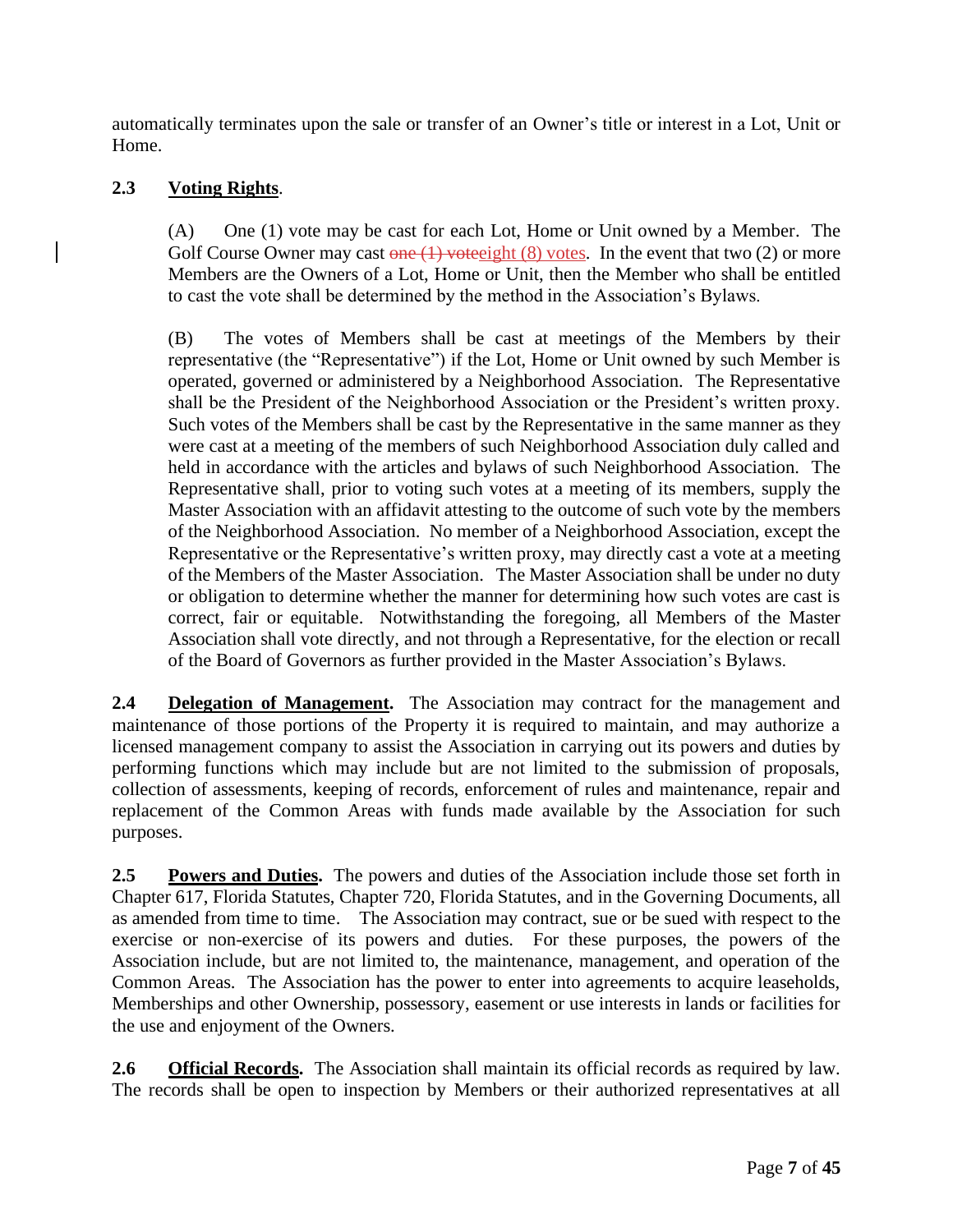automatically terminates upon the sale or transfer of an Owner's title or interest in a Lot, Unit or Home.

**2.3 Voting Rights**.

(A) One (1) vote may be cast for each Lot, Home or Unit owned by a Member. The Golf Course Owner may cast ~~one (1) vote~~eight (8) votes. In the event that two (2) or more Members are the Owners of a Lot, Home or Unit, then the Member who shall be entitled to cast the vote shall be determined by the method in the Association's Bylaws.

(B) The votes of Members shall be cast at meetings of the Members by their representative (the "Representative") if the Lot, Home or Unit owned by such Member is operated, governed or administered by a Neighborhood Association. The Representative shall be the President of the Neighborhood Association or the President's written proxy. Such votes of the Members shall be cast by the Representative in the same manner as they were cast at a meeting of the members of such Neighborhood Association duly called and held in accordance with the articles and bylaws of such Neighborhood Association. The Representative shall, prior to voting such votes at a meeting of its members, supply the Master Association with an affidavit attesting to the outcome of such vote by the members of the Neighborhood Association. No member of a Neighborhood Association, except the Representative or the Representative's written proxy, may directly cast a vote at a meeting of the Members of the Master Association. The Master Association shall be under no duty or obligation to determine whether the manner for determining how such votes are cast is correct, fair or equitable. Notwithstanding the foregoing, all Members of the Master Association shall vote directly, and not through a Representative, for the election or recall of the Board of Governors as further provided in the Master Association's Bylaws.

**2.4 Delegation of Management.** The Association may contract for the management and maintenance of those portions of the Property it is required to maintain, and may authorize a licensed management company to assist the Association in carrying out its powers and duties by performing functions which may include but are not limited to the submission of proposals, collection of assessments, keeping of records, enforcement of rules and maintenance, repair and replacement of the Common Areas with funds made available by the Association for such purposes.

**2.5 Powers and Duties.** The powers and duties of the Association include those set forth in Chapter 617, Florida Statutes, Chapter 720, Florida Statutes, and in the Governing Documents, all as amended from time to time. The Association may contract, sue or be sued with respect to the exercise or non-exercise of its powers and duties. For these purposes, the powers of the Association include, but are not limited to, the maintenance, management, and operation of the Common Areas. The Association has the power to enter into agreements to acquire leaseholds, Memberships and other Ownership, possessory, easement or use interests in lands or facilities for the use and enjoyment of the Owners.

**2.6 Official Records.** The Association shall maintain its official records as required by law. The records shall be open to inspection by Members or their authorized representatives at all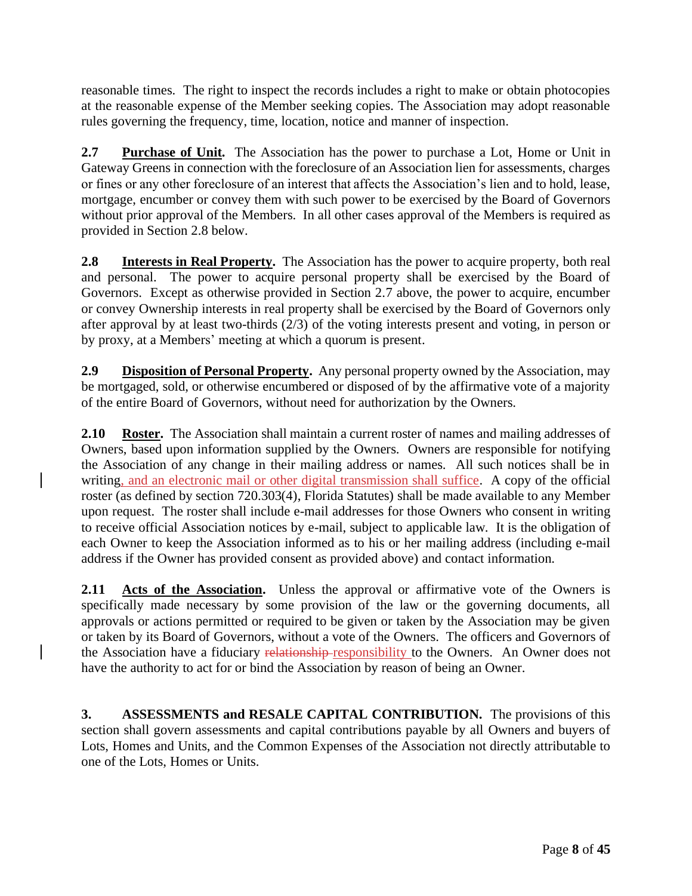reasonable times. The right to inspect the records includes a right to make or obtain photocopies at the reasonable expense of the Member seeking copies. The Association may adopt reasonable rules governing the frequency, time, location, notice and manner of inspection.

**2.7 Purchase of Unit.** The Association has the power to purchase a Lot, Home or Unit in Gateway Greens in connection with the foreclosure of an Association lien for assessments, charges or fines or any other foreclosure of an interest that affects the Association's lien and to hold, lease, mortgage, encumber or convey them with such power to be exercised by the Board of Governors without prior approval of the Members. In all other cases approval of the Members is required as provided in Section 2.8 below.

**2.8 Interests in Real Property.** The Association has the power to acquire property, both real and personal. The power to acquire personal property shall be exercised by the Board of Governors. Except as otherwise provided in Section 2.7 above, the power to acquire, encumber or convey Ownership interests in real property shall be exercised by the Board of Governors only after approval by at least two-thirds (2/3) of the voting interests present and voting, in person or by proxy, at a Members' meeting at which a quorum is present.

**2.9 Disposition of Personal Property.** Any personal property owned by the Association, may be mortgaged, sold, or otherwise encumbered or disposed of by the affirmative vote of a majority of the entire Board of Governors, without need for authorization by the Owners.

**2.10 Roster.** The Association shall maintain a current roster of names and mailing addresses of Owners, based upon information supplied by the Owners. Owners are responsible for notifying the Association of any change in their mailing address or names. All such notices shall be in writing, and an electronic mail or other digital transmission shall suffice. A copy of the official roster (as defined by section 720.303(4), Florida Statutes) shall be made available to any Member upon request. The roster shall include e-mail addresses for those Owners who consent in writing to receive official Association notices by e-mail, subject to applicable law. It is the obligation of each Owner to keep the Association informed as to his or her mailing address (including e-mail address if the Owner has provided consent as provided above) and contact information.

**2.11 Acts of the Association.** Unless the approval or affirmative vote of the Owners is specifically made necessary by some provision of the law or the governing documents, all approvals or actions permitted or required to be given or taken by the Association may be given or taken by its Board of Governors, without a vote of the Owners. The officers and Governors of the Association have a fiduciary ~~relationship~~ responsibility to the Owners. An Owner does not have the authority to act for or bind the Association by reason of being an Owner.

**3. ASSESSMENTS and RESALE CAPITAL CONTRIBUTION.** The provisions of this section shall govern assessments and capital contributions payable by all Owners and buyers of Lots, Homes and Units, and the Common Expenses of the Association not directly attributable to one of the Lots, Homes or Units.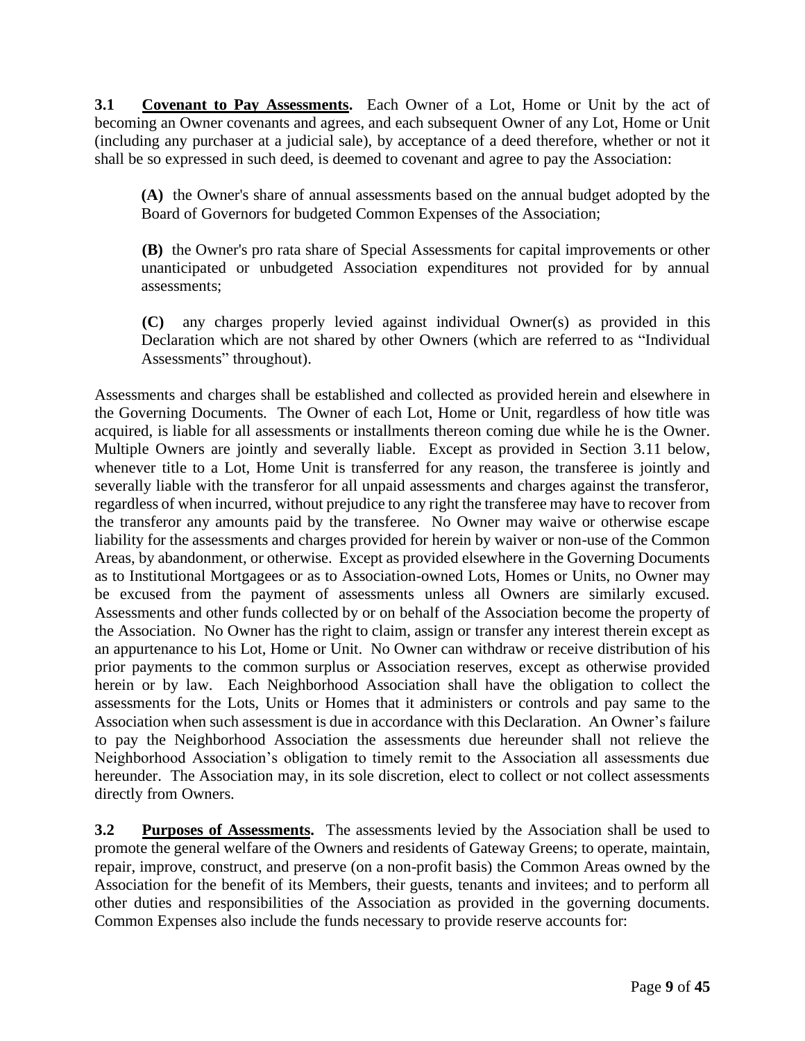**3.1 <u>Covenant to Pay Assessments</u>.** Each Owner of a Lot, Home or Unit by the act of becoming an Owner covenants and agrees, and each subsequent Owner of any Lot, Home or Unit (including any purchaser at a judicial sale), by acceptance of a deed therefore, whether or not it shall be so expressed in such deed, is deemed to covenant and agree to pay the Association:

> **(A)** the Owner's share of annual assessments based on the annual budget adopted by the Board of Governors for budgeted Common Expenses of the Association;
>
> **(B)** the Owner's pro rata share of Special Assessments for capital improvements or other unanticipated or unbudgeted Association expenditures not provided for by annual assessments;
>
> **(C)** any charges properly levied against individual Owner(s) as provided in this Declaration which are not shared by other Owners (which are referred to as "Individual Assessments" throughout).

Assessments and charges shall be established and collected as provided herein and elsewhere in the Governing Documents. The Owner of each Lot, Home or Unit, regardless of how title was acquired, is liable for all assessments or installments thereon coming due while he is the Owner. Multiple Owners are jointly and severally liable. Except as provided in Section 3.11 below, whenever title to a Lot, Home Unit is transferred for any reason, the transferee is jointly and severally liable with the transferor for all unpaid assessments and charges against the transferor, regardless of when incurred, without prejudice to any right the transferee may have to recover from the transferor any amounts paid by the transferee. No Owner may waive or otherwise escape liability for the assessments and charges provided for herein by waiver or non-use of the Common Areas, by abandonment, or otherwise. Except as provided elsewhere in the Governing Documents as to Institutional Mortgagees or as to Association-owned Lots, Homes or Units, no Owner may be excused from the payment of assessments unless all Owners are similarly excused. Assessments and other funds collected by or on behalf of the Association become the property of the Association. No Owner has the right to claim, assign or transfer any interest therein except as an appurtenance to his Lot, Home or Unit. No Owner can withdraw or receive distribution of his prior payments to the common surplus or Association reserves, except as otherwise provided herein or by law. Each Neighborhood Association shall have the obligation to collect the assessments for the Lots, Units or Homes that it administers or controls and pay same to the Association when such assessment is due in accordance with this Declaration. An Owner's failure to pay the Neighborhood Association the assessments due hereunder shall not relieve the Neighborhood Association's obligation to timely remit to the Association all assessments due hereunder. The Association may, in its sole discretion, elect to collect or not collect assessments directly from Owners.

**3.2 <u>Purposes of Assessments</u>.** The assessments levied by the Association shall be used to promote the general welfare of the Owners and residents of Gateway Greens; to operate, maintain, repair, improve, construct, and preserve (on a non-profit basis) the Common Areas owned by the Association for the benefit of its Members, their guests, tenants and invitees; and to perform all other duties and responsibilities of the Association as provided in the governing documents. Common Expenses also include the funds necessary to provide reserve accounts for: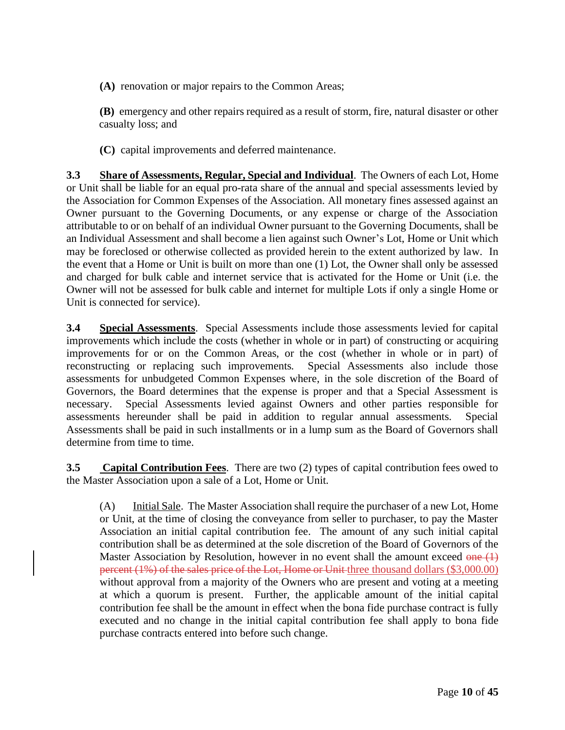**(A)** renovation or major repairs to the Common Areas;

**(B)** emergency and other repairs required as a result of storm, fire, natural disaster or other casualty loss; and

**(C)** capital improvements and deferred maintenance.

**3.3 Share of Assessments, Regular, Special and Individual**. The Owners of each Lot, Home or Unit shall be liable for an equal pro-rata share of the annual and special assessments levied by the Association for Common Expenses of the Association. All monetary fines assessed against an Owner pursuant to the Governing Documents, or any expense or charge of the Association attributable to or on behalf of an individual Owner pursuant to the Governing Documents, shall be an Individual Assessment and shall become a lien against such Owner's Lot, Home or Unit which may be foreclosed or otherwise collected as provided herein to the extent authorized by law. In the event that a Home or Unit is built on more than one (1) Lot, the Owner shall only be assessed and charged for bulk cable and internet service that is activated for the Home or Unit (i.e. the Owner will not be assessed for bulk cable and internet for multiple Lots if only a single Home or Unit is connected for service).

**3.4 Special Assessments**. Special Assessments include those assessments levied for capital improvements which include the costs (whether in whole or in part) of constructing or acquiring improvements for or on the Common Areas, or the cost (whether in whole or in part) of reconstructing or replacing such improvements. Special Assessments also include those assessments for unbudgeted Common Expenses where, in the sole discretion of the Board of Governors, the Board determines that the expense is proper and that a Special Assessment is necessary. Special Assessments levied against Owners and other parties responsible for assessments hereunder shall be paid in addition to regular annual assessments. Special Assessments shall be paid in such installments or in a lump sum as the Board of Governors shall determine from time to time.

**3.5 Capital Contribution Fees**. There are two (2) types of capital contribution fees owed to the Master Association upon a sale of a Lot, Home or Unit.

(A) Initial Sale. The Master Association shall require the purchaser of a new Lot, Home or Unit, at the time of closing the conveyance from seller to purchaser, to pay the Master Association an initial capital contribution fee. The amount of any such initial capital contribution shall be as determined at the sole discretion of the Board of Governors of the Master Association by Resolution, however in no event shall the amount exceed ~~one (1) percent (1%) of the sales price of the Lot, Home or Unit~~ three thousand dollars ($3,000.00) without approval from a majority of the Owners who are present and voting at a meeting at which a quorum is present. Further, the applicable amount of the initial capital contribution fee shall be the amount in effect when the bona fide purchase contract is fully executed and no change in the initial capital contribution fee shall apply to bona fide purchase contracts entered into before such change.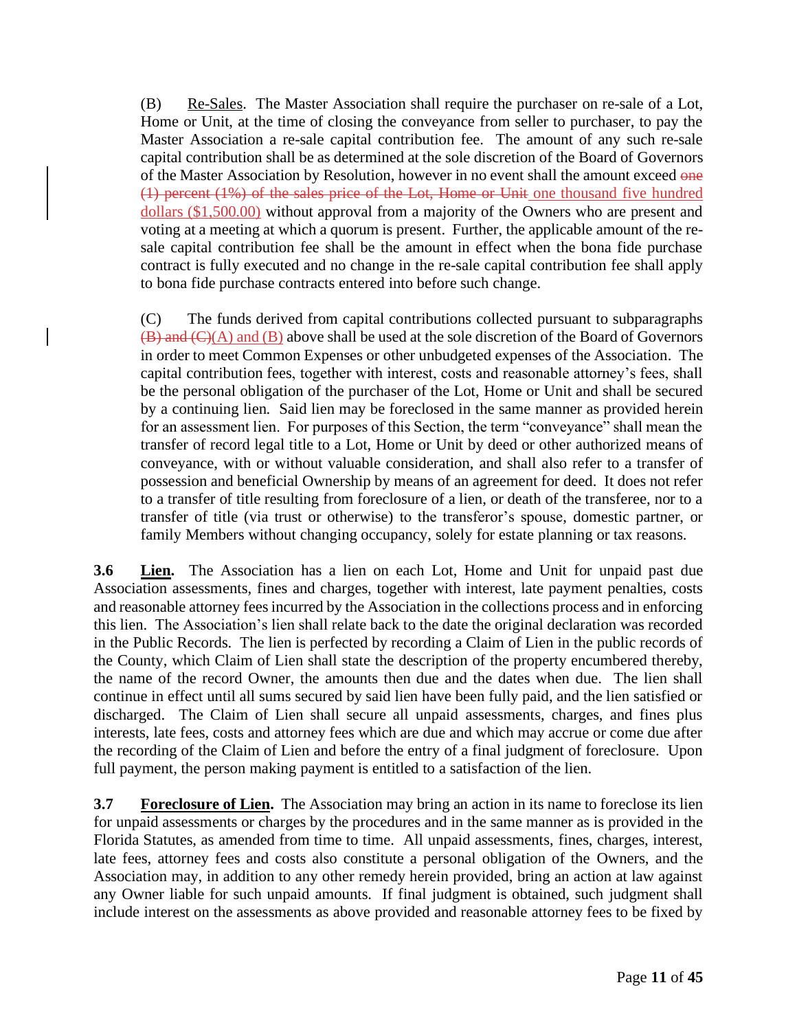(B) Re-Sales. The Master Association shall require the purchaser on re-sale of a Lot, Home or Unit, at the time of closing the conveyance from seller to purchaser, to pay the Master Association a re-sale capital contribution fee. The amount of any such re-sale capital contribution shall be as determined at the sole discretion of the Board of Governors of the Master Association by Resolution, however in no event shall the amount exceed ~~one (1) percent (1%) of the sales price of the Lot, Home or Unit~~ one thousand five hundred dollars ($1,500.00) without approval from a majority of the Owners who are present and voting at a meeting at which a quorum is present. Further, the applicable amount of the re-sale capital contribution fee shall be the amount in effect when the bona fide purchase contract is fully executed and no change in the re-sale capital contribution fee shall apply to bona fide purchase contracts entered into before such change.

(C) The funds derived from capital contributions collected pursuant to subparagraphs ~~(B) and (C)~~(A) and (B) above shall be used at the sole discretion of the Board of Governors in order to meet Common Expenses or other unbudgeted expenses of the Association. The capital contribution fees, together with interest, costs and reasonable attorney's fees, shall be the personal obligation of the purchaser of the Lot, Home or Unit and shall be secured by a continuing lien. Said lien may be foreclosed in the same manner as provided herein for an assessment lien. For purposes of this Section, the term "conveyance" shall mean the transfer of record legal title to a Lot, Home or Unit by deed or other authorized means of conveyance, with or without valuable consideration, and shall also refer to a transfer of possession and beneficial Ownership by means of an agreement for deed. It does not refer to a transfer of title resulting from foreclosure of a lien, or death of the transferee, nor to a transfer of title (via trust or otherwise) to the transferor's spouse, domestic partner, or family Members without changing occupancy, solely for estate planning or tax reasons.

**3.6 Lien.** The Association has a lien on each Lot, Home and Unit for unpaid past due Association assessments, fines and charges, together with interest, late payment penalties, costs and reasonable attorney fees incurred by the Association in the collections process and in enforcing this lien. The Association's lien shall relate back to the date the original declaration was recorded in the Public Records. The lien is perfected by recording a Claim of Lien in the public records of the County, which Claim of Lien shall state the description of the property encumbered thereby, the name of the record Owner, the amounts then due and the dates when due. The lien shall continue in effect until all sums secured by said lien have been fully paid, and the lien satisfied or discharged. The Claim of Lien shall secure all unpaid assessments, charges, and fines plus interests, late fees, costs and attorney fees which are due and which may accrue or come due after the recording of the Claim of Lien and before the entry of a final judgment of foreclosure. Upon full payment, the person making payment is entitled to a satisfaction of the lien.

**3.7 Foreclosure of Lien.** The Association may bring an action in its name to foreclose its lien for unpaid assessments or charges by the procedures and in the same manner as is provided in the Florida Statutes, as amended from time to time. All unpaid assessments, fines, charges, interest, late fees, attorney fees and costs also constitute a personal obligation of the Owners, and the Association may, in addition to any other remedy herein provided, bring an action at law against any Owner liable for such unpaid amounts. If final judgment is obtained, such judgment shall include interest on the assessments as above provided and reasonable attorney fees to be fixed by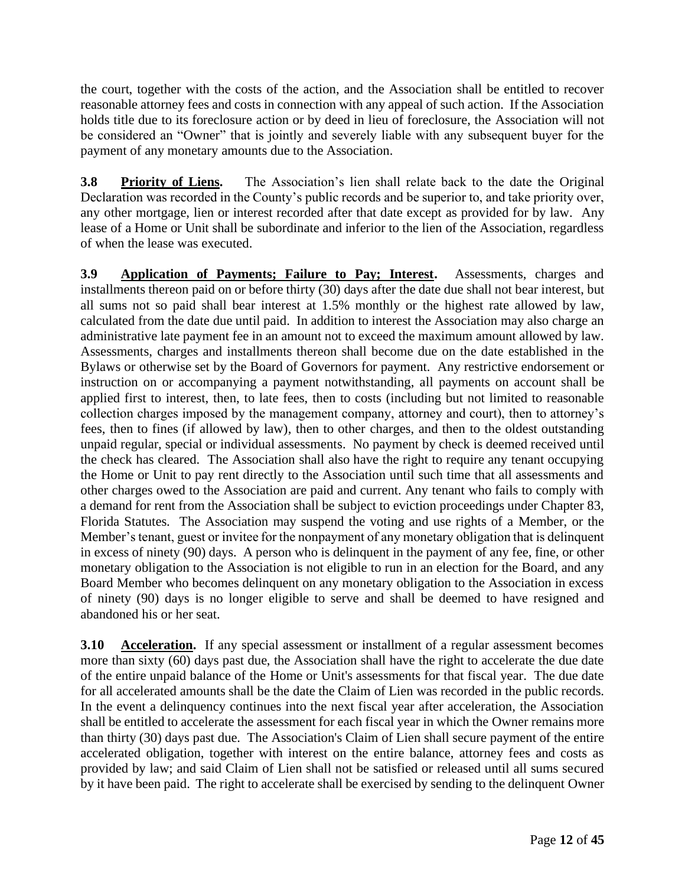the court, together with the costs of the action, and the Association shall be entitled to recover reasonable attorney fees and costs in connection with any appeal of such action. If the Association holds title due to its foreclosure action or by deed in lieu of foreclosure, the Association will not be considered an "Owner" that is jointly and severely liable with any subsequent buyer for the payment of any monetary amounts due to the Association.

**3.8 Priority of Liens.** The Association's lien shall relate back to the date the Original Declaration was recorded in the County's public records and be superior to, and take priority over, any other mortgage, lien or interest recorded after that date except as provided for by law. Any lease of a Home or Unit shall be subordinate and inferior to the lien of the Association, regardless of when the lease was executed.

**3.9 Application of Payments; Failure to Pay; Interest.** Assessments, charges and installments thereon paid on or before thirty (30) days after the date due shall not bear interest, but all sums not so paid shall bear interest at 1.5% monthly or the highest rate allowed by law, calculated from the date due until paid. In addition to interest the Association may also charge an administrative late payment fee in an amount not to exceed the maximum amount allowed by law. Assessments, charges and installments thereon shall become due on the date established in the Bylaws or otherwise set by the Board of Governors for payment. Any restrictive endorsement or instruction on or accompanying a payment notwithstanding, all payments on account shall be applied first to interest, then, to late fees, then to costs (including but not limited to reasonable collection charges imposed by the management company, attorney and court), then to attorney's fees, then to fines (if allowed by law), then to other charges, and then to the oldest outstanding unpaid regular, special or individual assessments. No payment by check is deemed received until the check has cleared. The Association shall also have the right to require any tenant occupying the Home or Unit to pay rent directly to the Association until such time that all assessments and other charges owed to the Association are paid and current. Any tenant who fails to comply with a demand for rent from the Association shall be subject to eviction proceedings under Chapter 83, Florida Statutes. The Association may suspend the voting and use rights of a Member, or the Member's tenant, guest or invitee for the nonpayment of any monetary obligation that is delinquent in excess of ninety (90) days. A person who is delinquent in the payment of any fee, fine, or other monetary obligation to the Association is not eligible to run in an election for the Board, and any Board Member who becomes delinquent on any monetary obligation to the Association in excess of ninety (90) days is no longer eligible to serve and shall be deemed to have resigned and abandoned his or her seat.

**3.10 Acceleration.** If any special assessment or installment of a regular assessment becomes more than sixty (60) days past due, the Association shall have the right to accelerate the due date of the entire unpaid balance of the Home or Unit's assessments for that fiscal year. The due date for all accelerated amounts shall be the date the Claim of Lien was recorded in the public records. In the event a delinquency continues into the next fiscal year after acceleration, the Association shall be entitled to accelerate the assessment for each fiscal year in which the Owner remains more than thirty (30) days past due. The Association's Claim of Lien shall secure payment of the entire accelerated obligation, together with interest on the entire balance, attorney fees and costs as provided by law; and said Claim of Lien shall not be satisfied or released until all sums secured by it have been paid. The right to accelerate shall be exercised by sending to the delinquent Owner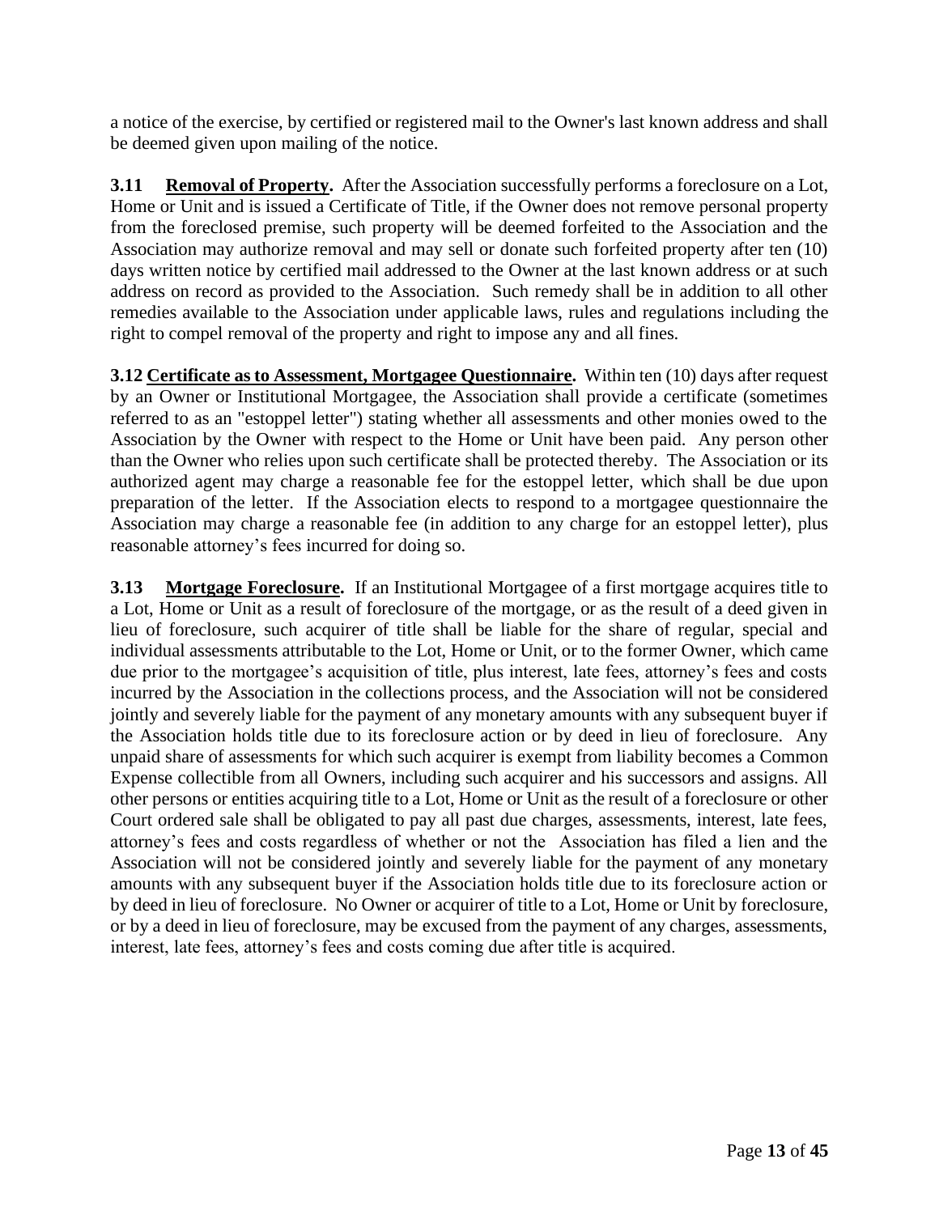a notice of the exercise, by certified or registered mail to the Owner's last known address and shall be deemed given upon mailing of the notice.

**3.11 Removal of Property.** After the Association successfully performs a foreclosure on a Lot, Home or Unit and is issued a Certificate of Title, if the Owner does not remove personal property from the foreclosed premise, such property will be deemed forfeited to the Association and the Association may authorize removal and may sell or donate such forfeited property after ten (10) days written notice by certified mail addressed to the Owner at the last known address or at such address on record as provided to the Association. Such remedy shall be in addition to all other remedies available to the Association under applicable laws, rules and regulations including the right to compel removal of the property and right to impose any and all fines.

**3.12 Certificate as to Assessment, Mortgagee Questionnaire.** Within ten (10) days after request by an Owner or Institutional Mortgagee, the Association shall provide a certificate (sometimes referred to as an "estoppel letter") stating whether all assessments and other monies owed to the Association by the Owner with respect to the Home or Unit have been paid. Any person other than the Owner who relies upon such certificate shall be protected thereby. The Association or its authorized agent may charge a reasonable fee for the estoppel letter, which shall be due upon preparation of the letter. If the Association elects to respond to a mortgagee questionnaire the Association may charge a reasonable fee (in addition to any charge for an estoppel letter), plus reasonable attorney's fees incurred for doing so.

**3.13 Mortgage Foreclosure.** If an Institutional Mortgagee of a first mortgage acquires title to a Lot, Home or Unit as a result of foreclosure of the mortgage, or as the result of a deed given in lieu of foreclosure, such acquirer of title shall be liable for the share of regular, special and individual assessments attributable to the Lot, Home or Unit, or to the former Owner, which came due prior to the mortgagee's acquisition of title, plus interest, late fees, attorney's fees and costs incurred by the Association in the collections process, and the Association will not be considered jointly and severely liable for the payment of any monetary amounts with any subsequent buyer if the Association holds title due to its foreclosure action or by deed in lieu of foreclosure. Any unpaid share of assessments for which such acquirer is exempt from liability becomes a Common Expense collectible from all Owners, including such acquirer and his successors and assigns. All other persons or entities acquiring title to a Lot, Home or Unit as the result of a foreclosure or other Court ordered sale shall be obligated to pay all past due charges, assessments, interest, late fees, attorney's fees and costs regardless of whether or not the Association has filed a lien and the Association will not be considered jointly and severely liable for the payment of any monetary amounts with any subsequent buyer if the Association holds title due to its foreclosure action or by deed in lieu of foreclosure. No Owner or acquirer of title to a Lot, Home or Unit by foreclosure, or by a deed in lieu of foreclosure, may be excused from the payment of any charges, assessments, interest, late fees, attorney's fees and costs coming due after title is acquired.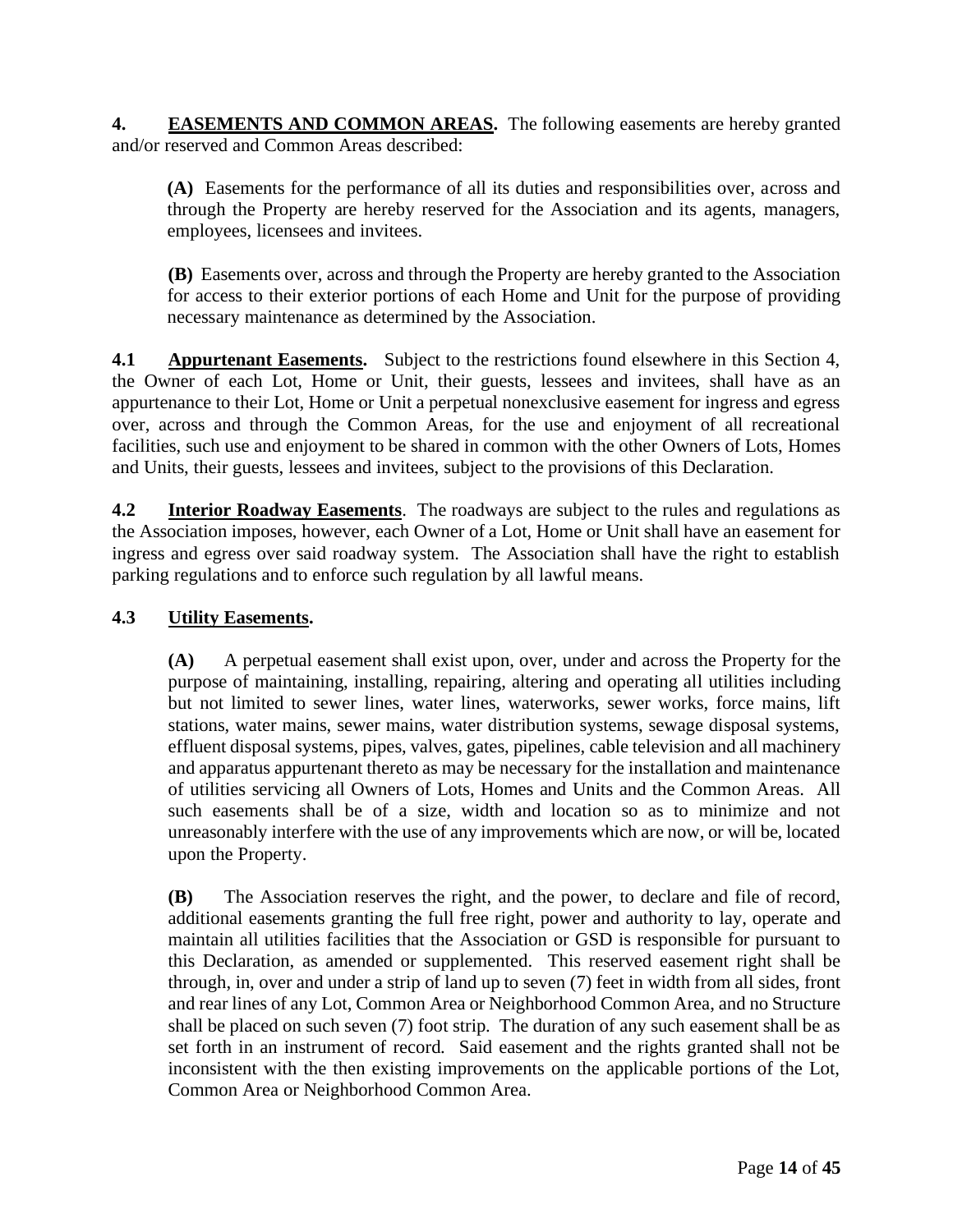**4. <u>EASEMENTS AND COMMON AREAS</u>.** The following easements are hereby granted and/or reserved and Common Areas described:

> **(A)** Easements for the performance of all its duties and responsibilities over, across and through the Property are hereby reserved for the Association and its agents, managers, employees, licensees and invitees.
>
> **(B)** Easements over, across and through the Property are hereby granted to the Association for access to their exterior portions of each Home and Unit for the purpose of providing necessary maintenance as determined by the Association.

**4.1 <u>Appurtenant Easements</u>.** Subject to the restrictions found elsewhere in this Section 4, the Owner of each Lot, Home or Unit, their guests, lessees and invitees, shall have as an appurtenance to their Lot, Home or Unit a perpetual nonexclusive easement for ingress and egress over, across and through the Common Areas, for the use and enjoyment of all recreational facilities, such use and enjoyment to be shared in common with the other Owners of Lots, Homes and Units, their guests, lessees and invitees, subject to the provisions of this Declaration.

**4.2 <u>Interior Roadway Easements</u>**. The roadways are subject to the rules and regulations as the Association imposes, however, each Owner of a Lot, Home or Unit shall have an easement for ingress and egress over said roadway system. The Association shall have the right to establish parking regulations and to enforce such regulation by all lawful means.

**4.3 <u>Utility Easements</u>.**

> **(A)** A perpetual easement shall exist upon, over, under and across the Property for the purpose of maintaining, installing, repairing, altering and operating all utilities including but not limited to sewer lines, water lines, waterworks, sewer works, force mains, lift stations, water mains, sewer mains, water distribution systems, sewage disposal systems, effluent disposal systems, pipes, valves, gates, pipelines, cable television and all machinery and apparatus appurtenant thereto as may be necessary for the installation and maintenance of utilities servicing all Owners of Lots, Homes and Units and the Common Areas. All such easements shall be of a size, width and location so as to minimize and not unreasonably interfere with the use of any improvements which are now, or will be, located upon the Property.
>
> **(B)** The Association reserves the right, and the power, to declare and file of record, additional easements granting the full free right, power and authority to lay, operate and maintain all utilities facilities that the Association or GSD is responsible for pursuant to this Declaration, as amended or supplemented. This reserved easement right shall be through, in, over and under a strip of land up to seven (7) feet in width from all sides, front and rear lines of any Lot, Common Area or Neighborhood Common Area, and no Structure shall be placed on such seven (7) foot strip. The duration of any such easement shall be as set forth in an instrument of record. Said easement and the rights granted shall not be inconsistent with the then existing improvements on the applicable portions of the Lot, Common Area or Neighborhood Common Area.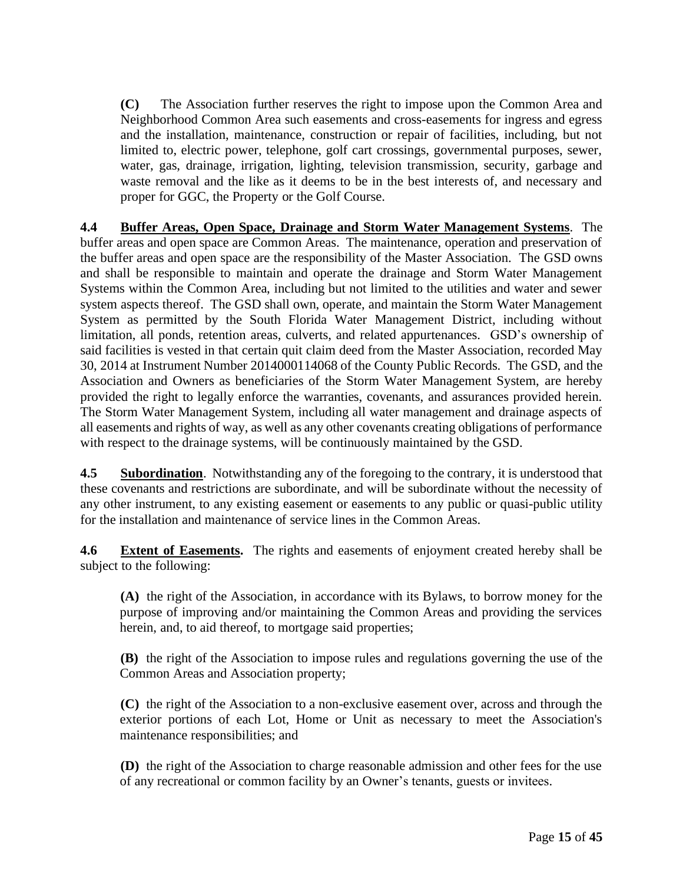**(C)** The Association further reserves the right to impose upon the Common Area and Neighborhood Common Area such easements and cross-easements for ingress and egress and the installation, maintenance, construction or repair of facilities, including, but not limited to, electric power, telephone, golf cart crossings, governmental purposes, sewer, water, gas, drainage, irrigation, lighting, television transmission, security, garbage and waste removal and the like as it deems to be in the best interests of, and necessary and proper for GGC, the Property or the Golf Course.

**4.4 Buffer Areas, Open Space, Drainage and Storm Water Management Systems**. The buffer areas and open space are Common Areas. The maintenance, operation and preservation of the buffer areas and open space are the responsibility of the Master Association. The GSD owns and shall be responsible to maintain and operate the drainage and Storm Water Management Systems within the Common Area, including but not limited to the utilities and water and sewer system aspects thereof. The GSD shall own, operate, and maintain the Storm Water Management System as permitted by the South Florida Water Management District, including without limitation, all ponds, retention areas, culverts, and related appurtenances. GSD's ownership of said facilities is vested in that certain quit claim deed from the Master Association, recorded May 30, 2014 at Instrument Number 2014000114068 of the County Public Records. The GSD, and the Association and Owners as beneficiaries of the Storm Water Management System, are hereby provided the right to legally enforce the warranties, covenants, and assurances provided herein. The Storm Water Management System, including all water management and drainage aspects of all easements and rights of way, as well as any other covenants creating obligations of performance with respect to the drainage systems, will be continuously maintained by the GSD.

**4.5 Subordination**. Notwithstanding any of the foregoing to the contrary, it is understood that these covenants and restrictions are subordinate, and will be subordinate without the necessity of any other instrument, to any existing easement or easements to any public or quasi-public utility for the installation and maintenance of service lines in the Common Areas.

**4.6 Extent of Easements.** The rights and easements of enjoyment created hereby shall be subject to the following:

**(A)** the right of the Association, in accordance with its Bylaws, to borrow money for the purpose of improving and/or maintaining the Common Areas and providing the services herein, and, to aid thereof, to mortgage said properties;

**(B)** the right of the Association to impose rules and regulations governing the use of the Common Areas and Association property;

**(C)** the right of the Association to a non-exclusive easement over, across and through the exterior portions of each Lot, Home or Unit as necessary to meet the Association's maintenance responsibilities; and

**(D)** the right of the Association to charge reasonable admission and other fees for the use of any recreational or common facility by an Owner's tenants, guests or invitees.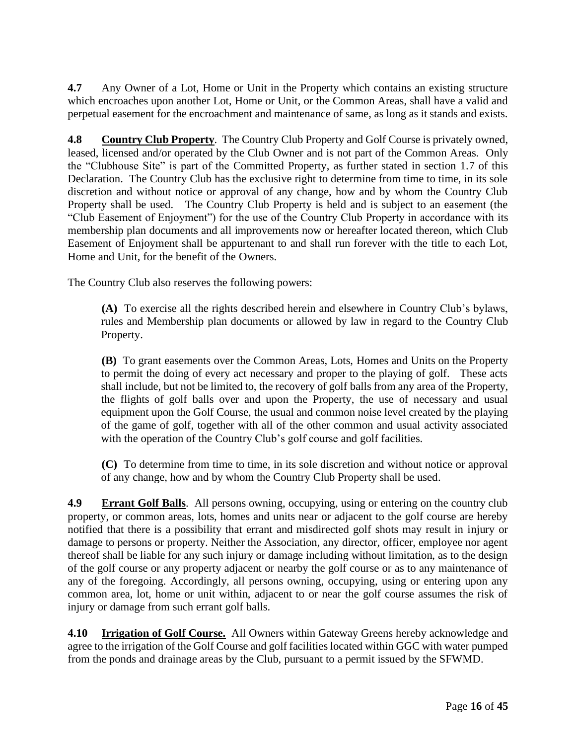**4.7** Any Owner of a Lot, Home or Unit in the Property which contains an existing structure which encroaches upon another Lot, Home or Unit, or the Common Areas, shall have a valid and perpetual easement for the encroachment and maintenance of same, as long as it stands and exists.

**4.8** **<u>Country Club Property</u>**. The Country Club Property and Golf Course is privately owned, leased, licensed and/or operated by the Club Owner and is not part of the Common Areas. Only the "Clubhouse Site" is part of the Committed Property, as further stated in section 1.7 of this Declaration. The Country Club has the exclusive right to determine from time to time, in its sole discretion and without notice or approval of any change, how and by whom the Country Club Property shall be used. The Country Club Property is held and is subject to an easement (the "Club Easement of Enjoyment") for the use of the Country Club Property in accordance with its membership plan documents and all improvements now or hereafter located thereon, which Club Easement of Enjoyment shall be appurtenant to and shall run forever with the title to each Lot, Home and Unit, for the benefit of the Owners.

The Country Club also reserves the following powers:

> **(A)** To exercise all the rights described herein and elsewhere in Country Club's bylaws, rules and Membership plan documents or allowed by law in regard to the Country Club Property.
>
> **(B)** To grant easements over the Common Areas, Lots, Homes and Units on the Property to permit the doing of every act necessary and proper to the playing of golf. These acts shall include, but not be limited to, the recovery of golf balls from any area of the Property, the flights of golf balls over and upon the Property, the use of necessary and usual equipment upon the Golf Course, the usual and common noise level created by the playing of the game of golf, together with all of the other common and usual activity associated with the operation of the Country Club's golf course and golf facilities.
>
> **(C)** To determine from time to time, in its sole discretion and without notice or approval of any change, how and by whom the Country Club Property shall be used.

**4.9** **<u>Errant Golf Balls</u>**. All persons owning, occupying, using or entering on the country club property, or common areas, lots, homes and units near or adjacent to the golf course are hereby notified that there is a possibility that errant and misdirected golf shots may result in injury or damage to persons or property. Neither the Association, any director, officer, employee nor agent thereof shall be liable for any such injury or damage including without limitation, as to the design of the golf course or any property adjacent or nearby the golf course or as to any maintenance of any of the foregoing. Accordingly, all persons owning, occupying, using or entering upon any common area, lot, home or unit within, adjacent to or near the golf course assumes the risk of injury or damage from such errant golf balls.

**4.10** **<u>Irrigation of Golf Course.</u>** All Owners within Gateway Greens hereby acknowledge and agree to the irrigation of the Golf Course and golf facilities located within GGC with water pumped from the ponds and drainage areas by the Club, pursuant to a permit issued by the SFWMD.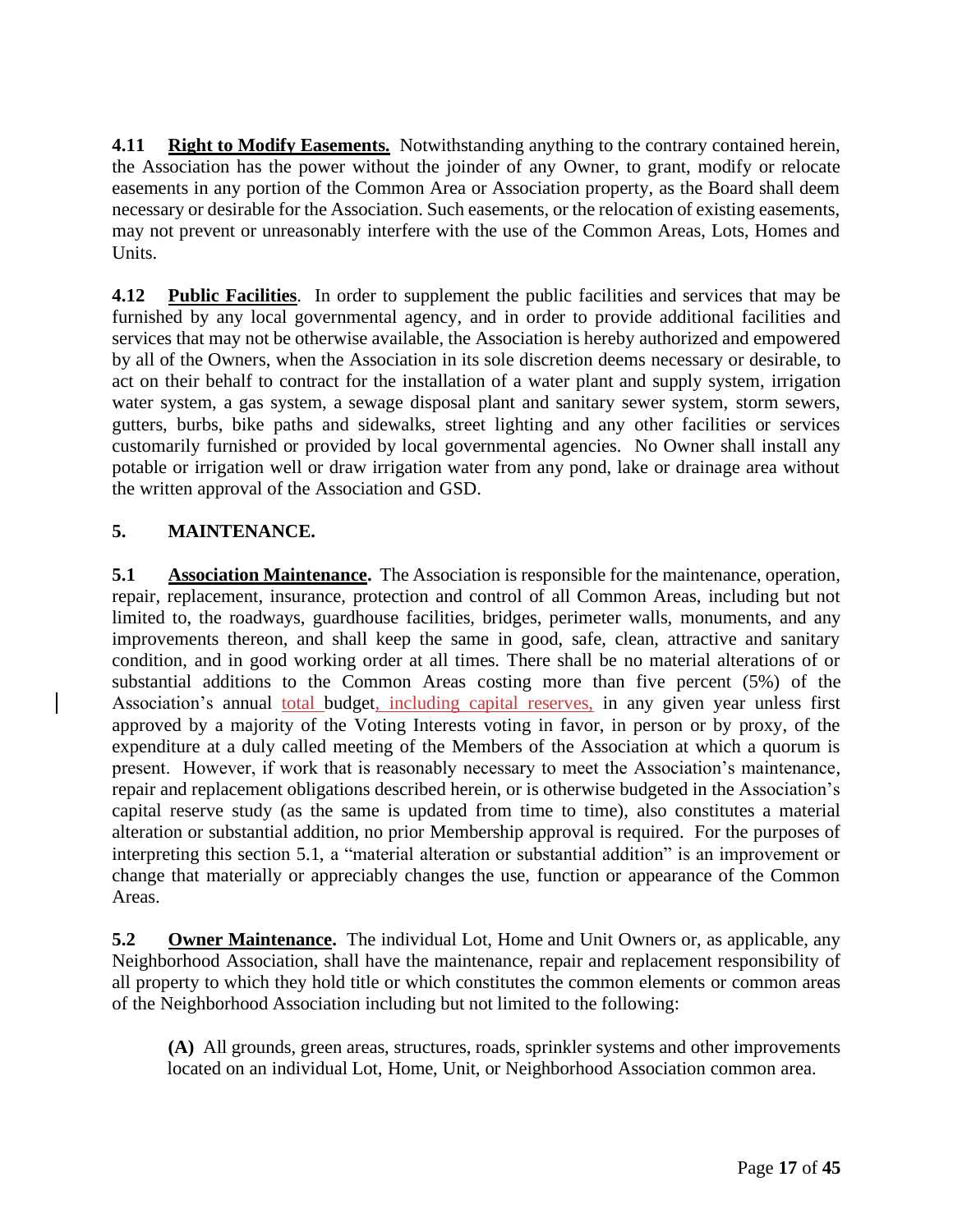**4.11 Right to Modify Easements.** Notwithstanding anything to the contrary contained herein, the Association has the power without the joinder of any Owner, to grant, modify or relocate easements in any portion of the Common Area or Association property, as the Board shall deem necessary or desirable for the Association. Such easements, or the relocation of existing easements, may not prevent or unreasonably interfere with the use of the Common Areas, Lots, Homes and Units.

**4.12 Public Facilities**. In order to supplement the public facilities and services that may be furnished by any local governmental agency, and in order to provide additional facilities and services that may not be otherwise available, the Association is hereby authorized and empowered by all of the Owners, when the Association in its sole discretion deems necessary or desirable, to act on their behalf to contract for the installation of a water plant and supply system, irrigation water system, a gas system, a sewage disposal plant and sanitary sewer system, storm sewers, gutters, burbs, bike paths and sidewalks, street lighting and any other facilities or services customarily furnished or provided by local governmental agencies. No Owner shall install any potable or irrigation well or draw irrigation water from any pond, lake or drainage area without the written approval of the Association and GSD.

## 5. MAINTENANCE.

**5.1 Association Maintenance.** The Association is responsible for the maintenance, operation, repair, replacement, insurance, protection and control of all Common Areas, including but not limited to, the roadways, guardhouse facilities, bridges, perimeter walls, monuments, and any improvements thereon, and shall keep the same in good, safe, clean, attractive and sanitary condition, and in good working order at all times. There shall be no material alterations of or substantial additions to the Common Areas costing more than five percent (5%) of the Association's annual total budget, including capital reserves, in any given year unless first approved by a majority of the Voting Interests voting in favor, in person or by proxy, of the expenditure at a duly called meeting of the Members of the Association at which a quorum is present. However, if work that is reasonably necessary to meet the Association's maintenance, repair and replacement obligations described herein, or is otherwise budgeted in the Association's capital reserve study (as the same is updated from time to time), also constitutes a material alteration or substantial addition, no prior Membership approval is required. For the purposes of interpreting this section 5.1, a "material alteration or substantial addition" is an improvement or change that materially or appreciably changes the use, function or appearance of the Common Areas.

**5.2 Owner Maintenance.** The individual Lot, Home and Unit Owners or, as applicable, any Neighborhood Association, shall have the maintenance, repair and replacement responsibility of all property to which they hold title or which constitutes the common elements or common areas of the Neighborhood Association including but not limited to the following:

**(A)** All grounds, green areas, structures, roads, sprinkler systems and other improvements located on an individual Lot, Home, Unit, or Neighborhood Association common area.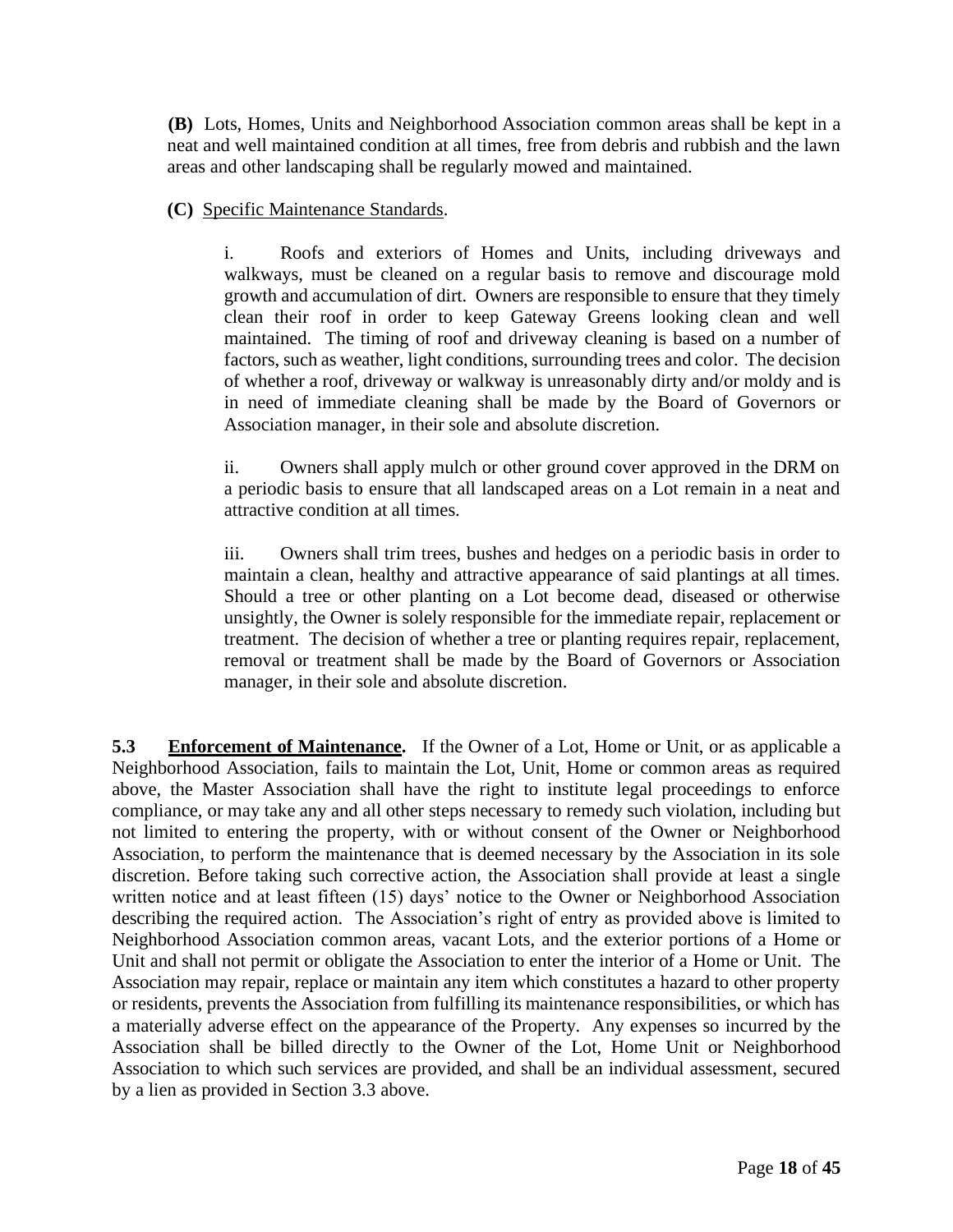**(B)** Lots, Homes, Units and Neighborhood Association common areas shall be kept in a neat and well maintained condition at all times, free from debris and rubbish and the lawn areas and other landscaping shall be regularly mowed and maintained.

**(C)** Specific Maintenance Standards.

i. Roofs and exteriors of Homes and Units, including driveways and walkways, must be cleaned on a regular basis to remove and discourage mold growth and accumulation of dirt. Owners are responsible to ensure that they timely clean their roof in order to keep Gateway Greens looking clean and well maintained. The timing of roof and driveway cleaning is based on a number of factors, such as weather, light conditions, surrounding trees and color. The decision of whether a roof, driveway or walkway is unreasonably dirty and/or moldy and is in need of immediate cleaning shall be made by the Board of Governors or Association manager, in their sole and absolute discretion.

ii. Owners shall apply mulch or other ground cover approved in the DRM on a periodic basis to ensure that all landscaped areas on a Lot remain in a neat and attractive condition at all times.

iii. Owners shall trim trees, bushes and hedges on a periodic basis in order to maintain a clean, healthy and attractive appearance of said plantings at all times. Should a tree or other planting on a Lot become dead, diseased or otherwise unsightly, the Owner is solely responsible for the immediate repair, replacement or treatment. The decision of whether a tree or planting requires repair, replacement, removal or treatment shall be made by the Board of Governors or Association manager, in their sole and absolute discretion.

**5.3 Enforcement of Maintenance.** If the Owner of a Lot, Home or Unit, or as applicable a Neighborhood Association, fails to maintain the Lot, Unit, Home or common areas as required above, the Master Association shall have the right to institute legal proceedings to enforce compliance, or may take any and all other steps necessary to remedy such violation, including but not limited to entering the property, with or without consent of the Owner or Neighborhood Association, to perform the maintenance that is deemed necessary by the Association in its sole discretion. Before taking such corrective action, the Association shall provide at least a single written notice and at least fifteen (15) days' notice to the Owner or Neighborhood Association describing the required action. The Association's right of entry as provided above is limited to Neighborhood Association common areas, vacant Lots, and the exterior portions of a Home or Unit and shall not permit or obligate the Association to enter the interior of a Home or Unit. The Association may repair, replace or maintain any item which constitutes a hazard to other property or residents, prevents the Association from fulfilling its maintenance responsibilities, or which has a materially adverse effect on the appearance of the Property. Any expenses so incurred by the Association shall be billed directly to the Owner of the Lot, Home Unit or Neighborhood Association to which such services are provided, and shall be an individual assessment, secured by a lien as provided in Section 3.3 above.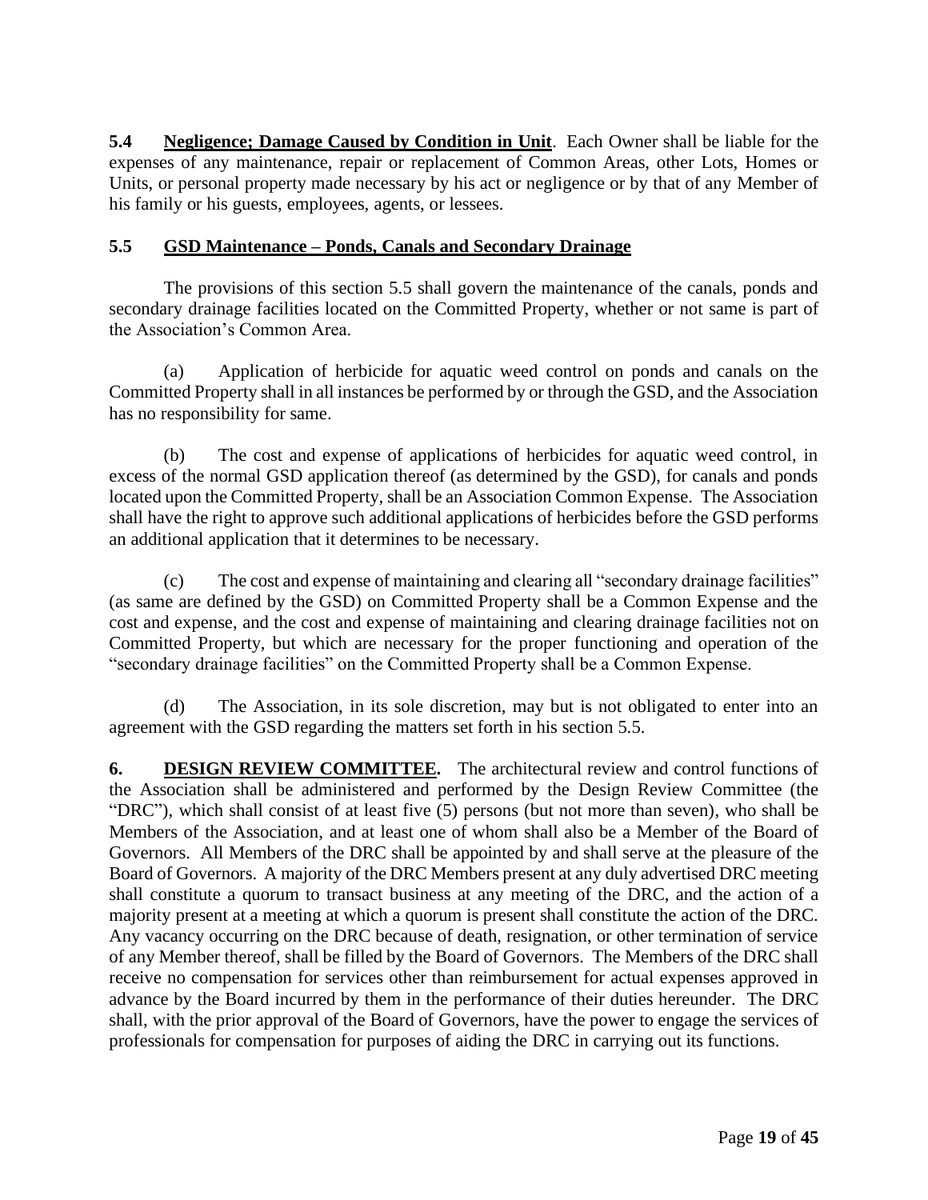**5.4 <u>Negligence; Damage Caused by Condition in Unit</u>**. Each Owner shall be liable for the expenses of any maintenance, repair or replacement of Common Areas, other Lots, Homes or Units, or personal property made necessary by his act or negligence or by that of any Member of his family or his guests, employees, agents, or lessees.

**5.5 <u>GSD Maintenance – Ponds, Canals and Secondary Drainage</u>**

The provisions of this section 5.5 shall govern the maintenance of the canals, ponds and secondary drainage facilities located on the Committed Property, whether or not same is part of the Association's Common Area.

(a) Application of herbicide for aquatic weed control on ponds and canals on the Committed Property shall in all instances be performed by or through the GSD, and the Association has no responsibility for same.

(b) The cost and expense of applications of herbicides for aquatic weed control, in excess of the normal GSD application thereof (as determined by the GSD), for canals and ponds located upon the Committed Property, shall be an Association Common Expense. The Association shall have the right to approve such additional applications of herbicides before the GSD performs an additional application that it determines to be necessary.

(c) The cost and expense of maintaining and clearing all "secondary drainage facilities" (as same are defined by the GSD) on Committed Property shall be a Common Expense and the cost and expense, and the cost and expense of maintaining and clearing drainage facilities not on Committed Property, but which are necessary for the proper functioning and operation of the "secondary drainage facilities" on the Committed Property shall be a Common Expense.

(d) The Association, in its sole discretion, may but is not obligated to enter into an agreement with the GSD regarding the matters set forth in his section 5.5.

**6. <u>DESIGN REVIEW COMMITTEE</u>.** The architectural review and control functions of the Association shall be administered and performed by the Design Review Committee (the "DRC"), which shall consist of at least five (5) persons (but not more than seven), who shall be Members of the Association, and at least one of whom shall also be a Member of the Board of Governors. All Members of the DRC shall be appointed by and shall serve at the pleasure of the Board of Governors. A majority of the DRC Members present at any duly advertised DRC meeting shall constitute a quorum to transact business at any meeting of the DRC, and the action of a majority present at a meeting at which a quorum is present shall constitute the action of the DRC. Any vacancy occurring on the DRC because of death, resignation, or other termination of service of any Member thereof, shall be filled by the Board of Governors. The Members of the DRC shall receive no compensation for services other than reimbursement for actual expenses approved in advance by the Board incurred by them in the performance of their duties hereunder. The DRC shall, with the prior approval of the Board of Governors, have the power to engage the services of professionals for compensation for purposes of aiding the DRC in carrying out its functions.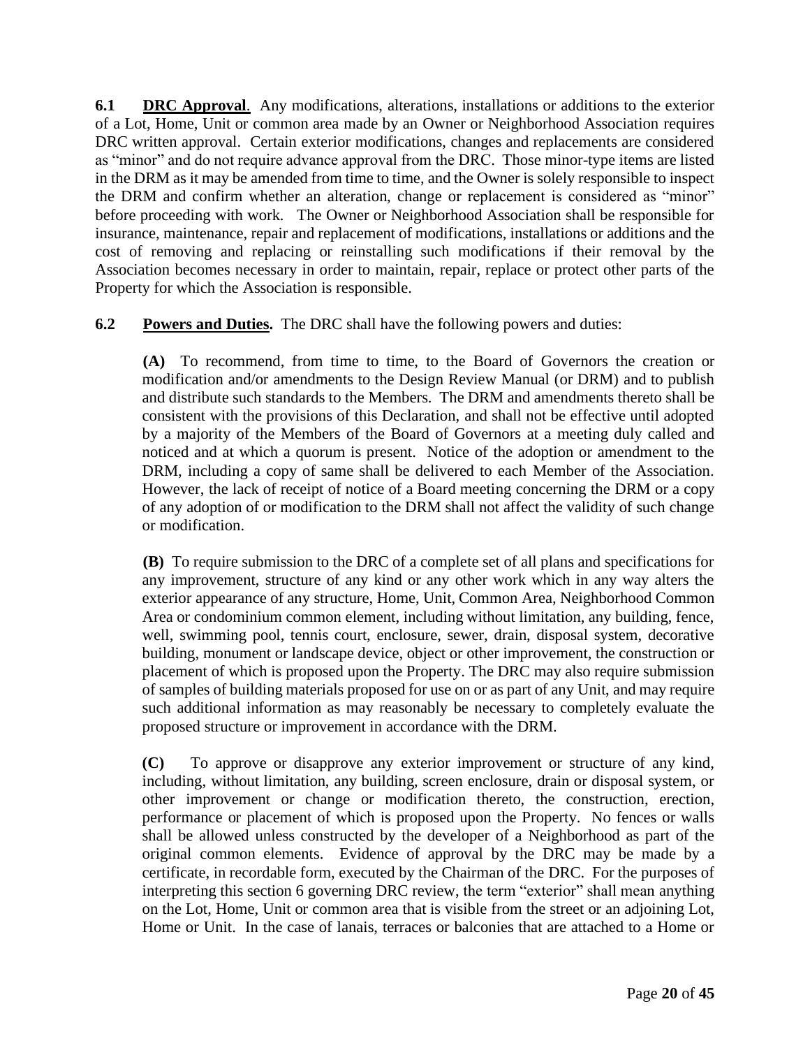**6.1 DRC Approval**. Any modifications, alterations, installations or additions to the exterior of a Lot, Home, Unit or common area made by an Owner or Neighborhood Association requires DRC written approval. Certain exterior modifications, changes and replacements are considered as "minor" and do not require advance approval from the DRC. Those minor-type items are listed in the DRM as it may be amended from time to time, and the Owner is solely responsible to inspect the DRM and confirm whether an alteration, change or replacement is considered as "minor" before proceeding with work. The Owner or Neighborhood Association shall be responsible for insurance, maintenance, repair and replacement of modifications, installations or additions and the cost of removing and replacing or reinstalling such modifications if their removal by the Association becomes necessary in order to maintain, repair, replace or protect other parts of the Property for which the Association is responsible.

**6.2 Powers and Duties.** The DRC shall have the following powers and duties:

**(A)** To recommend, from time to time, to the Board of Governors the creation or modification and/or amendments to the Design Review Manual (or DRM) and to publish and distribute such standards to the Members. The DRM and amendments thereto shall be consistent with the provisions of this Declaration, and shall not be effective until adopted by a majority of the Members of the Board of Governors at a meeting duly called and noticed and at which a quorum is present. Notice of the adoption or amendment to the DRM, including a copy of same shall be delivered to each Member of the Association. However, the lack of receipt of notice of a Board meeting concerning the DRM or a copy of any adoption of or modification to the DRM shall not affect the validity of such change or modification.

**(B)** To require submission to the DRC of a complete set of all plans and specifications for any improvement, structure of any kind or any other work which in any way alters the exterior appearance of any structure, Home, Unit, Common Area, Neighborhood Common Area or condominium common element, including without limitation, any building, fence, well, swimming pool, tennis court, enclosure, sewer, drain, disposal system, decorative building, monument or landscape device, object or other improvement, the construction or placement of which is proposed upon the Property. The DRC may also require submission of samples of building materials proposed for use on or as part of any Unit, and may require such additional information as may reasonably be necessary to completely evaluate the proposed structure or improvement in accordance with the DRM.

**(C)** To approve or disapprove any exterior improvement or structure of any kind, including, without limitation, any building, screen enclosure, drain or disposal system, or other improvement or change or modification thereto, the construction, erection, performance or placement of which is proposed upon the Property. No fences or walls shall be allowed unless constructed by the developer of a Neighborhood as part of the original common elements. Evidence of approval by the DRC may be made by a certificate, in recordable form, executed by the Chairman of the DRC. For the purposes of interpreting this section 6 governing DRC review, the term "exterior" shall mean anything on the Lot, Home, Unit or common area that is visible from the street or an adjoining Lot, Home or Unit. In the case of lanais, terraces or balconies that are attached to a Home or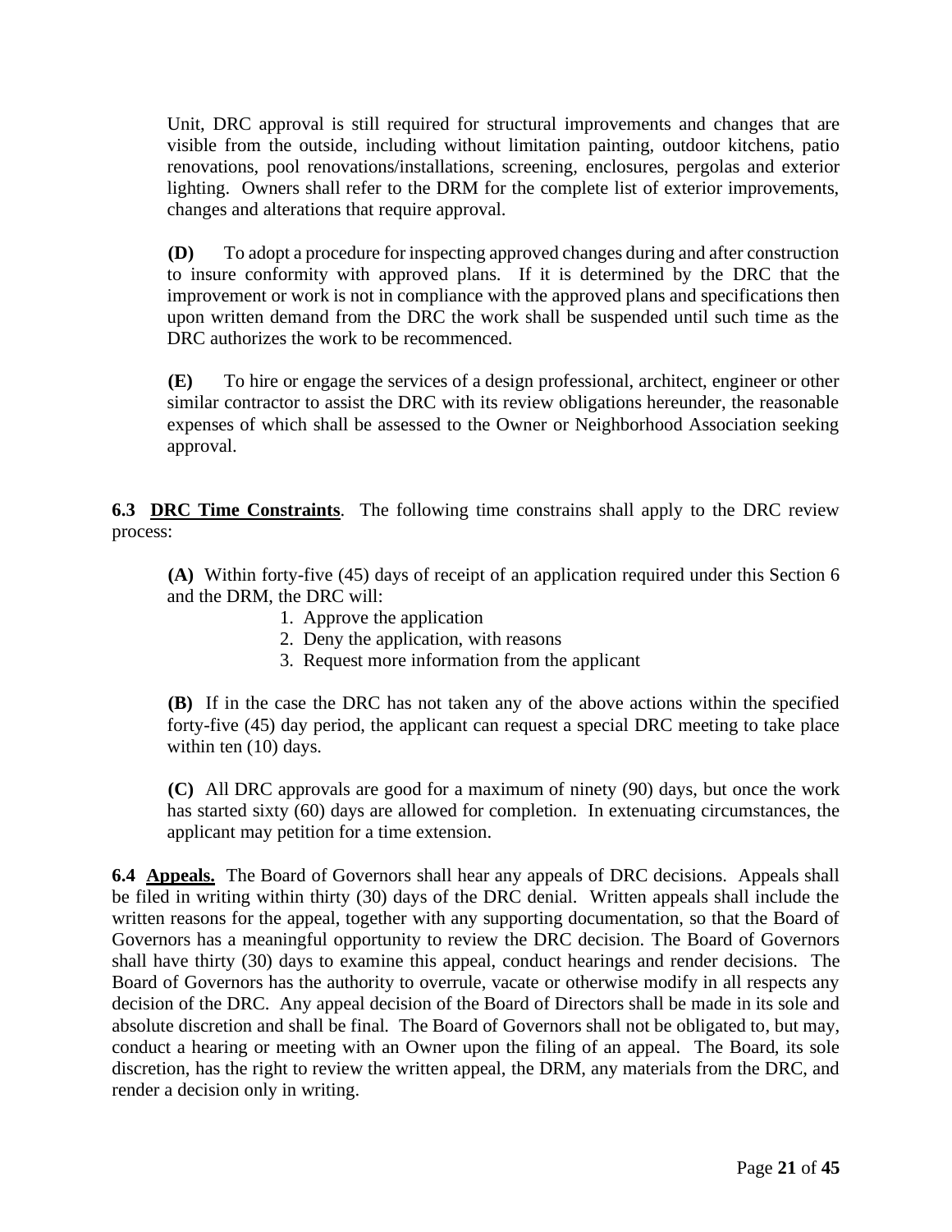Unit, DRC approval is still required for structural improvements and changes that are visible from the outside, including without limitation painting, outdoor kitchens, patio renovations, pool renovations/installations, screening, enclosures, pergolas and exterior lighting. Owners shall refer to the DRM for the complete list of exterior improvements, changes and alterations that require approval.

**(D)** To adopt a procedure for inspecting approved changes during and after construction to insure conformity with approved plans. If it is determined by the DRC that the improvement or work is not in compliance with the approved plans and specifications then upon written demand from the DRC the work shall be suspended until such time as the DRC authorizes the work to be recommenced.

**(E)** To hire or engage the services of a design professional, architect, engineer or other similar contractor to assist the DRC with its review obligations hereunder, the reasonable expenses of which shall be assessed to the Owner or Neighborhood Association seeking approval.

**6.3 <u>DRC Time Constraints</u>**. The following time constrains shall apply to the DRC review process:

**(A)** Within forty-five (45) days of receipt of an application required under this Section 6 and the DRM, the DRC will:

1. Approve the application
2. Deny the application, with reasons
3. Request more information from the applicant

**(B)** If in the case the DRC has not taken any of the above actions within the specified forty-five (45) day period, the applicant can request a special DRC meeting to take place within ten (10) days.

**(C)** All DRC approvals are good for a maximum of ninety (90) days, but once the work has started sixty (60) days are allowed for completion. In extenuating circumstances, the applicant may petition for a time extension.

**6.4 <u>Appeals.</u>** The Board of Governors shall hear any appeals of DRC decisions. Appeals shall be filed in writing within thirty (30) days of the DRC denial. Written appeals shall include the written reasons for the appeal, together with any supporting documentation, so that the Board of Governors has a meaningful opportunity to review the DRC decision. The Board of Governors shall have thirty (30) days to examine this appeal, conduct hearings and render decisions. The Board of Governors has the authority to overrule, vacate or otherwise modify in all respects any decision of the DRC. Any appeal decision of the Board of Directors shall be made in its sole and absolute discretion and shall be final. The Board of Governors shall not be obligated to, but may, conduct a hearing or meeting with an Owner upon the filing of an appeal. The Board, its sole discretion, has the right to review the written appeal, the DRM, any materials from the DRC, and render a decision only in writing.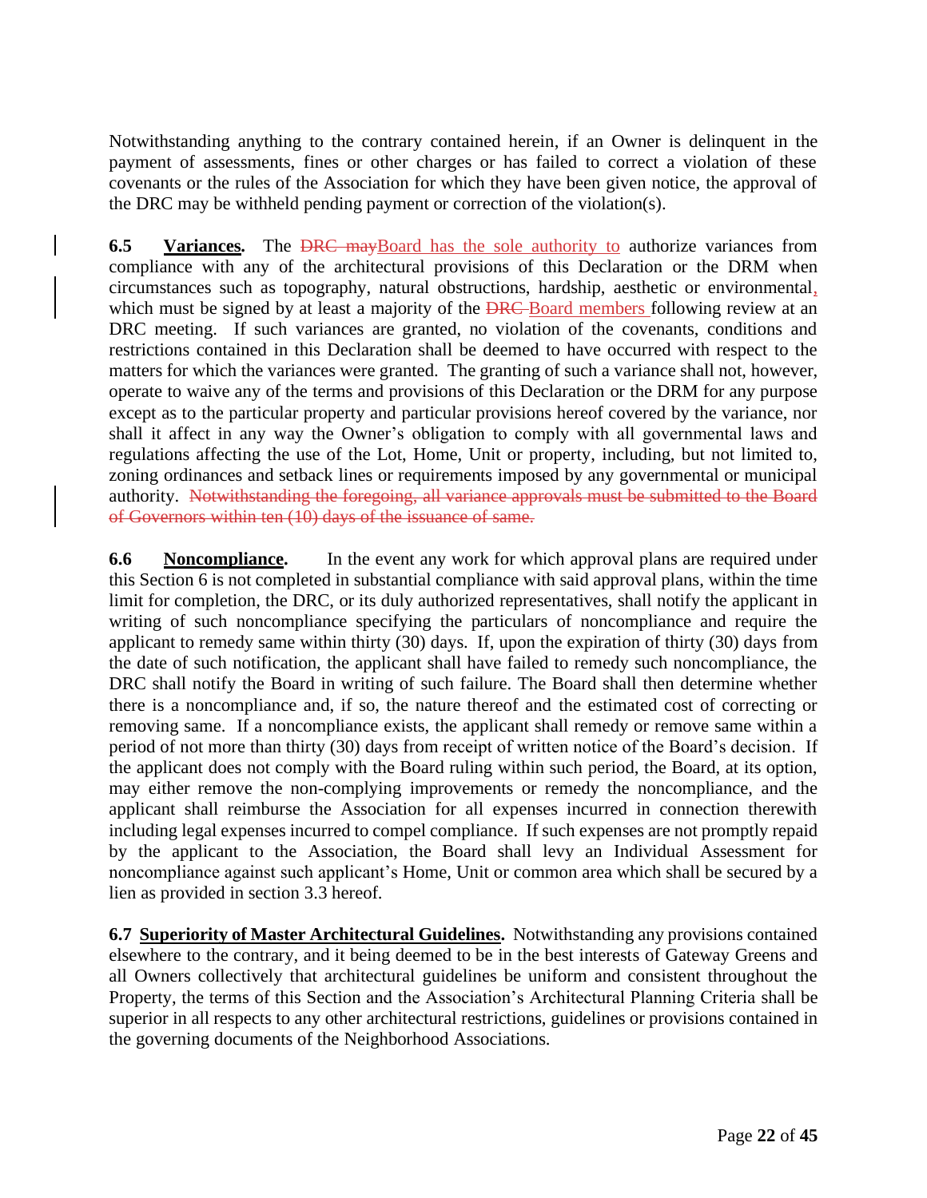Notwithstanding anything to the contrary contained herein, if an Owner is delinquent in the payment of assessments, fines or other charges or has failed to correct a violation of these covenants or the rules of the Association for which they have been given notice, the approval of the DRC may be withheld pending payment or correction of the violation(s).

**6.5 Variances.** The ~~DRC may~~Board has the sole authority to authorize variances from compliance with any of the architectural provisions of this Declaration or the DRM when circumstances such as topography, natural obstructions, hardship, aesthetic or environmental, which must be signed by at least a majority of the ~~DRC~~ Board members following review at an DRC meeting. If such variances are granted, no violation of the covenants, conditions and restrictions contained in this Declaration shall be deemed to have occurred with respect to the matters for which the variances were granted. The granting of such a variance shall not, however, operate to waive any of the terms and provisions of this Declaration or the DRM for any purpose except as to the particular property and particular provisions hereof covered by the variance, nor shall it affect in any way the Owner's obligation to comply with all governmental laws and regulations affecting the use of the Lot, Home, Unit or property, including, but not limited to, zoning ordinances and setback lines or requirements imposed by any governmental or municipal authority. ~~Notwithstanding the foregoing, all variance approvals must be submitted to the Board of Governors within ten (10) days of the issuance of same.~~

**6.6 Noncompliance.** In the event any work for which approval plans are required under this Section 6 is not completed in substantial compliance with said approval plans, within the time limit for completion, the DRC, or its duly authorized representatives, shall notify the applicant in writing of such noncompliance specifying the particulars of noncompliance and require the applicant to remedy same within thirty (30) days. If, upon the expiration of thirty (30) days from the date of such notification, the applicant shall have failed to remedy such noncompliance, the DRC shall notify the Board in writing of such failure. The Board shall then determine whether there is a noncompliance and, if so, the nature thereof and the estimated cost of correcting or removing same. If a noncompliance exists, the applicant shall remedy or remove same within a period of not more than thirty (30) days from receipt of written notice of the Board's decision. If the applicant does not comply with the Board ruling within such period, the Board, at its option, may either remove the non-complying improvements or remedy the noncompliance, and the applicant shall reimburse the Association for all expenses incurred in connection therewith including legal expenses incurred to compel compliance. If such expenses are not promptly repaid by the applicant to the Association, the Board shall levy an Individual Assessment for noncompliance against such applicant's Home, Unit or common area which shall be secured by a lien as provided in section 3.3 hereof.

**6.7 Superiority of Master Architectural Guidelines.** Notwithstanding any provisions contained elsewhere to the contrary, and it being deemed to be in the best interests of Gateway Greens and all Owners collectively that architectural guidelines be uniform and consistent throughout the Property, the terms of this Section and the Association's Architectural Planning Criteria shall be superior in all respects to any other architectural restrictions, guidelines or provisions contained in the governing documents of the Neighborhood Associations.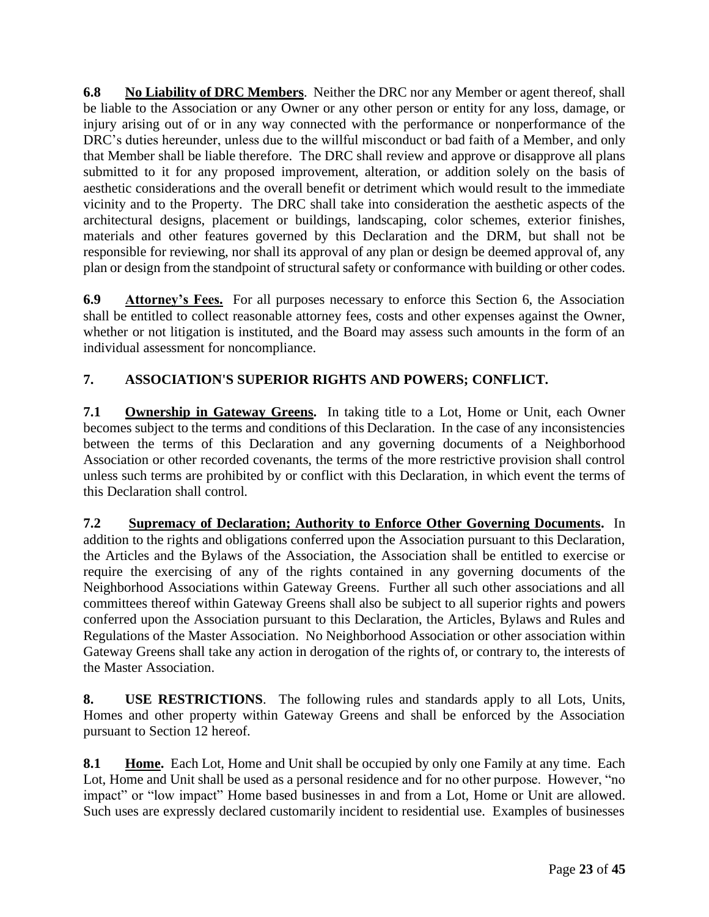**6.8 No Liability of DRC Members**. Neither the DRC nor any Member or agent thereof, shall be liable to the Association or any Owner or any other person or entity for any loss, damage, or injury arising out of or in any way connected with the performance or nonperformance of the DRC's duties hereunder, unless due to the willful misconduct or bad faith of a Member, and only that Member shall be liable therefore. The DRC shall review and approve or disapprove all plans submitted to it for any proposed improvement, alteration, or addition solely on the basis of aesthetic considerations and the overall benefit or detriment which would result to the immediate vicinity and to the Property. The DRC shall take into consideration the aesthetic aspects of the architectural designs, placement or buildings, landscaping, color schemes, exterior finishes, materials and other features governed by this Declaration and the DRM, but shall not be responsible for reviewing, nor shall its approval of any plan or design be deemed approval of, any plan or design from the standpoint of structural safety or conformance with building or other codes.

**6.9 Attorney's Fees.** For all purposes necessary to enforce this Section 6, the Association shall be entitled to collect reasonable attorney fees, costs and other expenses against the Owner, whether or not litigation is instituted, and the Board may assess such amounts in the form of an individual assessment for noncompliance.

## 7. ASSOCIATION'S SUPERIOR RIGHTS AND POWERS; CONFLICT.

**7.1 Ownership in Gateway Greens.** In taking title to a Lot, Home or Unit, each Owner becomes subject to the terms and conditions of this Declaration. In the case of any inconsistencies between the terms of this Declaration and any governing documents of a Neighborhood Association or other recorded covenants, the terms of the more restrictive provision shall control unless such terms are prohibited by or conflict with this Declaration, in which event the terms of this Declaration shall control.

**7.2 Supremacy of Declaration; Authority to Enforce Other Governing Documents.** In addition to the rights and obligations conferred upon the Association pursuant to this Declaration, the Articles and the Bylaws of the Association, the Association shall be entitled to exercise or require the exercising of any of the rights contained in any governing documents of the Neighborhood Associations within Gateway Greens. Further all such other associations and all committees thereof within Gateway Greens shall also be subject to all superior rights and powers conferred upon the Association pursuant to this Declaration, the Articles, Bylaws and Rules and Regulations of the Master Association. No Neighborhood Association or other association within Gateway Greens shall take any action in derogation of the rights of, or contrary to, the interests of the Master Association.

**8. USE RESTRICTIONS**. The following rules and standards apply to all Lots, Units, Homes and other property within Gateway Greens and shall be enforced by the Association pursuant to Section 12 hereof.

**8.1 Home.** Each Lot, Home and Unit shall be occupied by only one Family at any time. Each Lot, Home and Unit shall be used as a personal residence and for no other purpose. However, "no impact" or "low impact" Home based businesses in and from a Lot, Home or Unit are allowed. Such uses are expressly declared customarily incident to residential use. Examples of businesses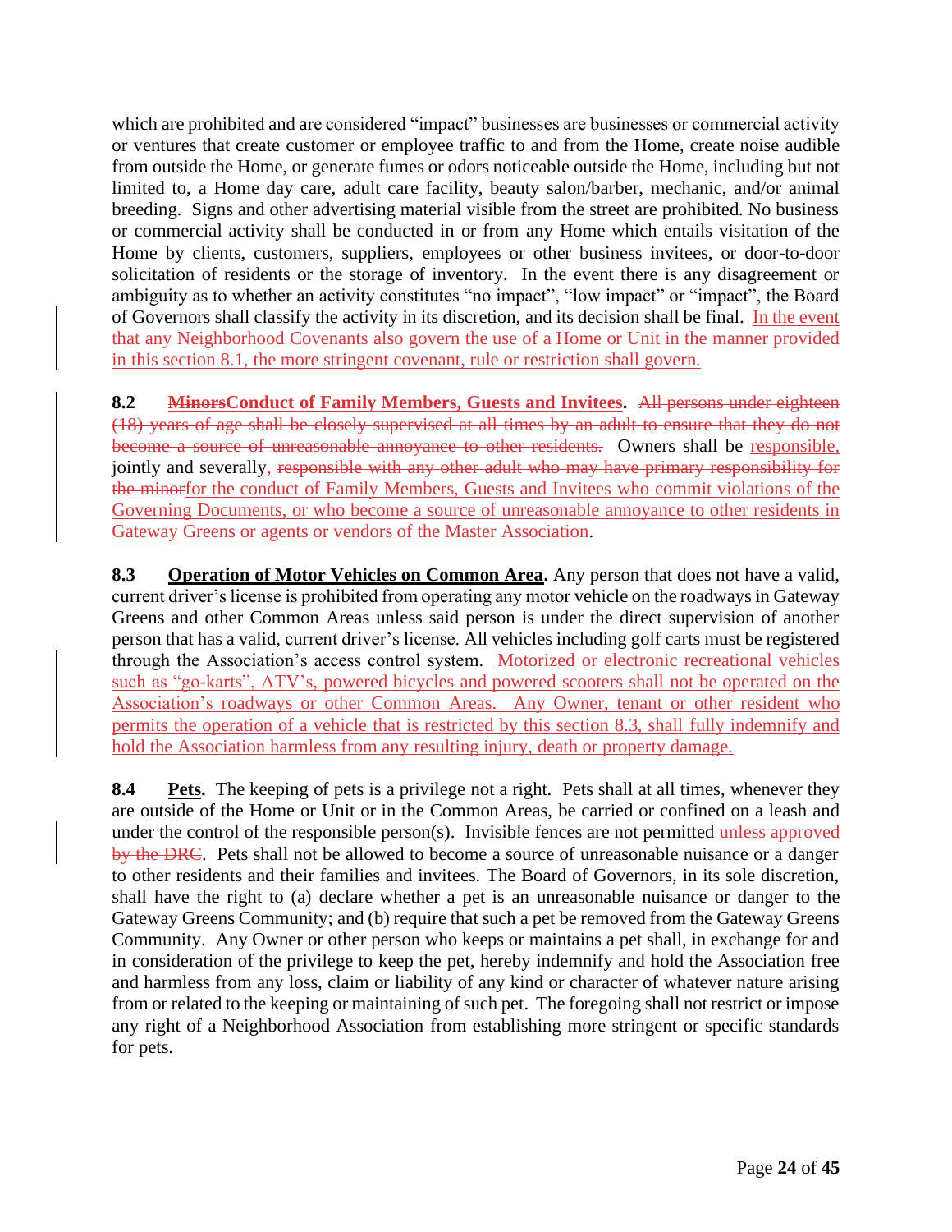which are prohibited and are considered "impact" businesses are businesses or commercial activity or ventures that create customer or employee traffic to and from the Home, create noise audible from outside the Home, or generate fumes or odors noticeable outside the Home, including but not limited to, a Home day care, adult care facility, beauty salon/barber, mechanic, and/or animal breeding. Signs and other advertising material visible from the street are prohibited. No business or commercial activity shall be conducted in or from any Home which entails visitation of the Home by clients, customers, suppliers, employees or other business invitees, or door-to-door solicitation of residents or the storage of inventory. In the event there is any disagreement or ambiguity as to whether an activity constitutes "no impact", "low impact" or "impact", the Board of Governors shall classify the activity in its discretion, and its decision shall be final. In the event that any Neighborhood Covenants also govern the use of a Home or Unit in the manner provided in this section 8.1, the more stringent covenant, rule or restriction shall govern.

**8.2 ~~Minors~~Conduct of Family Members, Guests and Invitees.** ~~All persons under eighteen (18) years of age shall be closely supervised at all times by an adult to ensure that they do not become a source of unreasonable annoyance to other residents.~~ Owners shall be responsible, jointly and severally, ~~responsible with any other adult who may have primary responsibility for the minor~~for the conduct of Family Members, Guests and Invitees who commit violations of the Governing Documents, or who become a source of unreasonable annoyance to other residents in Gateway Greens or agents or vendors of the Master Association.

**8.3 Operation of Motor Vehicles on Common Area.** Any person that does not have a valid, current driver's license is prohibited from operating any motor vehicle on the roadways in Gateway Greens and other Common Areas unless said person is under the direct supervision of another person that has a valid, current driver's license. All vehicles including golf carts must be registered through the Association's access control system. Motorized or electronic recreational vehicles such as "go-karts", ATV's, powered bicycles and powered scooters shall not be operated on the Association's roadways or other Common Areas. Any Owner, tenant or other resident who permits the operation of a vehicle that is restricted by this section 8.3, shall fully indemnify and hold the Association harmless from any resulting injury, death or property damage.

**8.4 Pets.** The keeping of pets is a privilege not a right. Pets shall at all times, whenever they are outside of the Home or Unit or in the Common Areas, be carried or confined on a leash and under the control of the responsible person(s). Invisible fences are not permitted ~~unless approved by the DRC~~. Pets shall not be allowed to become a source of unreasonable nuisance or a danger to other residents and their families and invitees. The Board of Governors, in its sole discretion, shall have the right to (a) declare whether a pet is an unreasonable nuisance or danger to the Gateway Greens Community; and (b) require that such a pet be removed from the Gateway Greens Community. Any Owner or other person who keeps or maintains a pet shall, in exchange for and in consideration of the privilege to keep the pet, hereby indemnify and hold the Association free and harmless from any loss, claim or liability of any kind or character of whatever nature arising from or related to the keeping or maintaining of such pet. The foregoing shall not restrict or impose any right of a Neighborhood Association from establishing more stringent or specific standards for pets.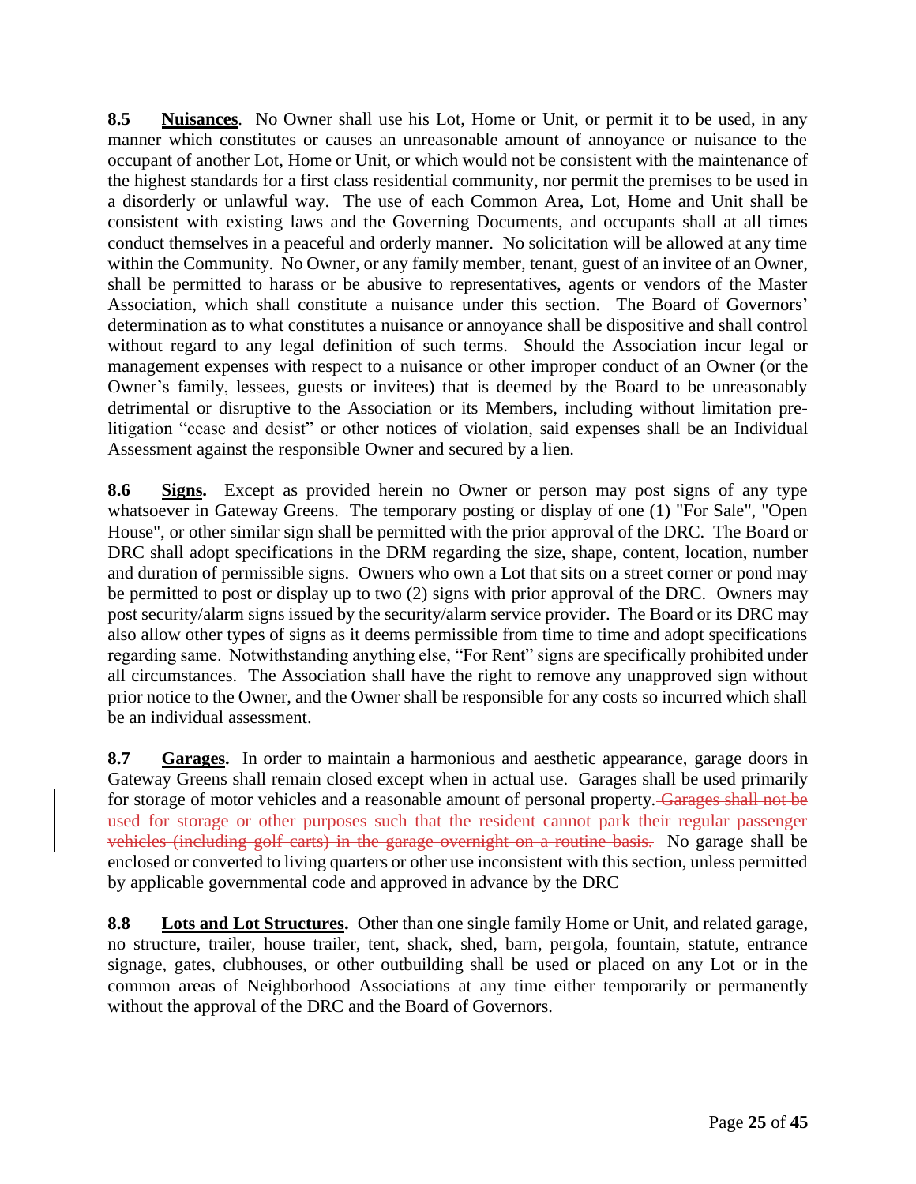**8.5 Nuisances**. No Owner shall use his Lot, Home or Unit, or permit it to be used, in any manner which constitutes or causes an unreasonable amount of annoyance or nuisance to the occupant of another Lot, Home or Unit, or which would not be consistent with the maintenance of the highest standards for a first class residential community, nor permit the premises to be used in a disorderly or unlawful way. The use of each Common Area, Lot, Home and Unit shall be consistent with existing laws and the Governing Documents, and occupants shall at all times conduct themselves in a peaceful and orderly manner. No solicitation will be allowed at any time within the Community. No Owner, or any family member, tenant, guest of an invitee of an Owner, shall be permitted to harass or be abusive to representatives, agents or vendors of the Master Association, which shall constitute a nuisance under this section. The Board of Governors' determination as to what constitutes a nuisance or annoyance shall be dispositive and shall control without regard to any legal definition of such terms. Should the Association incur legal or management expenses with respect to a nuisance or other improper conduct of an Owner (or the Owner's family, lessees, guests or invitees) that is deemed by the Board to be unreasonably detrimental or disruptive to the Association or its Members, including without limitation pre-litigation "cease and desist" or other notices of violation, said expenses shall be an Individual Assessment against the responsible Owner and secured by a lien.

**8.6 Signs.** Except as provided herein no Owner or person may post signs of any type whatsoever in Gateway Greens. The temporary posting or display of one (1) "For Sale", "Open House", or other similar sign shall be permitted with the prior approval of the DRC. The Board or DRC shall adopt specifications in the DRM regarding the size, shape, content, location, number and duration of permissible signs. Owners who own a Lot that sits on a street corner or pond may be permitted to post or display up to two (2) signs with prior approval of the DRC. Owners may post security/alarm signs issued by the security/alarm service provider. The Board or its DRC may also allow other types of signs as it deems permissible from time to time and adopt specifications regarding same. Notwithstanding anything else, "For Rent" signs are specifically prohibited under all circumstances. The Association shall have the right to remove any unapproved sign without prior notice to the Owner, and the Owner shall be responsible for any costs so incurred which shall be an individual assessment.

**8.7 Garages.** In order to maintain a harmonious and aesthetic appearance, garage doors in Gateway Greens shall remain closed except when in actual use. Garages shall be used primarily for storage of motor vehicles and a reasonable amount of personal property. ~~Garages shall not be used for storage or other purposes such that the resident cannot park their regular passenger vehicles (including golf carts) in the garage overnight on a routine basis.~~ No garage shall be enclosed or converted to living quarters or other use inconsistent with this section, unless permitted by applicable governmental code and approved in advance by the DRC

**8.8 Lots and Lot Structures.** Other than one single family Home or Unit, and related garage, no structure, trailer, house trailer, tent, shack, shed, barn, pergola, fountain, statute, entrance signage, gates, clubhouses, or other outbuilding shall be used or placed on any Lot or in the common areas of Neighborhood Associations at any time either temporarily or permanently without the approval of the DRC and the Board of Governors.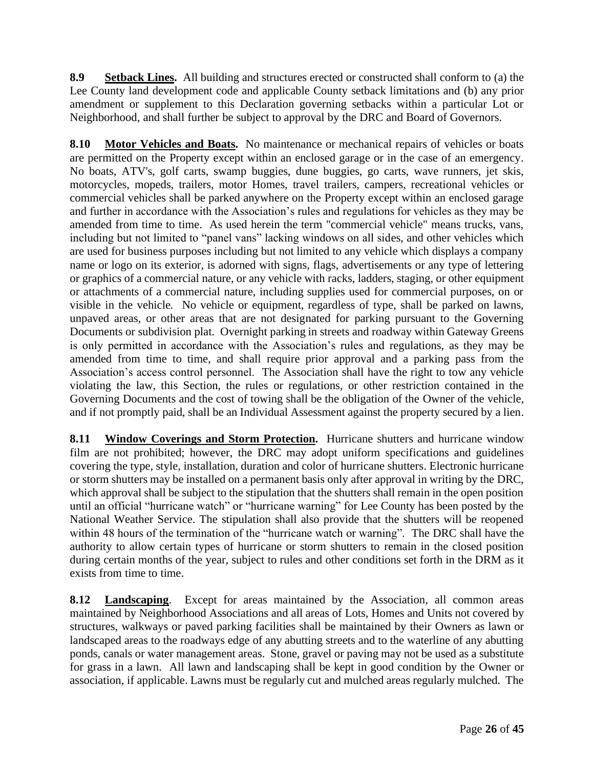**8.9 <u>Setback Lines</u>.** All building and structures erected or constructed shall conform to (a) the Lee County land development code and applicable County setback limitations and (b) any prior amendment or supplement to this Declaration governing setbacks within a particular Lot or Neighborhood, and shall further be subject to approval by the DRC and Board of Governors.

**8.10 <u>Motor Vehicles and Boats</u>.** No maintenance or mechanical repairs of vehicles or boats are permitted on the Property except within an enclosed garage or in the case of an emergency. No boats, ATV's, golf carts, swamp buggies, dune buggies, go carts, wave runners, jet skis, motorcycles, mopeds, trailers, motor Homes, travel trailers, campers, recreational vehicles or commercial vehicles shall be parked anywhere on the Property except within an enclosed garage and further in accordance with the Association's rules and regulations for vehicles as they may be amended from time to time. As used herein the term "commercial vehicle" means trucks, vans, including but not limited to "panel vans" lacking windows on all sides, and other vehicles which are used for business purposes including but not limited to any vehicle which displays a company name or logo on its exterior, is adorned with signs, flags, advertisements or any type of lettering or graphics of a commercial nature, or any vehicle with racks, ladders, staging, or other equipment or attachments of a commercial nature, including supplies used for commercial purposes, on or visible in the vehicle. No vehicle or equipment, regardless of type, shall be parked on lawns, unpaved areas, or other areas that are not designated for parking pursuant to the Governing Documents or subdivision plat. Overnight parking in streets and roadway within Gateway Greens is only permitted in accordance with the Association's rules and regulations, as they may be amended from time to time, and shall require prior approval and a parking pass from the Association's access control personnel. The Association shall have the right to tow any vehicle violating the law, this Section, the rules or regulations, or other restriction contained in the Governing Documents and the cost of towing shall be the obligation of the Owner of the vehicle, and if not promptly paid, shall be an Individual Assessment against the property secured by a lien.

**8.11 <u>Window Coverings and Storm Protection</u>.** Hurricane shutters and hurricane window film are not prohibited; however, the DRC may adopt uniform specifications and guidelines covering the type, style, installation, duration and color of hurricane shutters. Electronic hurricane or storm shutters may be installed on a permanent basis only after approval in writing by the DRC, which approval shall be subject to the stipulation that the shutters shall remain in the open position until an official "hurricane watch" or "hurricane warning" for Lee County has been posted by the National Weather Service. The stipulation shall also provide that the shutters will be reopened within 48 hours of the termination of the "hurricane watch or warning". The DRC shall have the authority to allow certain types of hurricane or storm shutters to remain in the closed position during certain months of the year, subject to rules and other conditions set forth in the DRM as it exists from time to time.

**8.12 <u>Landscaping</u>.** Except for areas maintained by the Association, all common areas maintained by Neighborhood Associations and all areas of Lots, Homes and Units not covered by structures, walkways or paved parking facilities shall be maintained by their Owners as lawn or landscaped areas to the roadways edge of any abutting streets and to the waterline of any abutting ponds, canals or water management areas. Stone, gravel or paving may not be used as a substitute for grass in a lawn. All lawn and landscaping shall be kept in good condition by the Owner or association, if applicable. Lawns must be regularly cut and mulched areas regularly mulched. The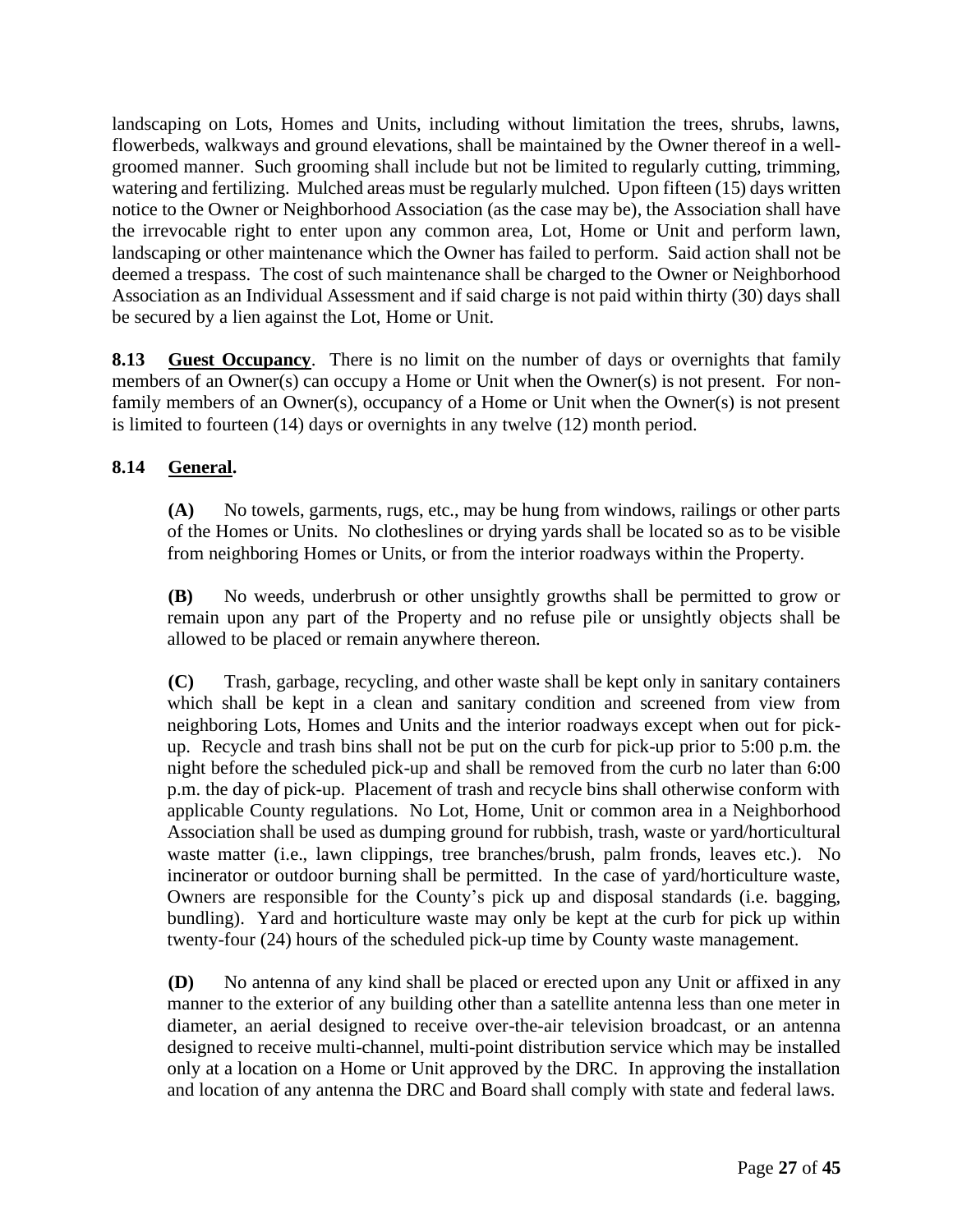landscaping on Lots, Homes and Units, including without limitation the trees, shrubs, lawns, flowerbeds, walkways and ground elevations, shall be maintained by the Owner thereof in a well-groomed manner. Such grooming shall include but not be limited to regularly cutting, trimming, watering and fertilizing. Mulched areas must be regularly mulched. Upon fifteen (15) days written notice to the Owner or Neighborhood Association (as the case may be), the Association shall have the irrevocable right to enter upon any common area, Lot, Home or Unit and perform lawn, landscaping or other maintenance which the Owner has failed to perform. Said action shall not be deemed a trespass. The cost of such maintenance shall be charged to the Owner or Neighborhood Association as an Individual Assessment and if said charge is not paid within thirty (30) days shall be secured by a lien against the Lot, Home or Unit.

**8.13** **Guest Occupancy**. There is no limit on the number of days or overnights that family members of an Owner(s) can occupy a Home or Unit when the Owner(s) is not present. For non-family members of an Owner(s), occupancy of a Home or Unit when the Owner(s) is not present is limited to fourteen (14) days or overnights in any twelve (12) month period.

**8.14** **General.**

**(A)** No towels, garments, rugs, etc., may be hung from windows, railings or other parts of the Homes or Units. No clotheslines or drying yards shall be located so as to be visible from neighboring Homes or Units, or from the interior roadways within the Property.

**(B)** No weeds, underbrush or other unsightly growths shall be permitted to grow or remain upon any part of the Property and no refuse pile or unsightly objects shall be allowed to be placed or remain anywhere thereon.

**(C)** Trash, garbage, recycling, and other waste shall be kept only in sanitary containers which shall be kept in a clean and sanitary condition and screened from view from neighboring Lots, Homes and Units and the interior roadways except when out for pick-up. Recycle and trash bins shall not be put on the curb for pick-up prior to 5:00 p.m. the night before the scheduled pick-up and shall be removed from the curb no later than 6:00 p.m. the day of pick-up. Placement of trash and recycle bins shall otherwise conform with applicable County regulations. No Lot, Home, Unit or common area in a Neighborhood Association shall be used as dumping ground for rubbish, trash, waste or yard/horticultural waste matter (i.e., lawn clippings, tree branches/brush, palm fronds, leaves etc.). No incinerator or outdoor burning shall be permitted. In the case of yard/horticulture waste, Owners are responsible for the County's pick up and disposal standards (i.e. bagging, bundling). Yard and horticulture waste may only be kept at the curb for pick up within twenty-four (24) hours of the scheduled pick-up time by County waste management.

**(D)** No antenna of any kind shall be placed or erected upon any Unit or affixed in any manner to the exterior of any building other than a satellite antenna less than one meter in diameter, an aerial designed to receive over-the-air television broadcast, or an antenna designed to receive multi-channel, multi-point distribution service which may be installed only at a location on a Home or Unit approved by the DRC. In approving the installation and location of any antenna the DRC and Board shall comply with state and federal laws.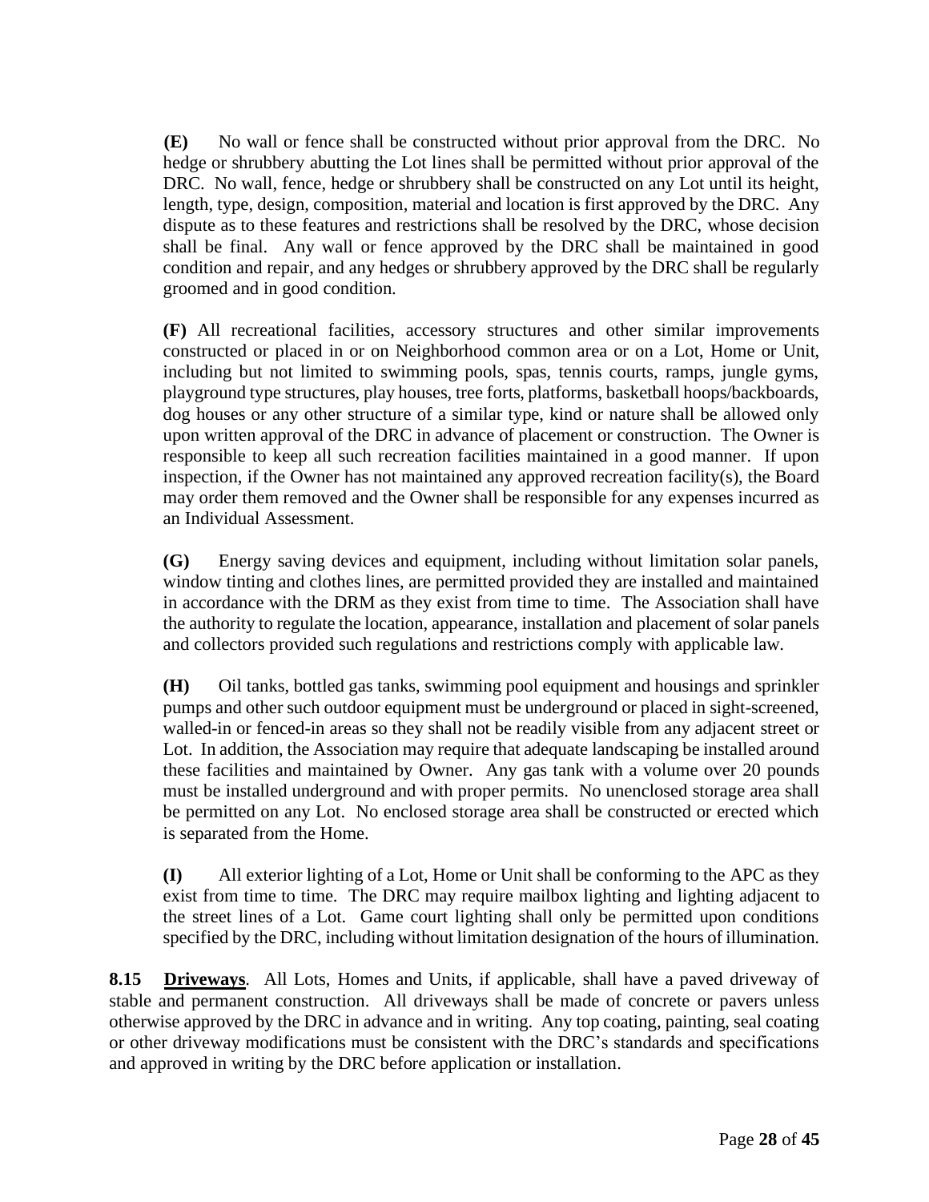**(E)** No wall or fence shall be constructed without prior approval from the DRC. No hedge or shrubbery abutting the Lot lines shall be permitted without prior approval of the DRC. No wall, fence, hedge or shrubbery shall be constructed on any Lot until its height, length, type, design, composition, material and location is first approved by the DRC. Any dispute as to these features and restrictions shall be resolved by the DRC, whose decision shall be final. Any wall or fence approved by the DRC shall be maintained in good condition and repair, and any hedges or shrubbery approved by the DRC shall be regularly groomed and in good condition.

**(F)** All recreational facilities, accessory structures and other similar improvements constructed or placed in or on Neighborhood common area or on a Lot, Home or Unit, including but not limited to swimming pools, spas, tennis courts, ramps, jungle gyms, playground type structures, play houses, tree forts, platforms, basketball hoops/backboards, dog houses or any other structure of a similar type, kind or nature shall be allowed only upon written approval of the DRC in advance of placement or construction. The Owner is responsible to keep all such recreation facilities maintained in a good manner. If upon inspection, if the Owner has not maintained any approved recreation facility(s), the Board may order them removed and the Owner shall be responsible for any expenses incurred as an Individual Assessment.

**(G)** Energy saving devices and equipment, including without limitation solar panels, window tinting and clothes lines, are permitted provided they are installed and maintained in accordance with the DRM as they exist from time to time. The Association shall have the authority to regulate the location, appearance, installation and placement of solar panels and collectors provided such regulations and restrictions comply with applicable law.

**(H)** Oil tanks, bottled gas tanks, swimming pool equipment and housings and sprinkler pumps and other such outdoor equipment must be underground or placed in sight-screened, walled-in or fenced-in areas so they shall not be readily visible from any adjacent street or Lot. In addition, the Association may require that adequate landscaping be installed around these facilities and maintained by Owner. Any gas tank with a volume over 20 pounds must be installed underground and with proper permits. No unenclosed storage area shall be permitted on any Lot. No enclosed storage area shall be constructed or erected which is separated from the Home.

**(I)** All exterior lighting of a Lot, Home or Unit shall be conforming to the APC as they exist from time to time. The DRC may require mailbox lighting and lighting adjacent to the street lines of a Lot. Game court lighting shall only be permitted upon conditions specified by the DRC, including without limitation designation of the hours of illumination.

**8.15 <u>Driveways</u>**. All Lots, Homes and Units, if applicable, shall have a paved driveway of stable and permanent construction. All driveways shall be made of concrete or pavers unless otherwise approved by the DRC in advance and in writing. Any top coating, painting, seal coating or other driveway modifications must be consistent with the DRC's standards and specifications and approved in writing by the DRC before application or installation.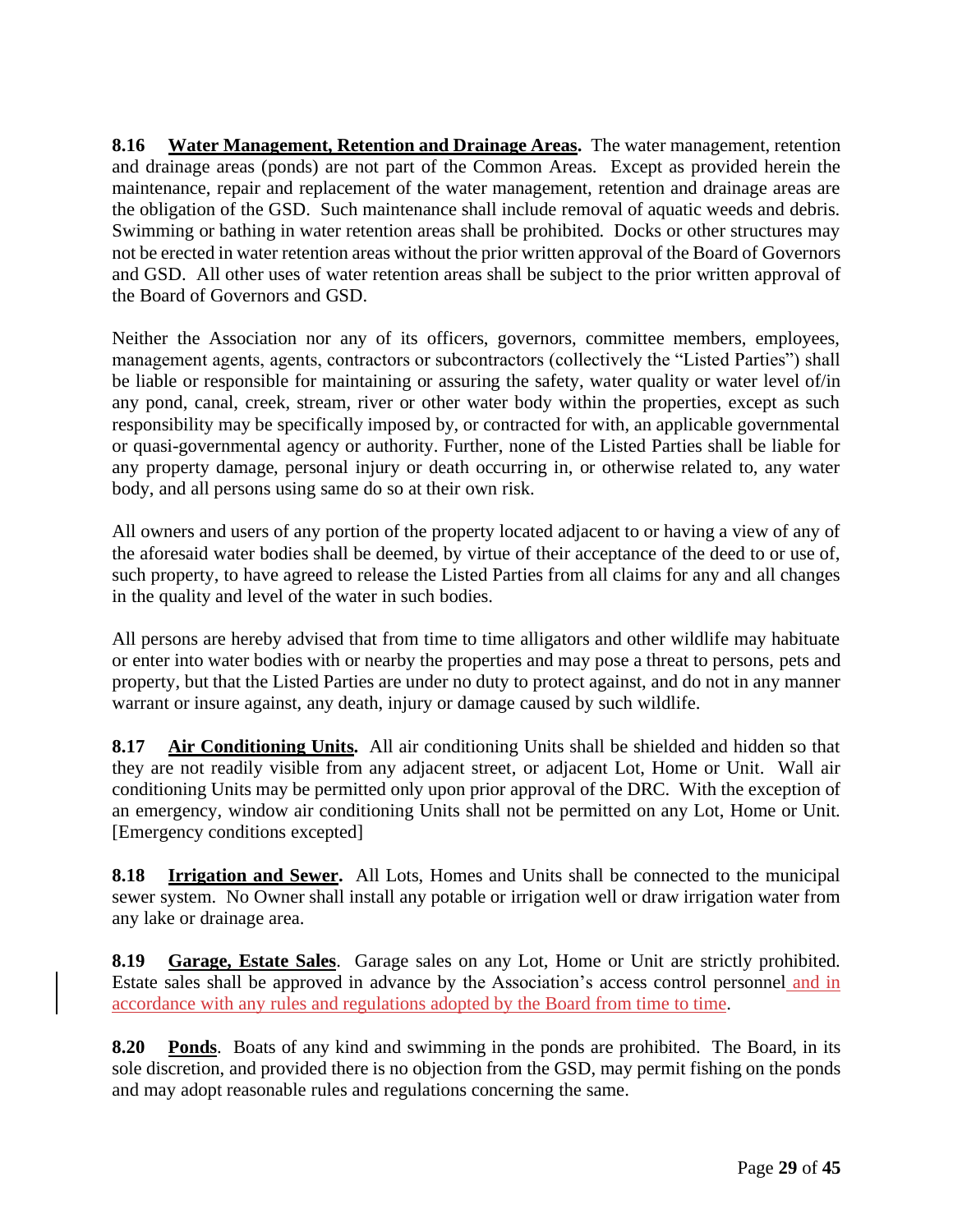**8.16 Water Management, Retention and Drainage Areas.** The water management, retention and drainage areas (ponds) are not part of the Common Areas. Except as provided herein the maintenance, repair and replacement of the water management, retention and drainage areas are the obligation of the GSD. Such maintenance shall include removal of aquatic weeds and debris. Swimming or bathing in water retention areas shall be prohibited. Docks or other structures may not be erected in water retention areas without the prior written approval of the Board of Governors and GSD. All other uses of water retention areas shall be subject to the prior written approval of the Board of Governors and GSD.

Neither the Association nor any of its officers, governors, committee members, employees, management agents, agents, contractors or subcontractors (collectively the "Listed Parties") shall be liable or responsible for maintaining or assuring the safety, water quality or water level of/in any pond, canal, creek, stream, river or other water body within the properties, except as such responsibility may be specifically imposed by, or contracted for with, an applicable governmental or quasi-governmental agency or authority. Further, none of the Listed Parties shall be liable for any property damage, personal injury or death occurring in, or otherwise related to, any water body, and all persons using same do so at their own risk.

All owners and users of any portion of the property located adjacent to or having a view of any of the aforesaid water bodies shall be deemed, by virtue of their acceptance of the deed to or use of, such property, to have agreed to release the Listed Parties from all claims for any and all changes in the quality and level of the water in such bodies.

All persons are hereby advised that from time to time alligators and other wildlife may habituate or enter into water bodies with or nearby the properties and may pose a threat to persons, pets and property, but that the Listed Parties are under no duty to protect against, and do not in any manner warrant or insure against, any death, injury or damage caused by such wildlife.

**8.17 Air Conditioning Units.** All air conditioning Units shall be shielded and hidden so that they are not readily visible from any adjacent street, or adjacent Lot, Home or Unit. Wall air conditioning Units may be permitted only upon prior approval of the DRC. With the exception of an emergency, window air conditioning Units shall not be permitted on any Lot, Home or Unit. [Emergency conditions excepted]

**8.18 Irrigation and Sewer.** All Lots, Homes and Units shall be connected to the municipal sewer system. No Owner shall install any potable or irrigation well or draw irrigation water from any lake or drainage area.

**8.19 Garage, Estate Sales**. Garage sales on any Lot, Home or Unit are strictly prohibited. Estate sales shall be approved in advance by the Association's access control personnel and in accordance with any rules and regulations adopted by the Board from time to time.

**8.20 Ponds**. Boats of any kind and swimming in the ponds are prohibited. The Board, in its sole discretion, and provided there is no objection from the GSD, may permit fishing on the ponds and may adopt reasonable rules and regulations concerning the same.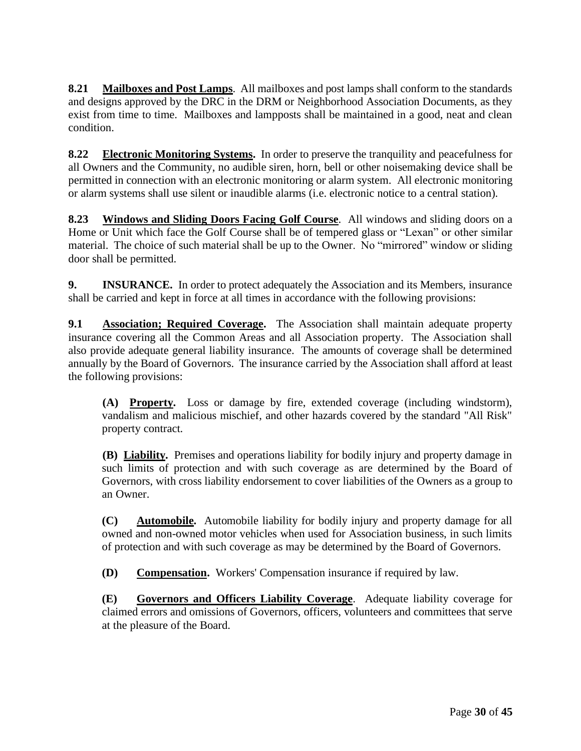**8.21 <u>Mailboxes and Post Lamps</u>**. All mailboxes and post lamps shall conform to the standards and designs approved by the DRC in the DRM or Neighborhood Association Documents, as they exist from time to time. Mailboxes and lampposts shall be maintained in a good, neat and clean condition.

**8.22 <u>Electronic Monitoring Systems</u>.** In order to preserve the tranquility and peacefulness for all Owners and the Community, no audible siren, horn, bell or other noisemaking device shall be permitted in connection with an electronic monitoring or alarm system. All electronic monitoring or alarm systems shall use silent or inaudible alarms (i.e. electronic notice to a central station).

**8.23 <u>Windows and Sliding Doors Facing Golf Course</u>**. All windows and sliding doors on a Home or Unit which face the Golf Course shall be of tempered glass or "Lexan" or other similar material. The choice of such material shall be up to the Owner. No "mirrored" window or sliding door shall be permitted.

**9. INSURANCE.** In order to protect adequately the Association and its Members, insurance shall be carried and kept in force at all times in accordance with the following provisions:

**9.1 <u>Association; Required Coverage</u>.** The Association shall maintain adequate property insurance covering all the Common Areas and all Association property. The Association shall also provide adequate general liability insurance. The amounts of coverage shall be determined annually by the Board of Governors. The insurance carried by the Association shall afford at least the following provisions:

> **(A) <u>Property</u>.** Loss or damage by fire, extended coverage (including windstorm), vandalism and malicious mischief, and other hazards covered by the standard "All Risk" property contract.
>
> **(B) <u>Liability</u>.** Premises and operations liability for bodily injury and property damage in such limits of protection and with such coverage as are determined by the Board of Governors, with cross liability endorsement to cover liabilities of the Owners as a group to an Owner.
>
> **(C) <u>Automobile</u>.** Automobile liability for bodily injury and property damage for all owned and non-owned motor vehicles when used for Association business, in such limits of protection and with such coverage as may be determined by the Board of Governors.
>
> **(D) <u>Compensation</u>.** Workers' Compensation insurance if required by law.
>
> **(E) <u>Governors and Officers Liability Coverage</u>**. Adequate liability coverage for claimed errors and omissions of Governors, officers, volunteers and committees that serve at the pleasure of the Board.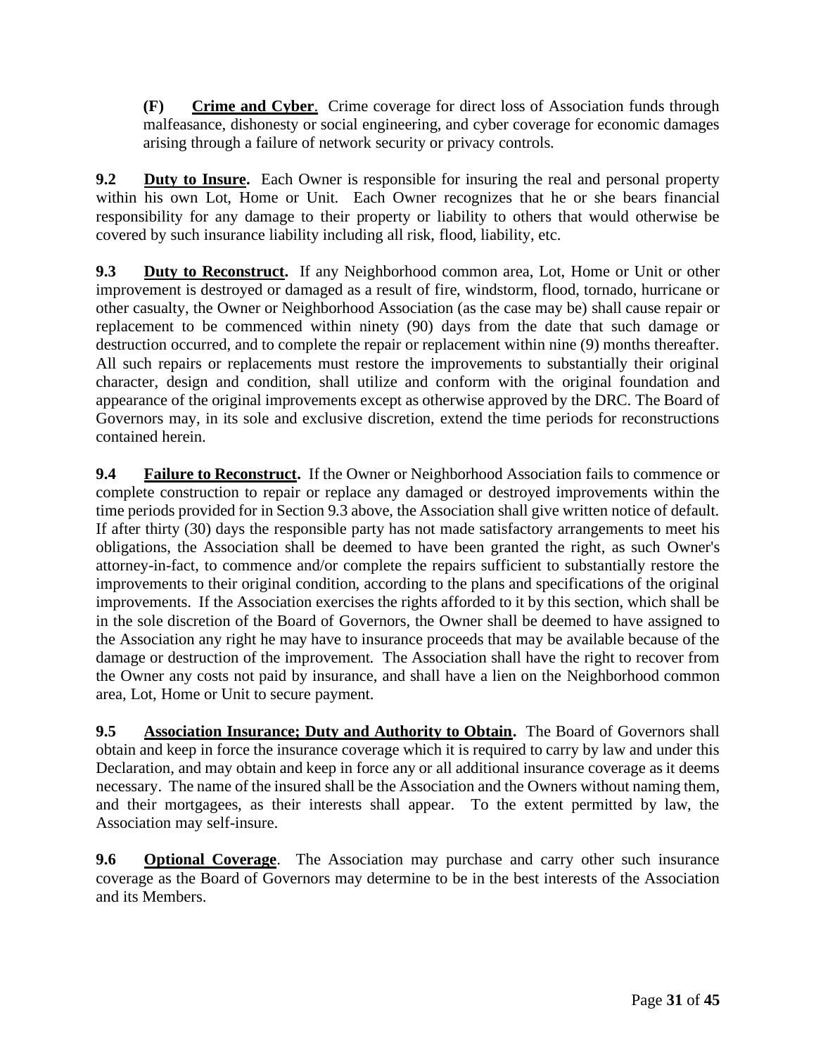**(F)** **Crime and Cyber**. Crime coverage for direct loss of Association funds through malfeasance, dishonesty or social engineering, and cyber coverage for economic damages arising through a failure of network security or privacy controls.

**9.2** **Duty to Insure.** Each Owner is responsible for insuring the real and personal property within his own Lot, Home or Unit. Each Owner recognizes that he or she bears financial responsibility for any damage to their property or liability to others that would otherwise be covered by such insurance liability including all risk, flood, liability, etc.

**9.3** **Duty to Reconstruct.** If any Neighborhood common area, Lot, Home or Unit or other improvement is destroyed or damaged as a result of fire, windstorm, flood, tornado, hurricane or other casualty, the Owner or Neighborhood Association (as the case may be) shall cause repair or replacement to be commenced within ninety (90) days from the date that such damage or destruction occurred, and to complete the repair or replacement within nine (9) months thereafter. All such repairs or replacements must restore the improvements to substantially their original character, design and condition, shall utilize and conform with the original foundation and appearance of the original improvements except as otherwise approved by the DRC. The Board of Governors may, in its sole and exclusive discretion, extend the time periods for reconstructions contained herein.

**9.4** **Failure to Reconstruct.** If the Owner or Neighborhood Association fails to commence or complete construction to repair or replace any damaged or destroyed improvements within the time periods provided for in Section 9.3 above, the Association shall give written notice of default. If after thirty (30) days the responsible party has not made satisfactory arrangements to meet his obligations, the Association shall be deemed to have been granted the right, as such Owner's attorney-in-fact, to commence and/or complete the repairs sufficient to substantially restore the improvements to their original condition, according to the plans and specifications of the original improvements. If the Association exercises the rights afforded to it by this section, which shall be in the sole discretion of the Board of Governors, the Owner shall be deemed to have assigned to the Association any right he may have to insurance proceeds that may be available because of the damage or destruction of the improvement. The Association shall have the right to recover from the Owner any costs not paid by insurance, and shall have a lien on the Neighborhood common area, Lot, Home or Unit to secure payment.

**9.5** **Association Insurance; Duty and Authority to Obtain.** The Board of Governors shall obtain and keep in force the insurance coverage which it is required to carry by law and under this Declaration, and may obtain and keep in force any or all additional insurance coverage as it deems necessary. The name of the insured shall be the Association and the Owners without naming them, and their mortgagees, as their interests shall appear. To the extent permitted by law, the Association may self-insure.

**9.6** **Optional Coverage**. The Association may purchase and carry other such insurance coverage as the Board of Governors may determine to be in the best interests of the Association and its Members.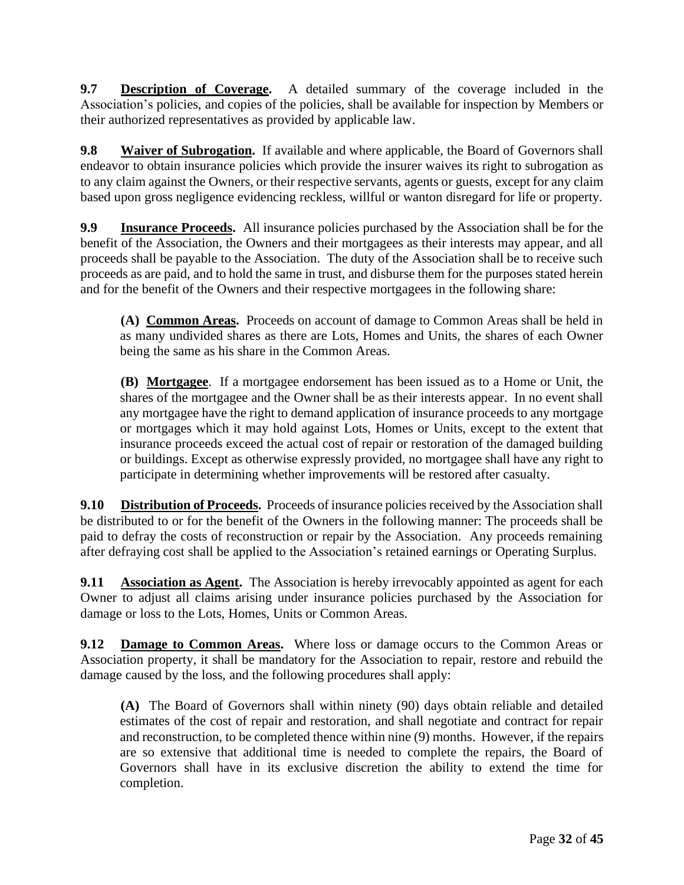**9.7 <u>Description of Coverage</u>.** A detailed summary of the coverage included in the Association's policies, and copies of the policies, shall be available for inspection by Members or their authorized representatives as provided by applicable law.

**9.8 <u>Waiver of Subrogation</u>.** If available and where applicable, the Board of Governors shall endeavor to obtain insurance policies which provide the insurer waives its right to subrogation as to any claim against the Owners, or their respective servants, agents or guests, except for any claim based upon gross negligence evidencing reckless, willful or wanton disregard for life or property.

**9.9 <u>Insurance Proceeds</u>.** All insurance policies purchased by the Association shall be for the benefit of the Association, the Owners and their mortgagees as their interests may appear, and all proceeds shall be payable to the Association. The duty of the Association shall be to receive such proceeds as are paid, and to hold the same in trust, and disburse them for the purposes stated herein and for the benefit of the Owners and their respective mortgagees in the following share:

> **(A) <u>Common Areas</u>.** Proceeds on account of damage to Common Areas shall be held in as many undivided shares as there are Lots, Homes and Units, the shares of each Owner being the same as his share in the Common Areas.
>
> **(B) <u>Mortgagee</u>**. If a mortgagee endorsement has been issued as to a Home or Unit, the shares of the mortgagee and the Owner shall be as their interests appear. In no event shall any mortgagee have the right to demand application of insurance proceeds to any mortgage or mortgages which it may hold against Lots, Homes or Units, except to the extent that insurance proceeds exceed the actual cost of repair or restoration of the damaged building or buildings. Except as otherwise expressly provided, no mortgagee shall have any right to participate in determining whether improvements will be restored after casualty.

**9.10 <u>Distribution of Proceeds</u>.** Proceeds of insurance policies received by the Association shall be distributed to or for the benefit of the Owners in the following manner: The proceeds shall be paid to defray the costs of reconstruction or repair by the Association. Any proceeds remaining after defraying cost shall be applied to the Association's retained earnings or Operating Surplus.

**9.11 <u>Association as Agent</u>.** The Association is hereby irrevocably appointed as agent for each Owner to adjust all claims arising under insurance policies purchased by the Association for damage or loss to the Lots, Homes, Units or Common Areas.

**9.12 <u>Damage to Common Areas</u>.** Where loss or damage occurs to the Common Areas or Association property, it shall be mandatory for the Association to repair, restore and rebuild the damage caused by the loss, and the following procedures shall apply:

> **(A)** The Board of Governors shall within ninety (90) days obtain reliable and detailed estimates of the cost of repair and restoration, and shall negotiate and contract for repair and reconstruction, to be completed thence within nine (9) months. However, if the repairs are so extensive that additional time is needed to complete the repairs, the Board of Governors shall have in its exclusive discretion the ability to extend the time for completion.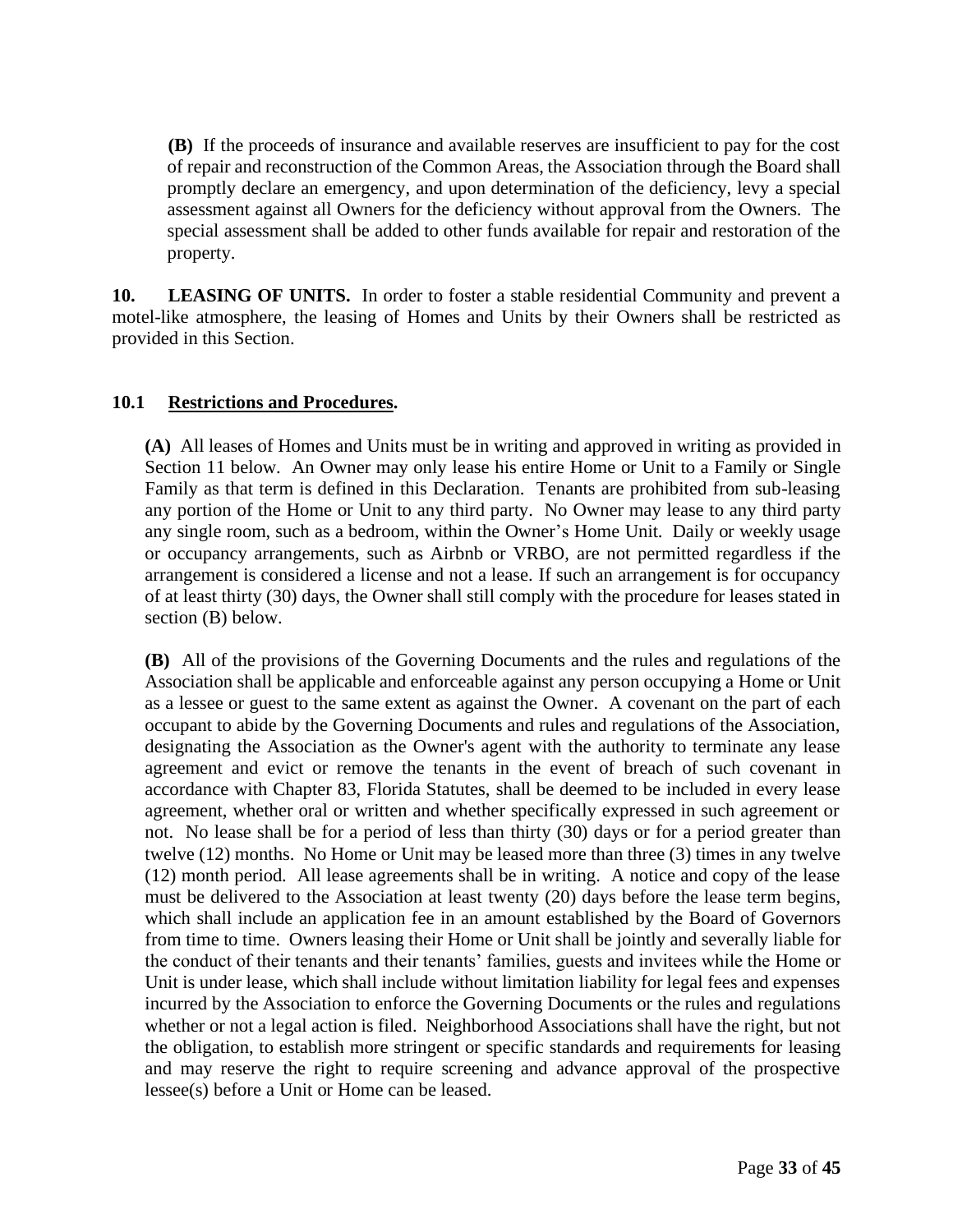**(B)** If the proceeds of insurance and available reserves are insufficient to pay for the cost of repair and reconstruction of the Common Areas, the Association through the Board shall promptly declare an emergency, and upon determination of the deficiency, levy a special assessment against all Owners for the deficiency without approval from the Owners. The special assessment shall be added to other funds available for repair and restoration of the property.

**10. LEASING OF UNITS.** In order to foster a stable residential Community and prevent a motel-like atmosphere, the leasing of Homes and Units by their Owners shall be restricted as provided in this Section.

## 10.1 Restrictions and Procedures.

**(A)** All leases of Homes and Units must be in writing and approved in writing as provided in Section 11 below. An Owner may only lease his entire Home or Unit to a Family or Single Family as that term is defined in this Declaration. Tenants are prohibited from sub-leasing any portion of the Home or Unit to any third party. No Owner may lease to any third party any single room, such as a bedroom, within the Owner's Home Unit. Daily or weekly usage or occupancy arrangements, such as Airbnb or VRBO, are not permitted regardless if the arrangement is considered a license and not a lease. If such an arrangement is for occupancy of at least thirty (30) days, the Owner shall still comply with the procedure for leases stated in section (B) below.

**(B)** All of the provisions of the Governing Documents and the rules and regulations of the Association shall be applicable and enforceable against any person occupying a Home or Unit as a lessee or guest to the same extent as against the Owner. A covenant on the part of each occupant to abide by the Governing Documents and rules and regulations of the Association, designating the Association as the Owner's agent with the authority to terminate any lease agreement and evict or remove the tenants in the event of breach of such covenant in accordance with Chapter 83, Florida Statutes, shall be deemed to be included in every lease agreement, whether oral or written and whether specifically expressed in such agreement or not. No lease shall be for a period of less than thirty (30) days or for a period greater than twelve (12) months. No Home or Unit may be leased more than three (3) times in any twelve (12) month period. All lease agreements shall be in writing. A notice and copy of the lease must be delivered to the Association at least twenty (20) days before the lease term begins, which shall include an application fee in an amount established by the Board of Governors from time to time. Owners leasing their Home or Unit shall be jointly and severally liable for the conduct of their tenants and their tenants' families, guests and invitees while the Home or Unit is under lease, which shall include without limitation liability for legal fees and expenses incurred by the Association to enforce the Governing Documents or the rules and regulations whether or not a legal action is filed. Neighborhood Associations shall have the right, but not the obligation, to establish more stringent or specific standards and requirements for leasing and may reserve the right to require screening and advance approval of the prospective lessee(s) before a Unit or Home can be leased.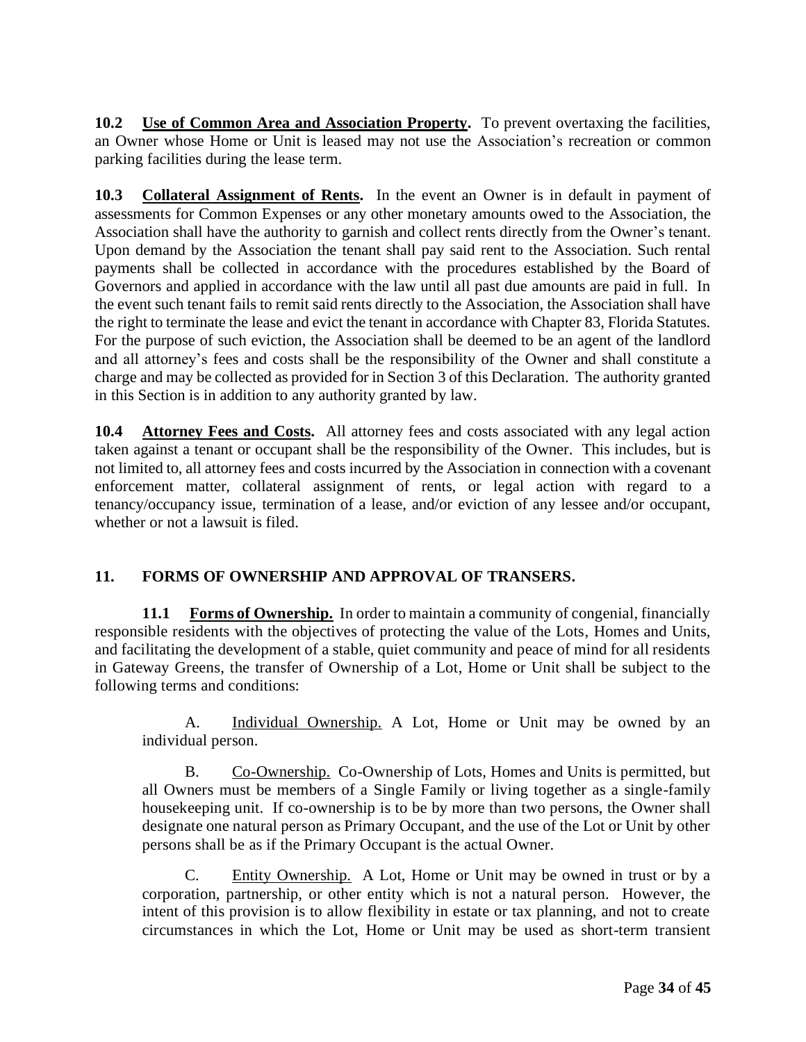**10.2 Use of Common Area and Association Property.** To prevent overtaxing the facilities, an Owner whose Home or Unit is leased may not use the Association's recreation or common parking facilities during the lease term.

**10.3 Collateral Assignment of Rents.** In the event an Owner is in default in payment of assessments for Common Expenses or any other monetary amounts owed to the Association, the Association shall have the authority to garnish and collect rents directly from the Owner's tenant. Upon demand by the Association the tenant shall pay said rent to the Association. Such rental payments shall be collected in accordance with the procedures established by the Board of Governors and applied in accordance with the law until all past due amounts are paid in full. In the event such tenant fails to remit said rents directly to the Association, the Association shall have the right to terminate the lease and evict the tenant in accordance with Chapter 83, Florida Statutes. For the purpose of such eviction, the Association shall be deemed to be an agent of the landlord and all attorney's fees and costs shall be the responsibility of the Owner and shall constitute a charge and may be collected as provided for in Section 3 of this Declaration. The authority granted in this Section is in addition to any authority granted by law.

**10.4 Attorney Fees and Costs.** All attorney fees and costs associated with any legal action taken against a tenant or occupant shall be the responsibility of the Owner. This includes, but is not limited to, all attorney fees and costs incurred by the Association in connection with a covenant enforcement matter, collateral assignment of rents, or legal action with regard to a tenancy/occupancy issue, termination of a lease, and/or eviction of any lessee and/or occupant, whether or not a lawsuit is filed.

## 11. FORMS OF OWNERSHIP AND APPROVAL OF TRANSERS.

**11.1 Forms of Ownership.** In order to maintain a community of congenial, financially responsible residents with the objectives of protecting the value of the Lots, Homes and Units, and facilitating the development of a stable, quiet community and peace of mind for all residents in Gateway Greens, the transfer of Ownership of a Lot, Home or Unit shall be subject to the following terms and conditions:

A. Individual Ownership. A Lot, Home or Unit may be owned by an individual person.

B. Co-Ownership. Co-Ownership of Lots, Homes and Units is permitted, but all Owners must be members of a Single Family or living together as a single-family housekeeping unit. If co-ownership is to be by more than two persons, the Owner shall designate one natural person as Primary Occupant, and the use of the Lot or Unit by other persons shall be as if the Primary Occupant is the actual Owner.

C. Entity Ownership. A Lot, Home or Unit may be owned in trust or by a corporation, partnership, or other entity which is not a natural person. However, the intent of this provision is to allow flexibility in estate or tax planning, and not to create circumstances in which the Lot, Home or Unit may be used as short-term transient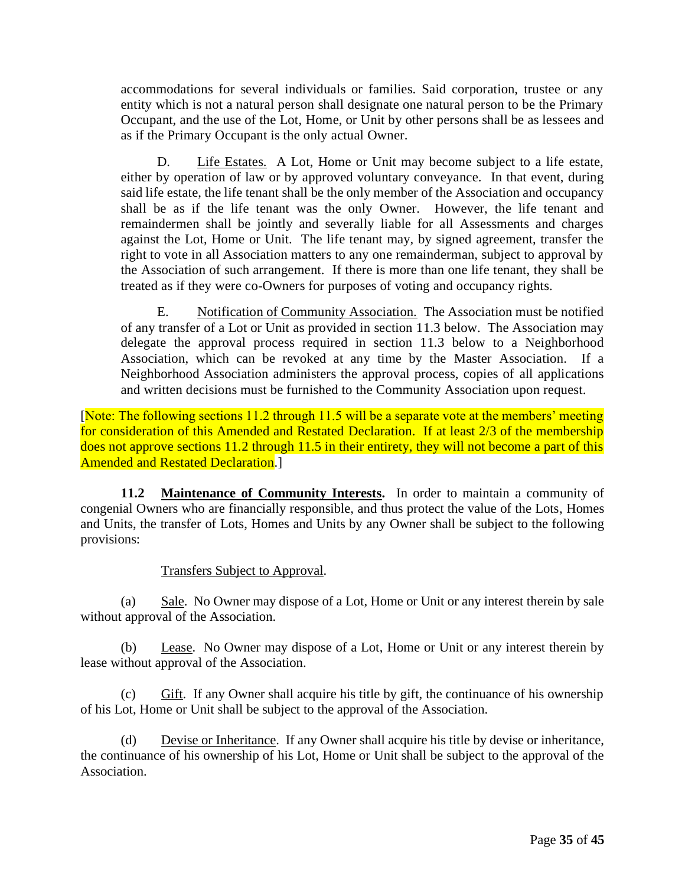accommodations for several individuals or families. Said corporation, trustee or any entity which is not a natural person shall designate one natural person to be the Primary Occupant, and the use of the Lot, Home, or Unit by other persons shall be as lessees and as if the Primary Occupant is the only actual Owner.

D. Life Estates. A Lot, Home or Unit may become subject to a life estate, either by operation of law or by approved voluntary conveyance. In that event, during said life estate, the life tenant shall be the only member of the Association and occupancy shall be as if the life tenant was the only Owner. However, the life tenant and remaindermen shall be jointly and severally liable for all Assessments and charges against the Lot, Home or Unit. The life tenant may, by signed agreement, transfer the right to vote in all Association matters to any one remainderman, subject to approval by the Association of such arrangement. If there is more than one life tenant, they shall be treated as if they were co-Owners for purposes of voting and occupancy rights.

E. Notification of Community Association. The Association must be notified of any transfer of a Lot or Unit as provided in section 11.3 below. The Association may delegate the approval process required in section 11.3 below to a Neighborhood Association, which can be revoked at any time by the Master Association. If a Neighborhood Association administers the approval process, copies of all applications and written decisions must be furnished to the Community Association upon request.

[Note: The following sections 11.2 through 11.5 will be a separate vote at the members' meeting for consideration of this Amended and Restated Declaration. If at least 2/3 of the membership does not approve sections 11.2 through 11.5 in their entirety, they will not become a part of this Amended and Restated Declaration.]

**11.2 Maintenance of Community Interests.** In order to maintain a community of congenial Owners who are financially responsible, and thus protect the value of the Lots, Homes and Units, the transfer of Lots, Homes and Units by any Owner shall be subject to the following provisions:

Transfers Subject to Approval.

(a) Sale. No Owner may dispose of a Lot, Home or Unit or any interest therein by sale without approval of the Association.

(b) Lease. No Owner may dispose of a Lot, Home or Unit or any interest therein by lease without approval of the Association.

(c) Gift. If any Owner shall acquire his title by gift, the continuance of his ownership of his Lot, Home or Unit shall be subject to the approval of the Association.

(d) Devise or Inheritance. If any Owner shall acquire his title by devise or inheritance, the continuance of his ownership of his Lot, Home or Unit shall be subject to the approval of the Association.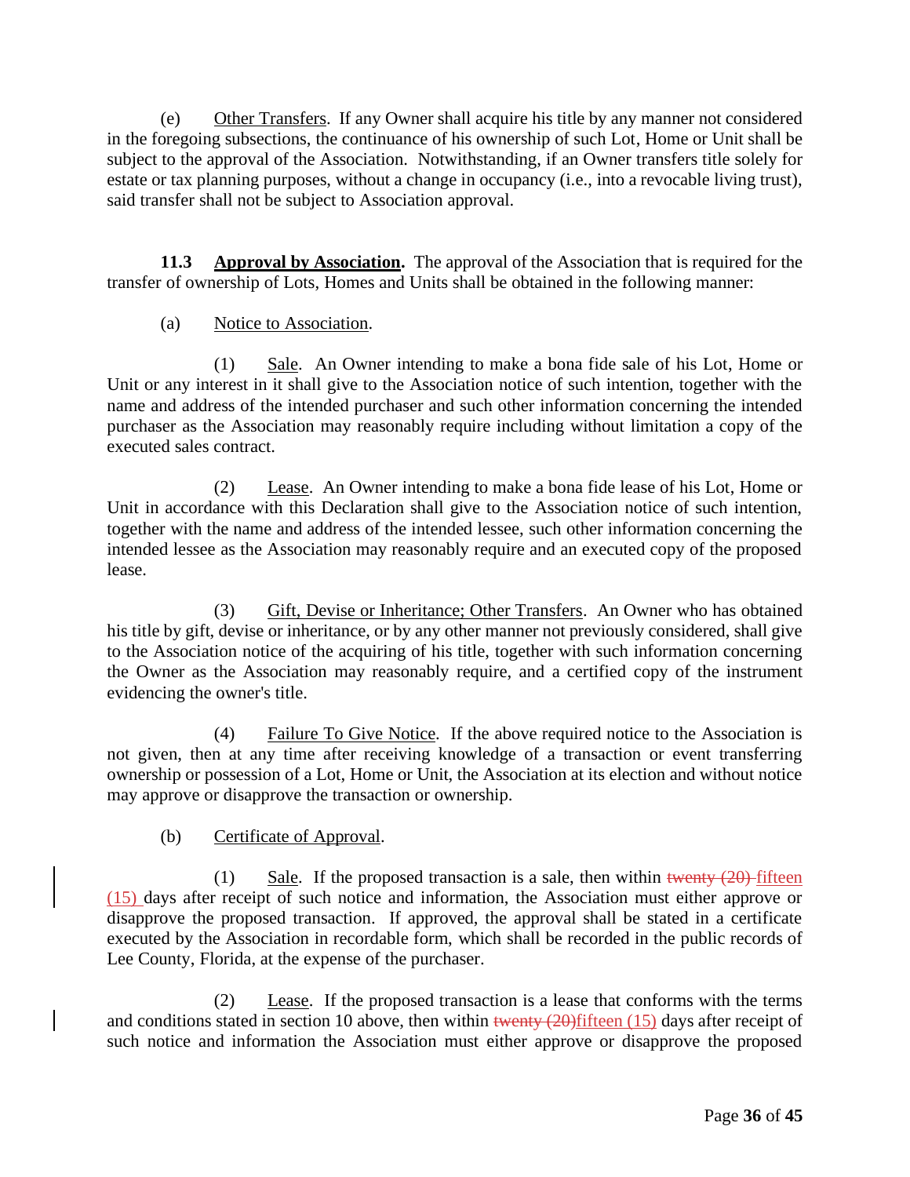(e) Other Transfers. If any Owner shall acquire his title by any manner not considered in the foregoing subsections, the continuance of his ownership of such Lot, Home or Unit shall be subject to the approval of the Association. Notwithstanding, if an Owner transfers title solely for estate or tax planning purposes, without a change in occupancy (i.e., into a revocable living trust), said transfer shall not be subject to Association approval.

**11.3 Approval by Association.** The approval of the Association that is required for the transfer of ownership of Lots, Homes and Units shall be obtained in the following manner:

(a) Notice to Association.

(1) Sale. An Owner intending to make a bona fide sale of his Lot, Home or Unit or any interest in it shall give to the Association notice of such intention, together with the name and address of the intended purchaser and such other information concerning the intended purchaser as the Association may reasonably require including without limitation a copy of the executed sales contract.

(2) Lease. An Owner intending to make a bona fide lease of his Lot, Home or Unit in accordance with this Declaration shall give to the Association notice of such intention, together with the name and address of the intended lessee, such other information concerning the intended lessee as the Association may reasonably require and an executed copy of the proposed lease.

(3) Gift, Devise or Inheritance; Other Transfers. An Owner who has obtained his title by gift, devise or inheritance, or by any other manner not previously considered, shall give to the Association notice of the acquiring of his title, together with such information concerning the Owner as the Association may reasonably require, and a certified copy of the instrument evidencing the owner's title.

(4) Failure To Give Notice. If the above required notice to the Association is not given, then at any time after receiving knowledge of a transaction or event transferring ownership or possession of a Lot, Home or Unit, the Association at its election and without notice may approve or disapprove the transaction or ownership.

(b) Certificate of Approval.

(1) Sale. If the proposed transaction is a sale, then within ~~twenty (20)~~ fifteen (15) days after receipt of such notice and information, the Association must either approve or disapprove the proposed transaction. If approved, the approval shall be stated in a certificate executed by the Association in recordable form, which shall be recorded in the public records of Lee County, Florida, at the expense of the purchaser.

(2) Lease. If the proposed transaction is a lease that conforms with the terms and conditions stated in section 10 above, then within ~~twenty (20)~~fifteen (15) days after receipt of such notice and information the Association must either approve or disapprove the proposed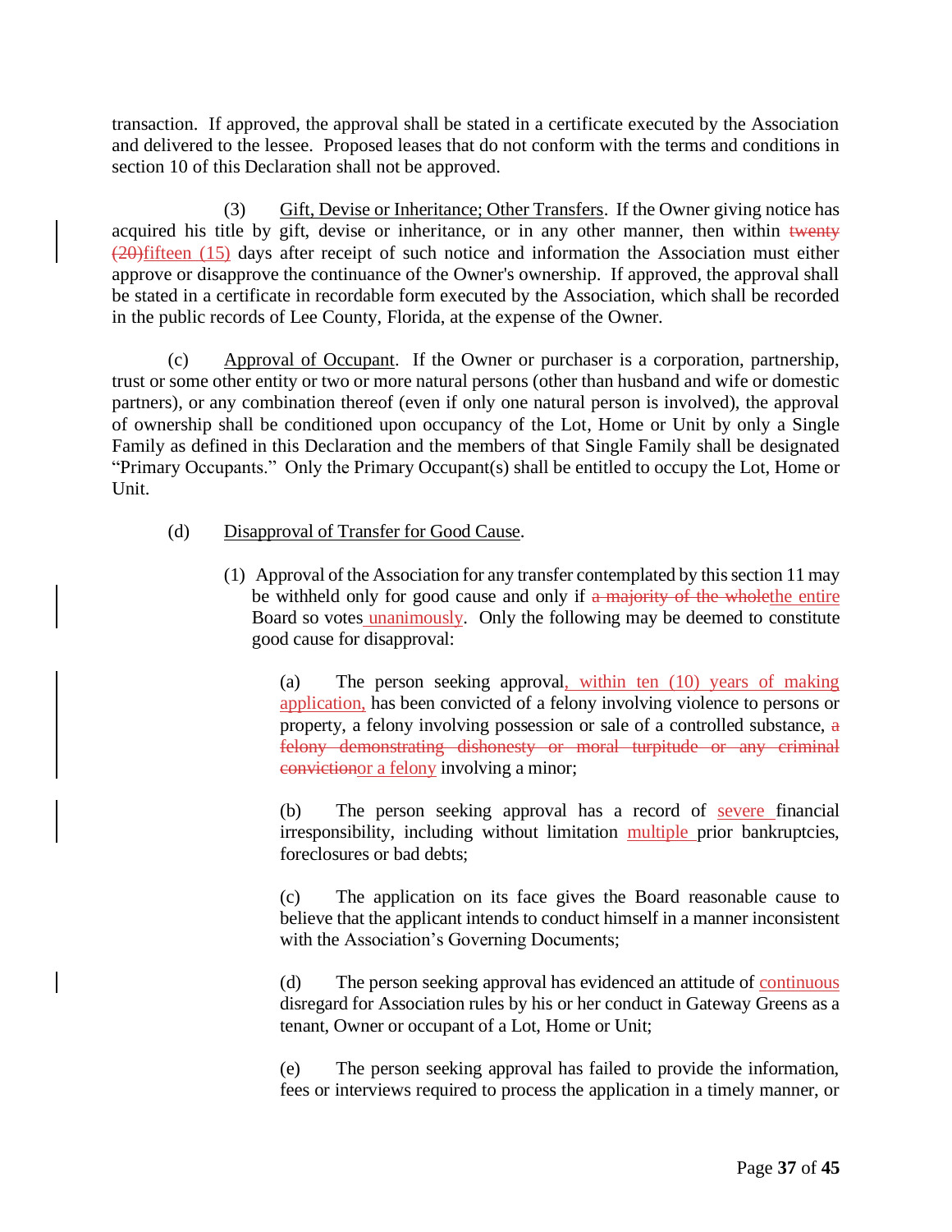transaction. If approved, the approval shall be stated in a certificate executed by the Association and delivered to the lessee. Proposed leases that do not conform with the terms and conditions in section 10 of this Declaration shall not be approved.

(3) Gift, Devise or Inheritance; Other Transfers. If the Owner giving notice has acquired his title by gift, devise or inheritance, or in any other manner, then within ~~twenty (20)~~fifteen (15) days after receipt of such notice and information the Association must either approve or disapprove the continuance of the Owner's ownership. If approved, the approval shall be stated in a certificate in recordable form executed by the Association, which shall be recorded in the public records of Lee County, Florida, at the expense of the Owner.

(c) Approval of Occupant. If the Owner or purchaser is a corporation, partnership, trust or some other entity or two or more natural persons (other than husband and wife or domestic partners), or any combination thereof (even if only one natural person is involved), the approval of ownership shall be conditioned upon occupancy of the Lot, Home or Unit by only a Single Family as defined in this Declaration and the members of that Single Family shall be designated "Primary Occupants." Only the Primary Occupant(s) shall be entitled to occupy the Lot, Home or Unit.

(d) Disapproval of Transfer for Good Cause.

(1) Approval of the Association for any transfer contemplated by this section 11 may be withheld only for good cause and only if ~~a majority of the whole~~the entire Board so votes unanimously. Only the following may be deemed to constitute good cause for disapproval:

(a) The person seeking approval, within ten (10) years of making application, has been convicted of a felony involving violence to persons or property, a felony involving possession or sale of a controlled substance, ~~a felony demonstrating dishonesty or moral turpitude or any criminal conviction~~or a felony involving a minor;

(b) The person seeking approval has a record of severe financial irresponsibility, including without limitation multiple prior bankruptcies, foreclosures or bad debts;

(c) The application on its face gives the Board reasonable cause to believe that the applicant intends to conduct himself in a manner inconsistent with the Association's Governing Documents;

(d) The person seeking approval has evidenced an attitude of continuous disregard for Association rules by his or her conduct in Gateway Greens as a tenant, Owner or occupant of a Lot, Home or Unit;

(e) The person seeking approval has failed to provide the information, fees or interviews required to process the application in a timely manner, or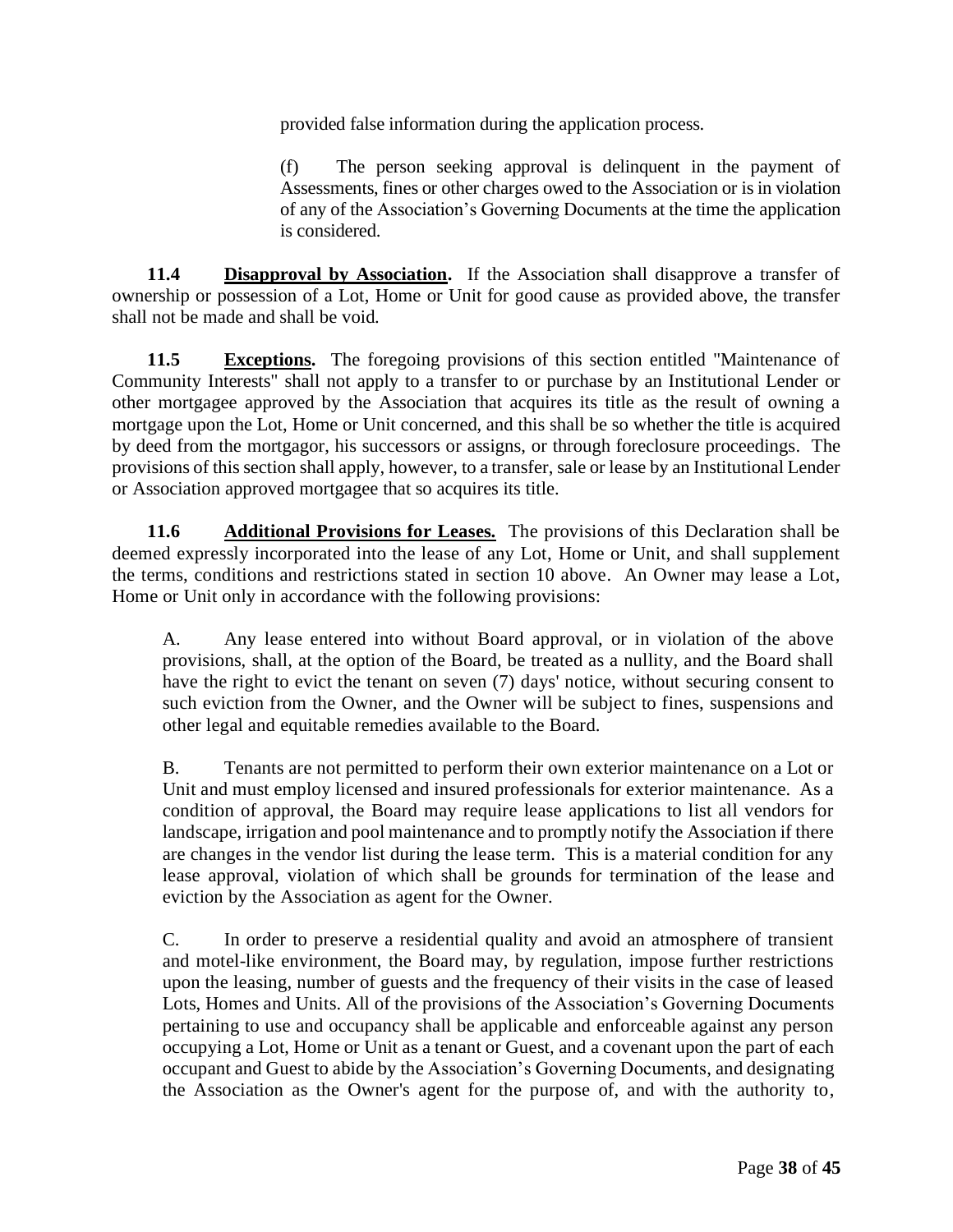provided false information during the application process.

(f) The person seeking approval is delinquent in the payment of Assessments, fines or other charges owed to the Association or is in violation of any of the Association's Governing Documents at the time the application is considered.

**11.4 <u>Disapproval by Association</u>.** If the Association shall disapprove a transfer of ownership or possession of a Lot, Home or Unit for good cause as provided above, the transfer shall not be made and shall be void.

**11.5 <u>Exceptions</u>.** The foregoing provisions of this section entitled "Maintenance of Community Interests" shall not apply to a transfer to or purchase by an Institutional Lender or other mortgagee approved by the Association that acquires its title as the result of owning a mortgage upon the Lot, Home or Unit concerned, and this shall be so whether the title is acquired by deed from the mortgagor, his successors or assigns, or through foreclosure proceedings. The provisions of this section shall apply, however, to a transfer, sale or lease by an Institutional Lender or Association approved mortgagee that so acquires its title.

**11.6 <u>Additional Provisions for Leases.</u>** The provisions of this Declaration shall be deemed expressly incorporated into the lease of any Lot, Home or Unit, and shall supplement the terms, conditions and restrictions stated in section 10 above. An Owner may lease a Lot, Home or Unit only in accordance with the following provisions:

A. Any lease entered into without Board approval, or in violation of the above provisions, shall, at the option of the Board, be treated as a nullity, and the Board shall have the right to evict the tenant on seven (7) days' notice, without securing consent to such eviction from the Owner, and the Owner will be subject to fines, suspensions and other legal and equitable remedies available to the Board.

B. Tenants are not permitted to perform their own exterior maintenance on a Lot or Unit and must employ licensed and insured professionals for exterior maintenance. As a condition of approval, the Board may require lease applications to list all vendors for landscape, irrigation and pool maintenance and to promptly notify the Association if there are changes in the vendor list during the lease term. This is a material condition for any lease approval, violation of which shall be grounds for termination of the lease and eviction by the Association as agent for the Owner.

C. In order to preserve a residential quality and avoid an atmosphere of transient and motel-like environment, the Board may, by regulation, impose further restrictions upon the leasing, number of guests and the frequency of their visits in the case of leased Lots, Homes and Units. All of the provisions of the Association's Governing Documents pertaining to use and occupancy shall be applicable and enforceable against any person occupying a Lot, Home or Unit as a tenant or Guest, and a covenant upon the part of each occupant and Guest to abide by the Association's Governing Documents, and designating the Association as the Owner's agent for the purpose of, and with the authority to,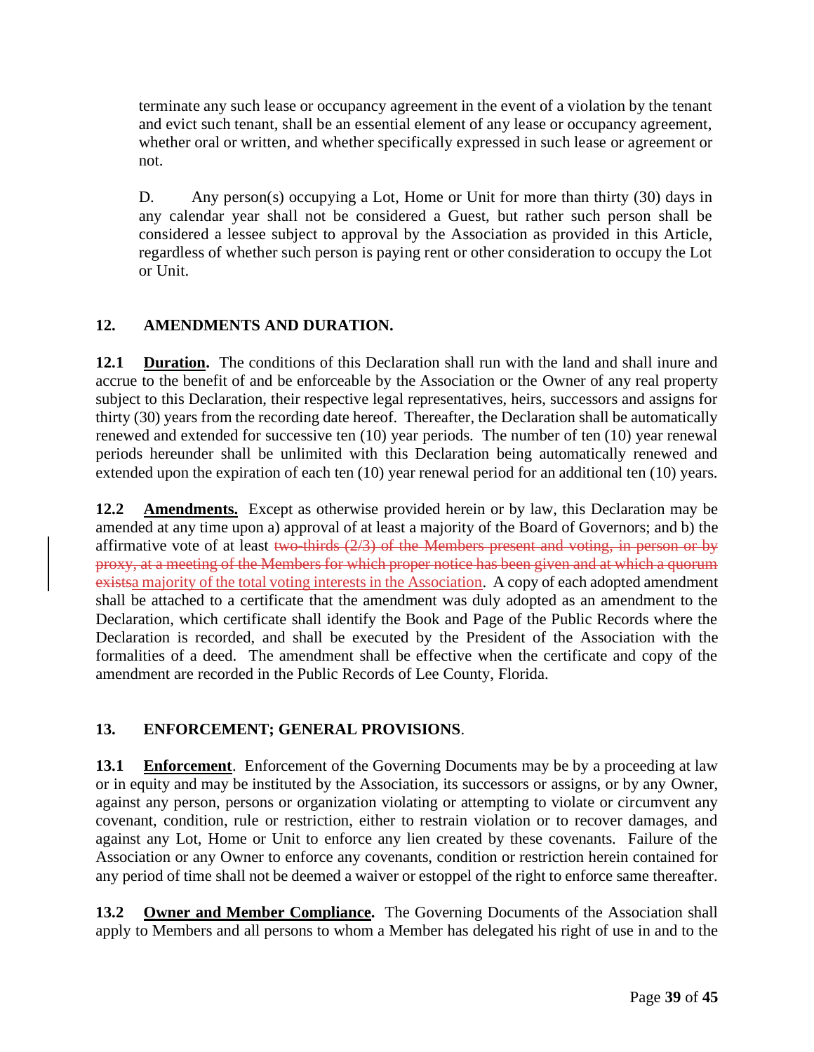terminate any such lease or occupancy agreement in the event of a violation by the tenant and evict such tenant, shall be an essential element of any lease or occupancy agreement, whether oral or written, and whether specifically expressed in such lease or agreement or not.

D. Any person(s) occupying a Lot, Home or Unit for more than thirty (30) days in any calendar year shall not be considered a Guest, but rather such person shall be considered a lessee subject to approval by the Association as provided in this Article, regardless of whether such person is paying rent or other consideration to occupy the Lot or Unit.

## 12. AMENDMENTS AND DURATION.

**12.1 Duration.** The conditions of this Declaration shall run with the land and shall inure and accrue to the benefit of and be enforceable by the Association or the Owner of any real property subject to this Declaration, their respective legal representatives, heirs, successors and assigns for thirty (30) years from the recording date hereof. Thereafter, the Declaration shall be automatically renewed and extended for successive ten (10) year periods. The number of ten (10) year renewal periods hereunder shall be unlimited with this Declaration being automatically renewed and extended upon the expiration of each ten (10) year renewal period for an additional ten (10) years.

**12.2 Amendments.** Except as otherwise provided herein or by law, this Declaration may be amended at any time upon a) approval of at least a majority of the Board of Governors; and b) the affirmative vote of at least ~~two-thirds (2/3) of the Members present and voting, in person or by proxy, at a meeting of the Members for which proper notice has been given and at which a quorum exists~~a majority of the total voting interests in the Association. A copy of each adopted amendment shall be attached to a certificate that the amendment was duly adopted as an amendment to the Declaration, which certificate shall identify the Book and Page of the Public Records where the Declaration is recorded, and shall be executed by the President of the Association with the formalities of a deed. The amendment shall be effective when the certificate and copy of the amendment are recorded in the Public Records of Lee County, Florida.

## 13. ENFORCEMENT; GENERAL PROVISIONS.

**13.1 Enforcement**. Enforcement of the Governing Documents may be by a proceeding at law or in equity and may be instituted by the Association, its successors or assigns, or by any Owner, against any person, persons or organization violating or attempting to violate or circumvent any covenant, condition, rule or restriction, either to restrain violation or to recover damages, and against any Lot, Home or Unit to enforce any lien created by these covenants. Failure of the Association or any Owner to enforce any covenants, condition or restriction herein contained for any period of time shall not be deemed a waiver or estoppel of the right to enforce same thereafter.

**13.2 Owner and Member Compliance.** The Governing Documents of the Association shall apply to Members and all persons to whom a Member has delegated his right of use in and to the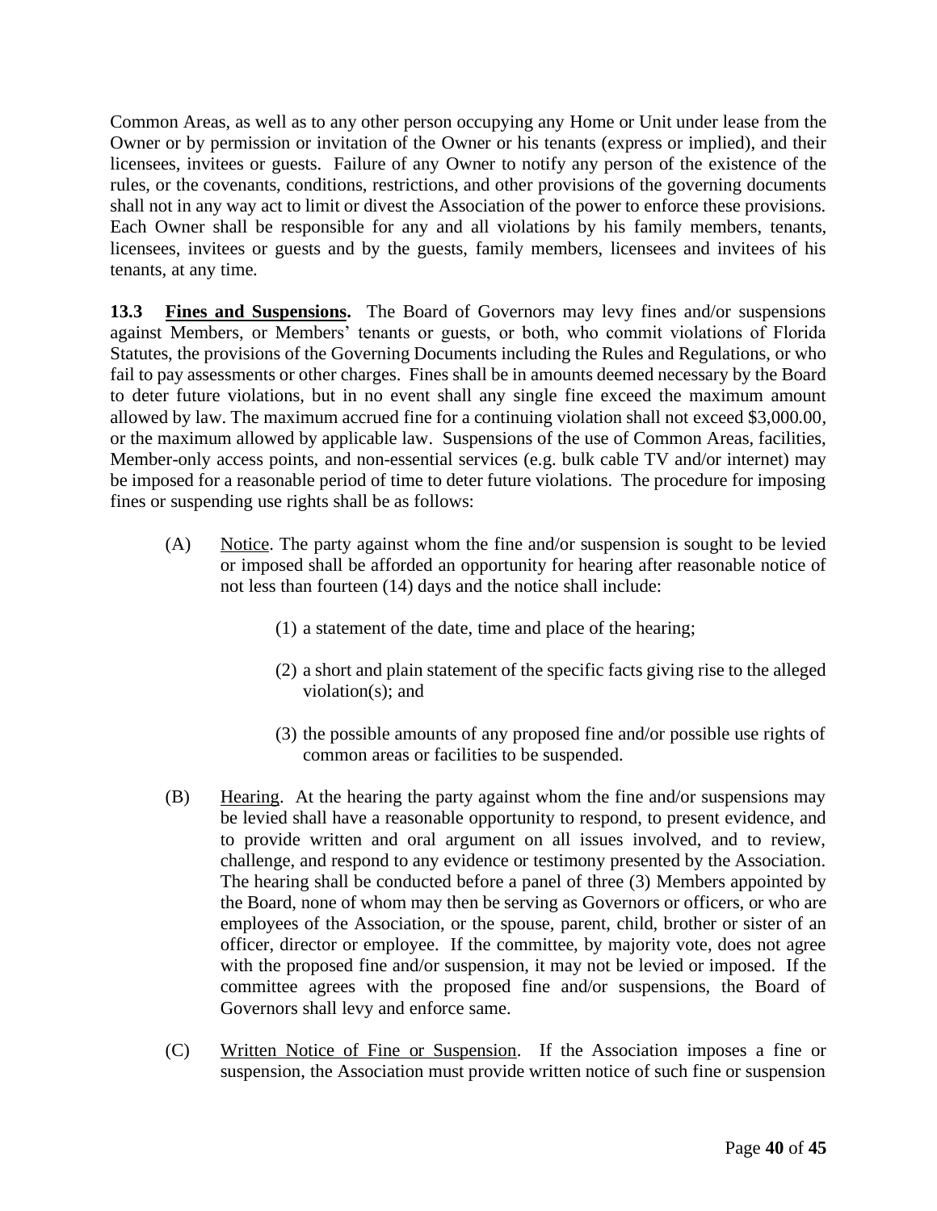Common Areas, as well as to any other person occupying any Home or Unit under lease from the Owner or by permission or invitation of the Owner or his tenants (express or implied), and their licensees, invitees or guests. Failure of any Owner to notify any person of the existence of the rules, or the covenants, conditions, restrictions, and other provisions of the governing documents shall not in any way act to limit or divest the Association of the power to enforce these provisions. Each Owner shall be responsible for any and all violations by his family members, tenants, licensees, invitees or guests and by the guests, family members, licensees and invitees of his tenants, at any time.

**13.3 <u>Fines and Suspensions</u>.** The Board of Governors may levy fines and/or suspensions against Members, or Members' tenants or guests, or both, who commit violations of Florida Statutes, the provisions of the Governing Documents including the Rules and Regulations, or who fail to pay assessments or other charges. Fines shall be in amounts deemed necessary by the Board to deter future violations, but in no event shall any single fine exceed the maximum amount allowed by law. The maximum accrued fine for a continuing violation shall not exceed $3,000.00, or the maximum allowed by applicable law. Suspensions of the use of Common Areas, facilities, Member-only access points, and non-essential services (e.g. bulk cable TV and/or internet) may be imposed for a reasonable period of time to deter future violations. The procedure for imposing fines or suspending use rights shall be as follows:

(A) <u>Notice</u>. The party against whom the fine and/or suspension is sought to be levied or imposed shall be afforded an opportunity for hearing after reasonable notice of not less than fourteen (14) days and the notice shall include:

(1) a statement of the date, time and place of the hearing;

(2) a short and plain statement of the specific facts giving rise to the alleged violation(s); and

(3) the possible amounts of any proposed fine and/or possible use rights of common areas or facilities to be suspended.

(B) <u>Hearing</u>. At the hearing the party against whom the fine and/or suspensions may be levied shall have a reasonable opportunity to respond, to present evidence, and to provide written and oral argument on all issues involved, and to review, challenge, and respond to any evidence or testimony presented by the Association. The hearing shall be conducted before a panel of three (3) Members appointed by the Board, none of whom may then be serving as Governors or officers, or who are employees of the Association, or the spouse, parent, child, brother or sister of an officer, director or employee. If the committee, by majority vote, does not agree with the proposed fine and/or suspension, it may not be levied or imposed. If the committee agrees with the proposed fine and/or suspensions, the Board of Governors shall levy and enforce same.

(C) <u>Written Notice of Fine or Suspension</u>. If the Association imposes a fine or suspension, the Association must provide written notice of such fine or suspension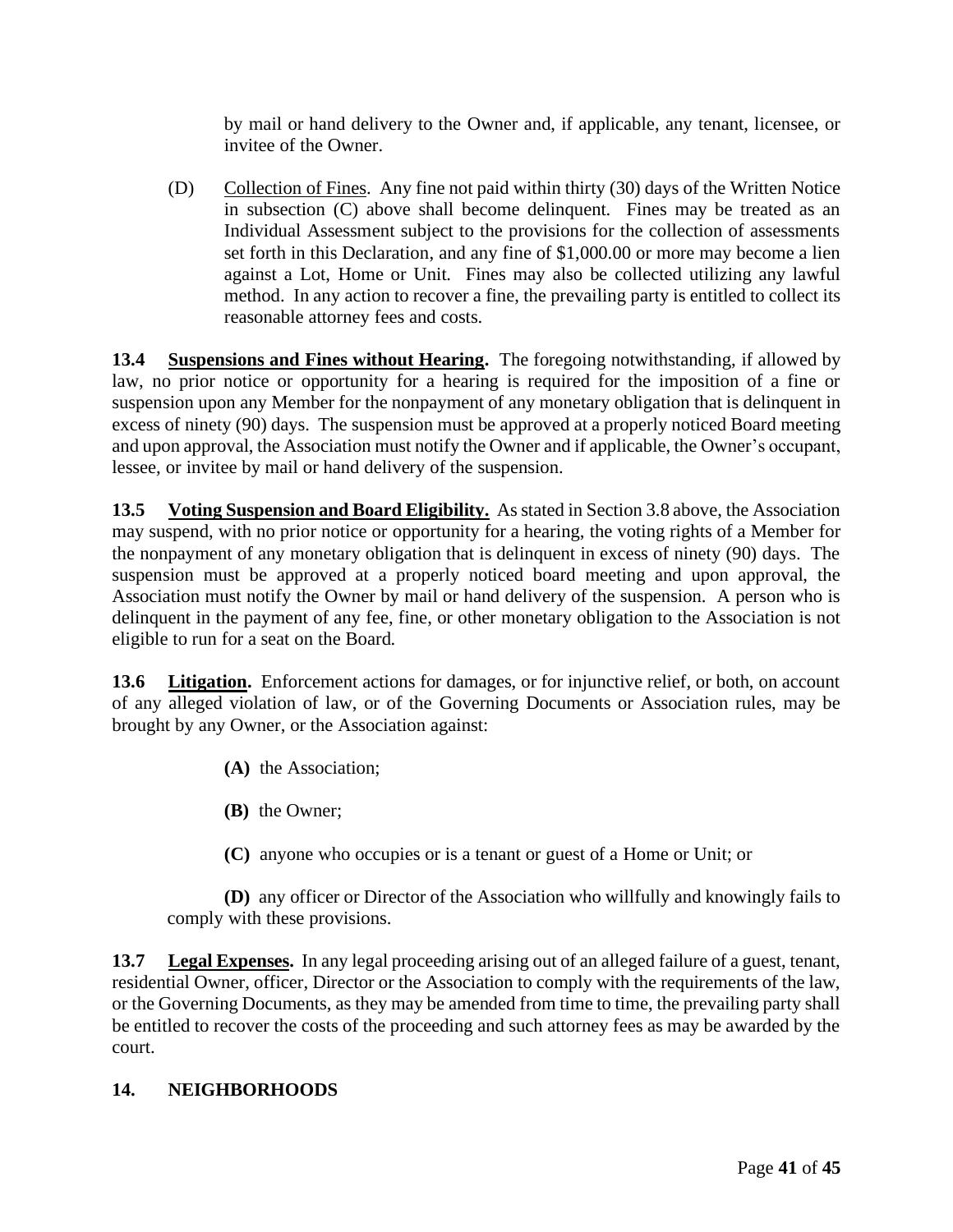by mail or hand delivery to the Owner and, if applicable, any tenant, licensee, or invitee of the Owner.

(D) Collection of Fines. Any fine not paid within thirty (30) days of the Written Notice in subsection (C) above shall become delinquent. Fines may be treated as an Individual Assessment subject to the provisions for the collection of assessments set forth in this Declaration, and any fine of $1,000.00 or more may become a lien against a Lot, Home or Unit. Fines may also be collected utilizing any lawful method. In any action to recover a fine, the prevailing party is entitled to collect its reasonable attorney fees and costs.

**13.4 Suspensions and Fines without Hearing.** The foregoing notwithstanding, if allowed by law, no prior notice or opportunity for a hearing is required for the imposition of a fine or suspension upon any Member for the nonpayment of any monetary obligation that is delinquent in excess of ninety (90) days. The suspension must be approved at a properly noticed Board meeting and upon approval, the Association must notify the Owner and if applicable, the Owner's occupant, lessee, or invitee by mail or hand delivery of the suspension.

**13.5 Voting Suspension and Board Eligibility.** As stated in Section 3.8 above, the Association may suspend, with no prior notice or opportunity for a hearing, the voting rights of a Member for the nonpayment of any monetary obligation that is delinquent in excess of ninety (90) days. The suspension must be approved at a properly noticed board meeting and upon approval, the Association must notify the Owner by mail or hand delivery of the suspension. A person who is delinquent in the payment of any fee, fine, or other monetary obligation to the Association is not eligible to run for a seat on the Board.

**13.6 Litigation.** Enforcement actions for damages, or for injunctive relief, or both, on account of any alleged violation of law, or of the Governing Documents or Association rules, may be brought by any Owner, or the Association against:

**(A)** the Association;

**(B)** the Owner;

**(C)** anyone who occupies or is a tenant or guest of a Home or Unit; or

**(D)** any officer or Director of the Association who willfully and knowingly fails to comply with these provisions.

**13.7 Legal Expenses.** In any legal proceeding arising out of an alleged failure of a guest, tenant, residential Owner, officer, Director or the Association to comply with the requirements of the law, or the Governing Documents, as they may be amended from time to time, the prevailing party shall be entitled to recover the costs of the proceeding and such attorney fees as may be awarded by the court.

## 14. NEIGHBORHOODS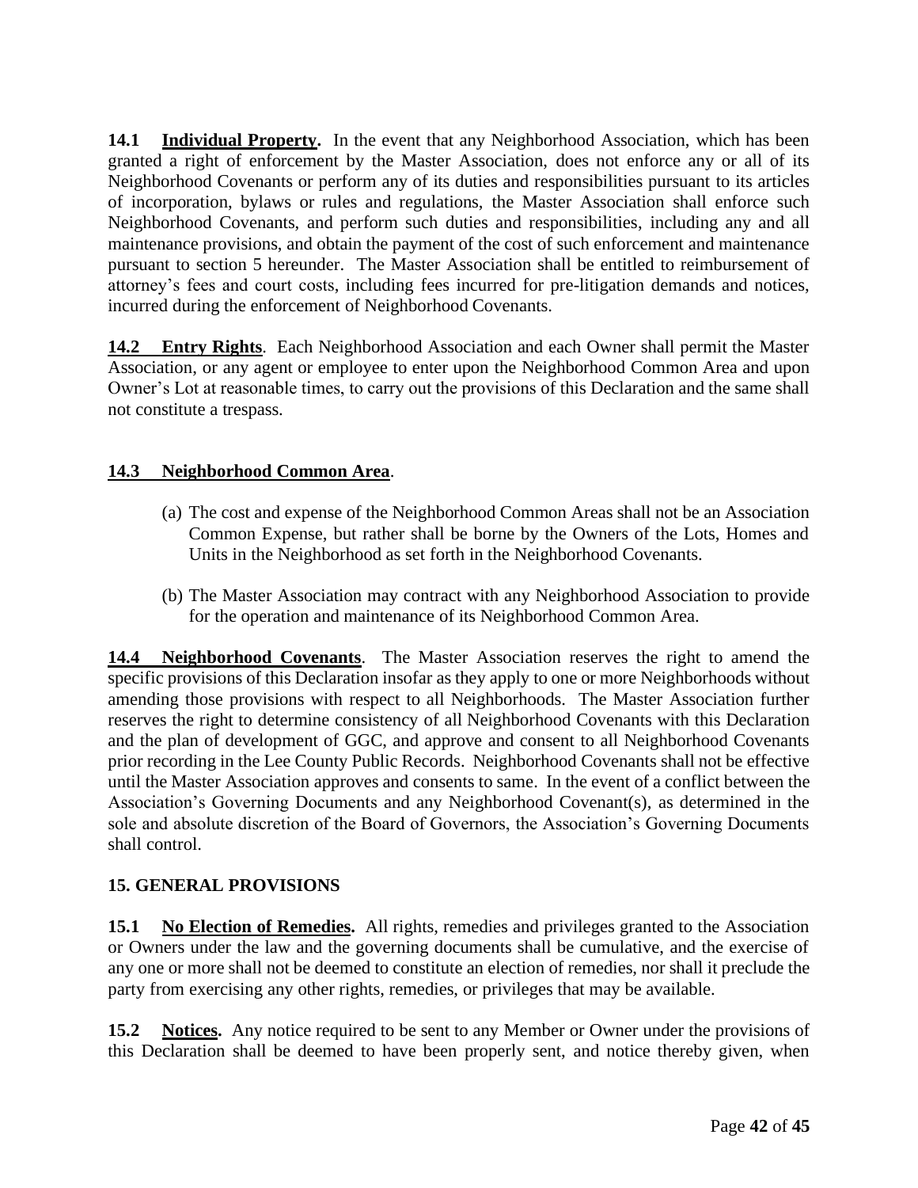**14.1 Individual Property.** In the event that any Neighborhood Association, which has been granted a right of enforcement by the Master Association, does not enforce any or all of its Neighborhood Covenants or perform any of its duties and responsibilities pursuant to its articles of incorporation, bylaws or rules and regulations, the Master Association shall enforce such Neighborhood Covenants, and perform such duties and responsibilities, including any and all maintenance provisions, and obtain the payment of the cost of such enforcement and maintenance pursuant to section 5 hereunder. The Master Association shall be entitled to reimbursement of attorney's fees and court costs, including fees incurred for pre-litigation demands and notices, incurred during the enforcement of Neighborhood Covenants.

**14.2 Entry Rights**. Each Neighborhood Association and each Owner shall permit the Master Association, or any agent or employee to enter upon the Neighborhood Common Area and upon Owner's Lot at reasonable times, to carry out the provisions of this Declaration and the same shall not constitute a trespass.

**14.3 Neighborhood Common Area**.

(a) The cost and expense of the Neighborhood Common Areas shall not be an Association Common Expense, but rather shall be borne by the Owners of the Lots, Homes and Units in the Neighborhood as set forth in the Neighborhood Covenants.

(b) The Master Association may contract with any Neighborhood Association to provide for the operation and maintenance of its Neighborhood Common Area.

**14.4 Neighborhood Covenants**. The Master Association reserves the right to amend the specific provisions of this Declaration insofar as they apply to one or more Neighborhoods without amending those provisions with respect to all Neighborhoods. The Master Association further reserves the right to determine consistency of all Neighborhood Covenants with this Declaration and the plan of development of GGC, and approve and consent to all Neighborhood Covenants prior recording in the Lee County Public Records. Neighborhood Covenants shall not be effective until the Master Association approves and consents to same. In the event of a conflict between the Association's Governing Documents and any Neighborhood Covenant(s), as determined in the sole and absolute discretion of the Board of Governors, the Association's Governing Documents shall control.

## 15. GENERAL PROVISIONS

**15.1 No Election of Remedies.** All rights, remedies and privileges granted to the Association or Owners under the law and the governing documents shall be cumulative, and the exercise of any one or more shall not be deemed to constitute an election of remedies, nor shall it preclude the party from exercising any other rights, remedies, or privileges that may be available.

**15.2 Notices.** Any notice required to be sent to any Member or Owner under the provisions of this Declaration shall be deemed to have been properly sent, and notice thereby given, when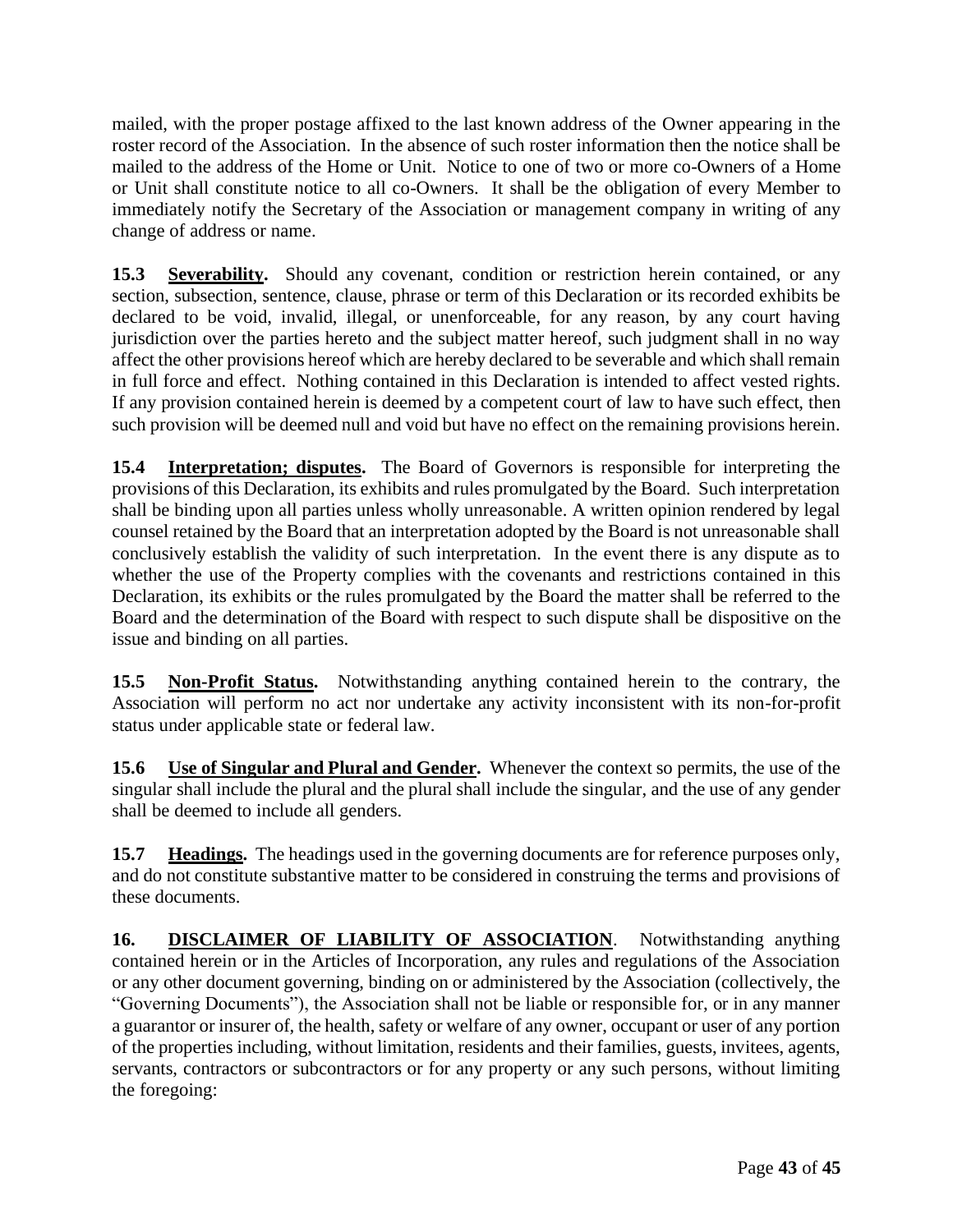mailed, with the proper postage affixed to the last known address of the Owner appearing in the roster record of the Association. In the absence of such roster information then the notice shall be mailed to the address of the Home or Unit. Notice to one of two or more co-Owners of a Home or Unit shall constitute notice to all co-Owners. It shall be the obligation of every Member to immediately notify the Secretary of the Association or management company in writing of any change of address or name.

**15.3 Severability.** Should any covenant, condition or restriction herein contained, or any section, subsection, sentence, clause, phrase or term of this Declaration or its recorded exhibits be declared to be void, invalid, illegal, or unenforceable, for any reason, by any court having jurisdiction over the parties hereto and the subject matter hereof, such judgment shall in no way affect the other provisions hereof which are hereby declared to be severable and which shall remain in full force and effect. Nothing contained in this Declaration is intended to affect vested rights. If any provision contained herein is deemed by a competent court of law to have such effect, then such provision will be deemed null and void but have no effect on the remaining provisions herein.

**15.4 Interpretation; disputes.** The Board of Governors is responsible for interpreting the provisions of this Declaration, its exhibits and rules promulgated by the Board. Such interpretation shall be binding upon all parties unless wholly unreasonable. A written opinion rendered by legal counsel retained by the Board that an interpretation adopted by the Board is not unreasonable shall conclusively establish the validity of such interpretation. In the event there is any dispute as to whether the use of the Property complies with the covenants and restrictions contained in this Declaration, its exhibits or the rules promulgated by the Board the matter shall be referred to the Board and the determination of the Board with respect to such dispute shall be dispositive on the issue and binding on all parties.

**15.5 Non-Profit Status.** Notwithstanding anything contained herein to the contrary, the Association will perform no act nor undertake any activity inconsistent with its non-for-profit status under applicable state or federal law.

**15.6 Use of Singular and Plural and Gender.** Whenever the context so permits, the use of the singular shall include the plural and the plural shall include the singular, and the use of any gender shall be deemed to include all genders.

**15.7 Headings.** The headings used in the governing documents are for reference purposes only, and do not constitute substantive matter to be considered in construing the terms and provisions of these documents.

**16. DISCLAIMER OF LIABILITY OF ASSOCIATION**. Notwithstanding anything contained herein or in the Articles of Incorporation, any rules and regulations of the Association or any other document governing, binding on or administered by the Association (collectively, the "Governing Documents"), the Association shall not be liable or responsible for, or in any manner a guarantor or insurer of, the health, safety or welfare of any owner, occupant or user of any portion of the properties including, without limitation, residents and their families, guests, invitees, agents, servants, contractors or subcontractors or for any property or any such persons, without limiting the foregoing: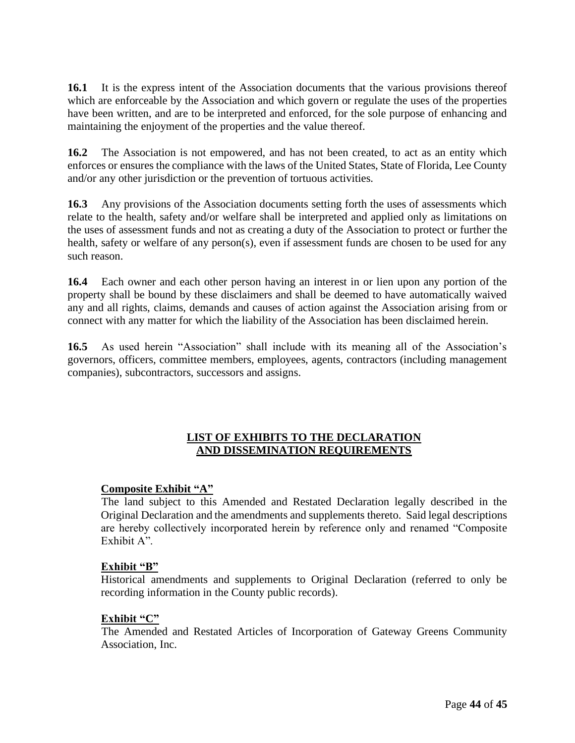**16.1** It is the express intent of the Association documents that the various provisions thereof which are enforceable by the Association and which govern or regulate the uses of the properties have been written, and are to be interpreted and enforced, for the sole purpose of enhancing and maintaining the enjoyment of the properties and the value thereof.

**16.2** The Association is not empowered, and has not been created, to act as an entity which enforces or ensures the compliance with the laws of the United States, State of Florida, Lee County and/or any other jurisdiction or the prevention of tortuous activities.

**16.3** Any provisions of the Association documents setting forth the uses of assessments which relate to the health, safety and/or welfare shall be interpreted and applied only as limitations on the uses of assessment funds and not as creating a duty of the Association to protect or further the health, safety or welfare of any person(s), even if assessment funds are chosen to be used for any such reason.

**16.4** Each owner and each other person having an interest in or lien upon any portion of the property shall be bound by these disclaimers and shall be deemed to have automatically waived any and all rights, claims, demands and causes of action against the Association arising from or connect with any matter for which the liability of the Association has been disclaimed herein.

**16.5** As used herein "Association" shall include with its meaning all of the Association's governors, officers, committee members, employees, agents, contractors (including management companies), subcontractors, successors and assigns.

## LIST OF EXHIBITS TO THE DECLARATION AND DISSEMINATION REQUIREMENTS

**Composite Exhibit "A"**

The land subject to this Amended and Restated Declaration legally described in the Original Declaration and the amendments and supplements thereto. Said legal descriptions are hereby collectively incorporated herein by reference only and renamed "Composite Exhibit A".

**Exhibit "B"**

Historical amendments and supplements to Original Declaration (referred to only be recording information in the County public records).

**Exhibit "C"**

The Amended and Restated Articles of Incorporation of Gateway Greens Community Association, Inc.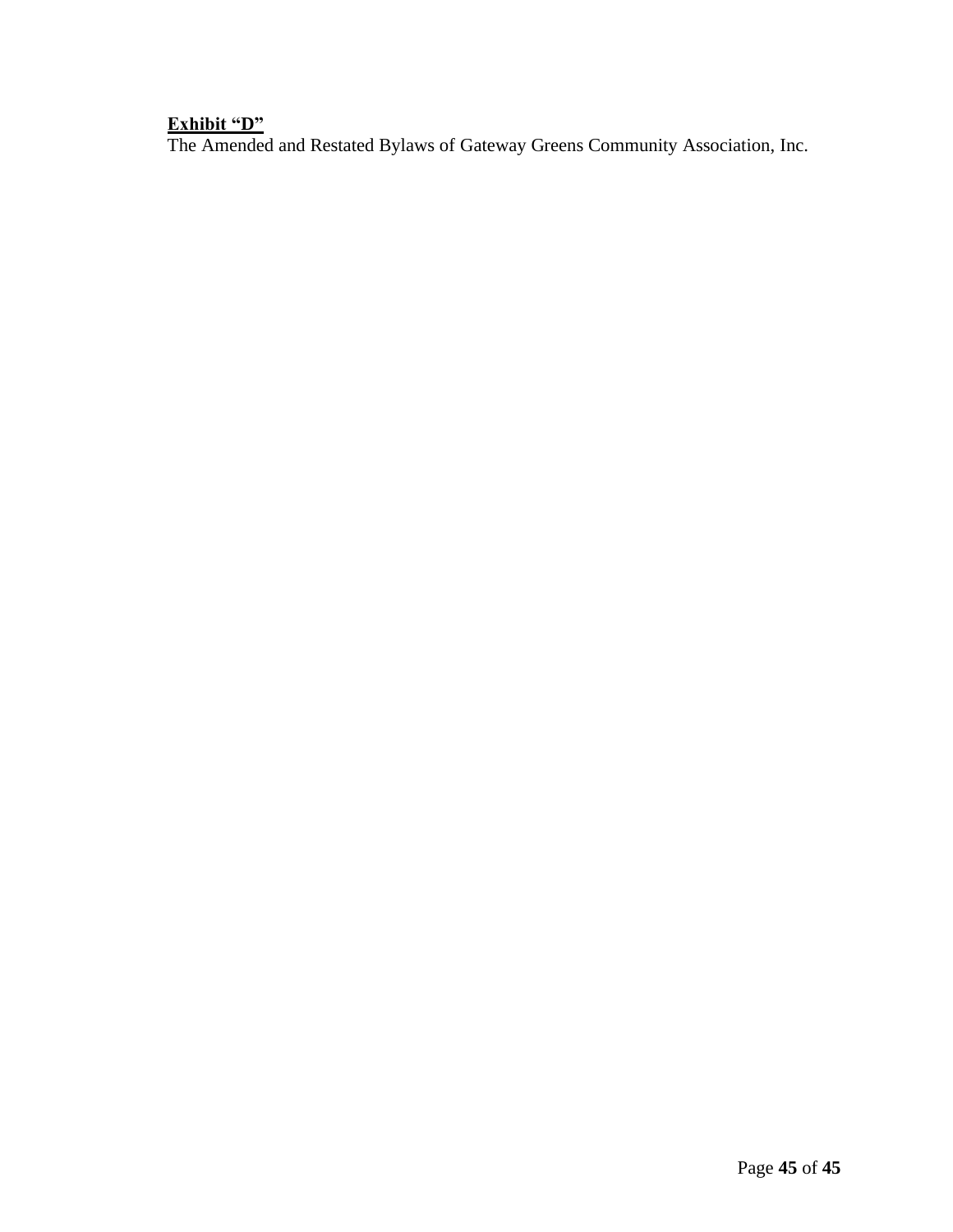**<u>Exhibit "D"</u>**

The Amended and Restated Bylaws of Gateway Greens Community Association, Inc.